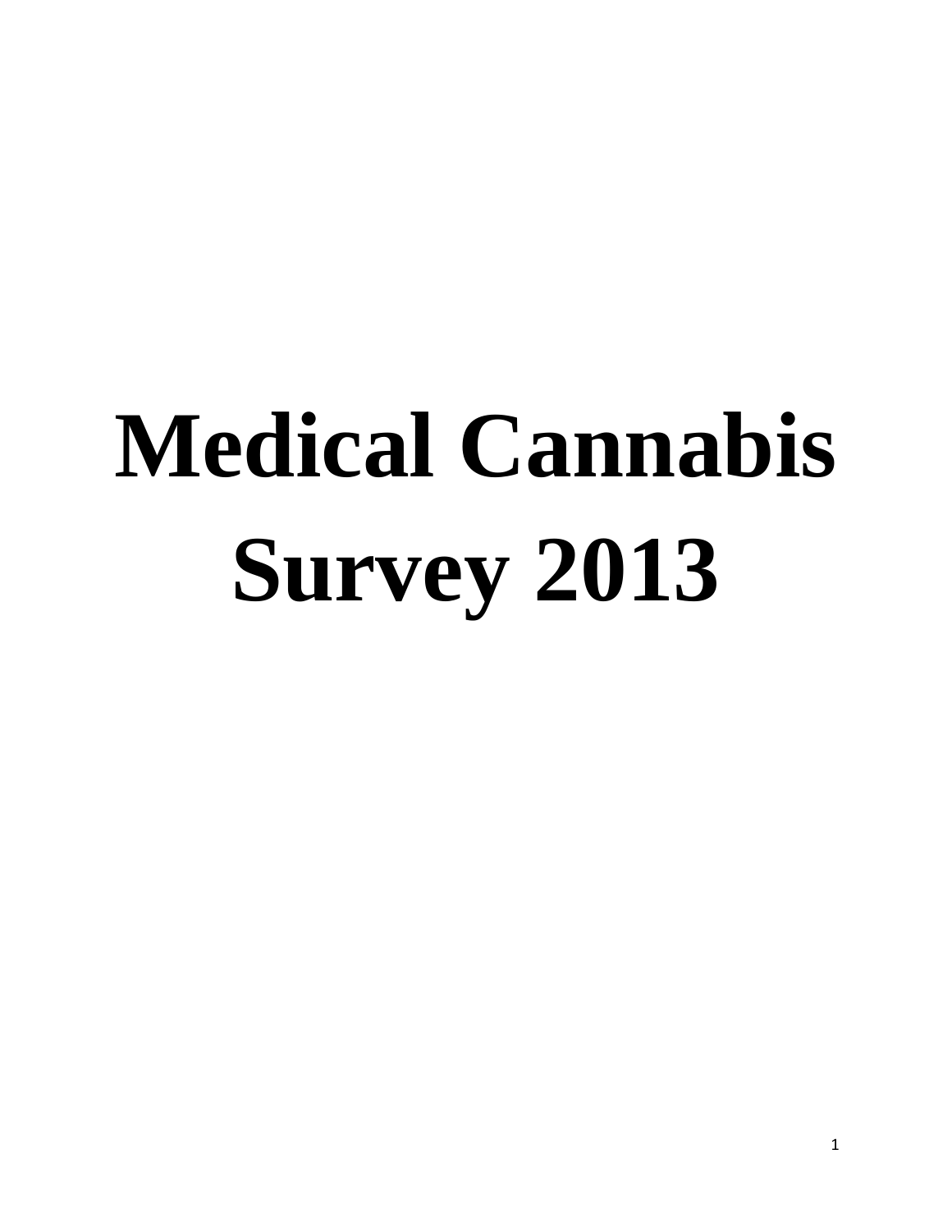# Medical Cannabis Survey 2013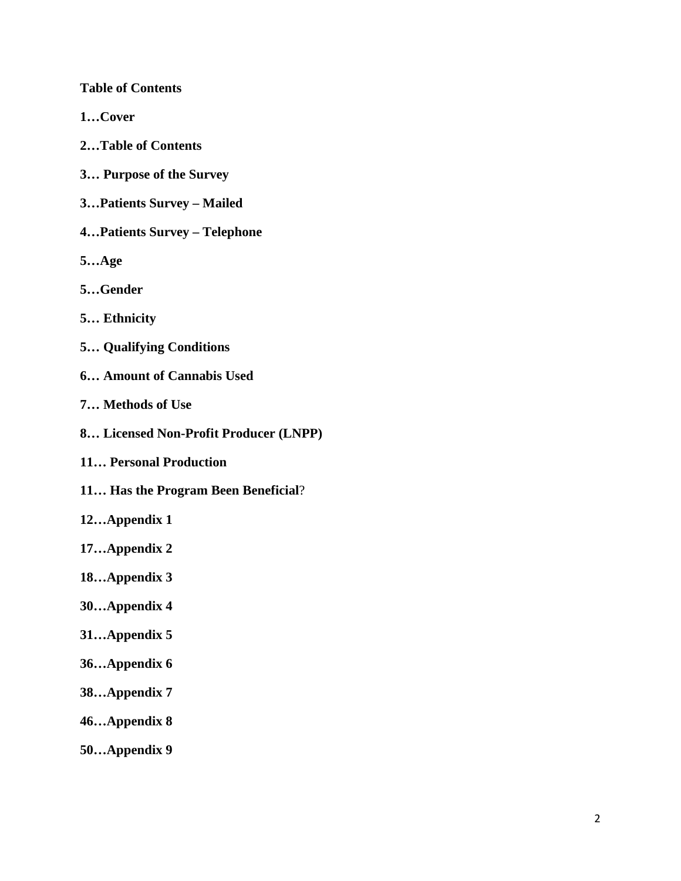**Table of Contents**

**1…Cover**

**2…Table of Contents**

**3… Purpose of the Survey**

**3…Patients Survey – Mailed**

**4…Patients Survey – Telephone**

**5…Age**

**5…Gender**

**5… Ethnicity**

**5… Qualifying Conditions**

**6… Amount of Cannabis Used**

**7… Methods of Use**

**8… Licensed Non-Profit Producer (LNPP)**

**11… Personal Production**

**11… Has the Program Been Beneficial**?

**12…Appendix 1**

**17…Appendix 2**

**18…Appendix 3**

**30…Appendix 4**

**31…Appendix 5**

**36…Appendix 6**

**38…Appendix 7**

**46…Appendix 8**

**50…Appendix 9**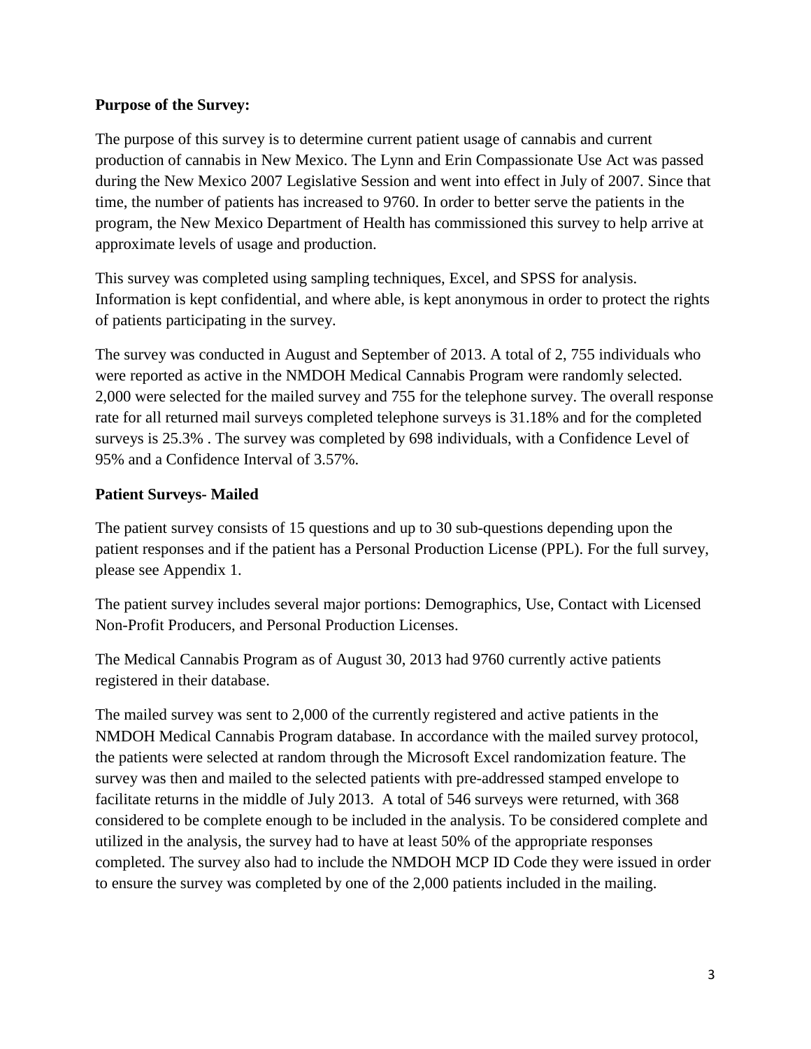**Purpose of the Survey:**

The purpose of this survey is to determine current patient usage of cannabis and current production of cannabis in New Mexico. The Lynn and Erin Compassionate Use Act was passed during the New Mexico 2007 Legislative Session and went into effect in July of 2007. Since that time, the number of patients has increased to 9760. In order to better serve the patients in the program, the New Mexico Department of Health has commissioned this survey to help arrive at approximate levels of usage and production.

This survey was completed using sampling techniques, Excel, and SPSS for analysis. Information is kept confidential, and where able, is kept anonymous in order to protect the rights of patients participating in the survey.

The survey was conducted in August and September of 2013. A total of 2, 755 individuals who were reported as active in the NMDOH Medical Cannabis Program were randomly selected. 2,000 were selected for the mailed survey and 755 for the telephone survey. The overall response rate for all returned mail surveys completed telephone surveys is 31.18% and for the completed surveys is 25.3% . The survey was completed by 698 individuals, with a Confidence Level of 95% and a Confidence Interval of 3.57%.

**Patient Surveys- Mailed**

The patient survey consists of 15 questions and up to 30 sub-questions depending upon the patient responses and if the patient has a Personal Production License (PPL). For the full survey, please see Appendix 1.

The patient survey includes several major portions: Demographics, Use, Contact with Licensed Non-Profit Producers, and Personal Production Licenses.

The Medical Cannabis Program as of August 30, 2013 had 9760 currently active patients registered in their database.

The mailed survey was sent to 2,000 of the currently registered and active patients in the NMDOH Medical Cannabis Program database. In accordance with the mailed survey protocol, the patients were selected at random through the Microsoft Excel randomization feature. The survey was then and mailed to the selected patients with pre-addressed stamped envelope to facilitate returns in the middle of July 2013. A total of 546 surveys were returned, with 368 considered to be complete enough to be included in the analysis. To be considered complete and utilized in the analysis, the survey had to have at least 50% of the appropriate responses completed. The survey also had to include the NMDOH MCP ID Code they were issued in order to ensure the survey was completed by one of the 2,000 patients included in the mailing.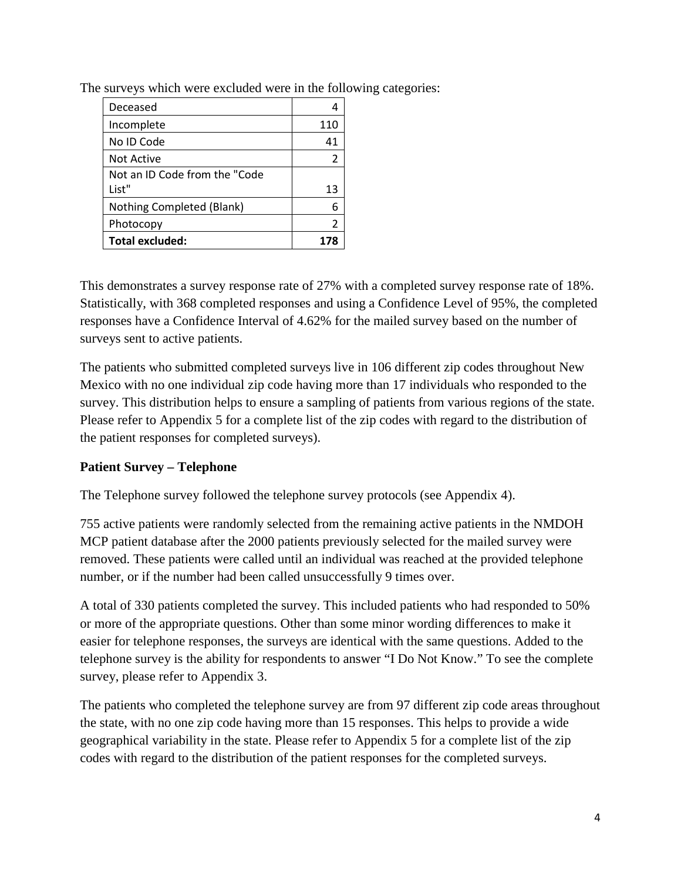The surveys which were excluded were in the following categories:

| Category | Count |
|---|---|
| Deceased | 4 |
| Incomplete | 110 |
| No ID Code | 41 |
| Not Active | 2 |
| Not an ID Code from the "Code List" | 13 |
| Nothing Completed (Blank) | 6 |
| Photocopy | 2 |
| **Total excluded:** | **178** |

This demonstrates a survey response rate of 27% with a completed survey response rate of 18%. Statistically, with 368 completed responses and using a Confidence Level of 95%, the completed responses have a Confidence Interval of 4.62% for the mailed survey based on the number of surveys sent to active patients.

The patients who submitted completed surveys live in 106 different zip codes throughout New Mexico with no one individual zip code having more than 17 individuals who responded to the survey. This distribution helps to ensure a sampling of patients from various regions of the state. Please refer to Appendix 5 for a complete list of the zip codes with regard to the distribution of the patient responses for completed surveys).

**Patient Survey – Telephone**

The Telephone survey followed the telephone survey protocols (see Appendix 4).

755 active patients were randomly selected from the remaining active patients in the NMDOH MCP patient database after the 2000 patients previously selected for the mailed survey were removed. These patients were called until an individual was reached at the provided telephone number, or if the number had been called unsuccessfully 9 times over.

A total of 330 patients completed the survey. This included patients who had responded to 50% or more of the appropriate questions. Other than some minor wording differences to make it easier for telephone responses, the surveys are identical with the same questions. Added to the telephone survey is the ability for respondents to answer "I Do Not Know." To see the complete survey, please refer to Appendix 3.

The patients who completed the telephone survey are from 97 different zip code areas throughout the state, with no one zip code having more than 15 responses. This helps to provide a wide geographical variability in the state. Please refer to Appendix 5 for a complete list of the zip codes with regard to the distribution of the patient responses for the completed surveys.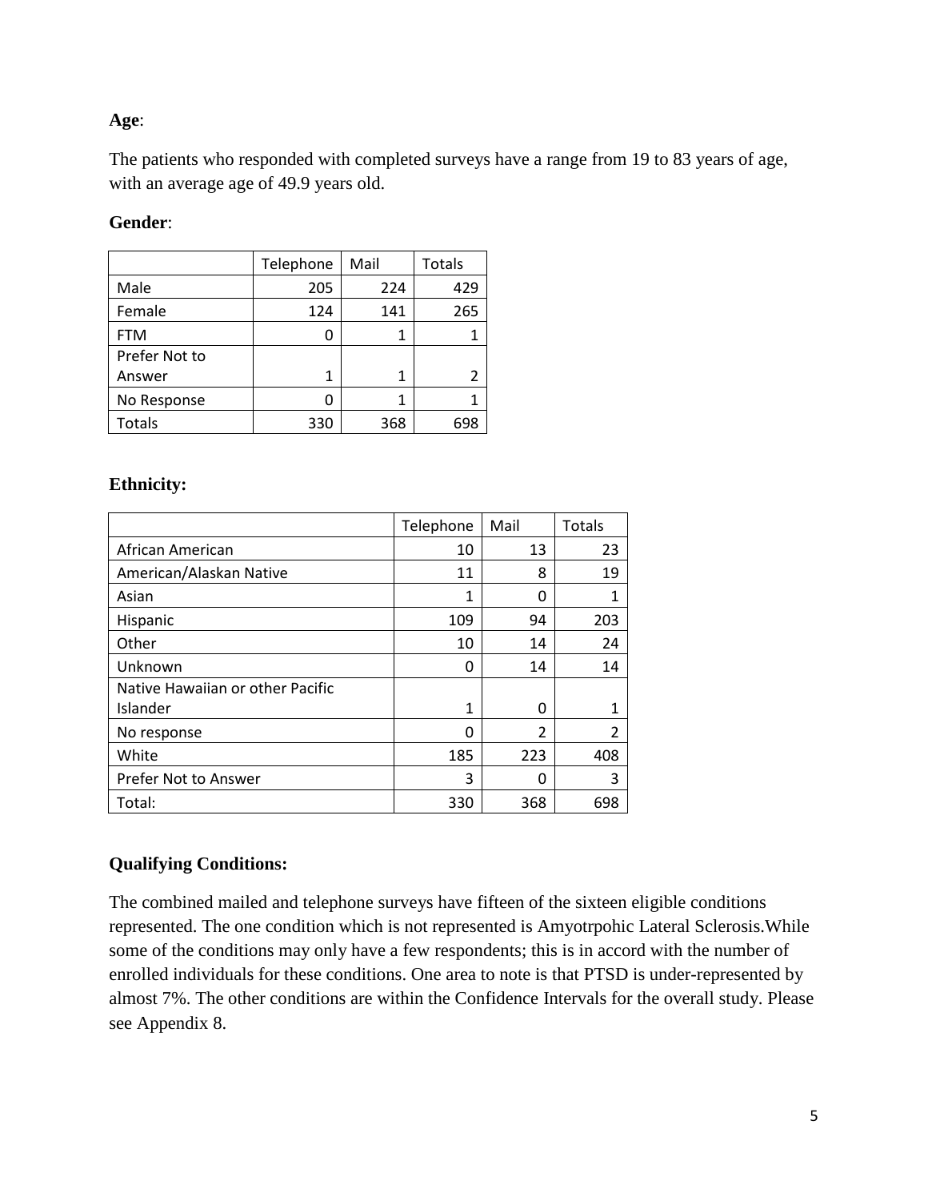**Age**:

The patients who responded with completed surveys have a range from 19 to 83 years of age, with an average age of 49.9 years old.

**Gender**:

| | Telephone | Mail | Totals |
|---|---|---|---|
| Male | 205 | 224 | 429 |
| Female | 124 | 141 | 265 |
| FTM | 0 | 1 | 1 |
| Prefer Not to Answer | 1 | 1 | 2 |
| No Response | 0 | 1 | 1 |
| Totals | 330 | 368 | 698 |

**Ethnicity:**

| | Telephone | Mail | Totals |
|---|---|---|---|
| African American | 10 | 13 | 23 |
| American/Alaskan Native | 11 | 8 | 19 |
| Asian | 1 | 0 | 1 |
| Hispanic | 109 | 94 | 203 |
| Other | 10 | 14 | 24 |
| Unknown | 0 | 14 | 14 |
| Native Hawaiian or other Pacific Islander | 1 | 0 | 1 |
| No response | 0 | 2 | 2 |
| White | 185 | 223 | 408 |
| Prefer Not to Answer | 3 | 0 | 3 |
| Total: | 330 | 368 | 698 |

**Qualifying Conditions:**

The combined mailed and telephone surveys have fifteen of the sixteen eligible conditions represented. The one condition which is not represented is Amyotrpohic Lateral Sclerosis.While some of the conditions may only have a few respondents; this is in accord with the number of enrolled individuals for these conditions. One area to note is that PTSD is under-represented by almost 7%. The other conditions are within the Confidence Intervals for the overall study. Please see Appendix 8.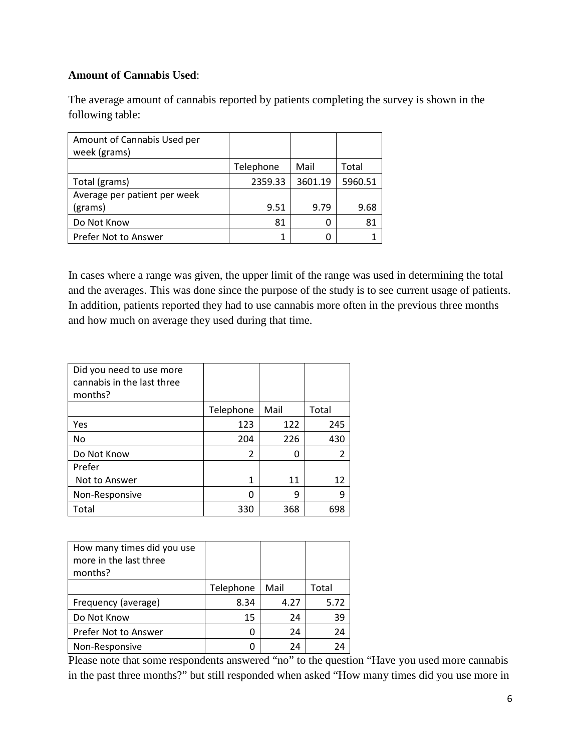**Amount of Cannabis Used**:

The average amount of cannabis reported by patients completing the survey is shown in the following table:

| Amount of Cannabis Used per week (grams) | | | |
|---|---|---|---|
| | Telephone | Mail | Total |
| Total (grams) | 2359.33 | 3601.19 | 5960.51 |
| Average per patient per week (grams) | 9.51 | 9.79 | 9.68 |
| Do Not Know | 81 | 0 | 81 |
| Prefer Not to Answer | 1 | 0 | 1 |

In cases where a range was given, the upper limit of the range was used in determining the total and the averages. This was done since the purpose of the study is to see current usage of patients. In addition, patients reported they had to use cannabis more often in the previous three months and how much on average they used during that time.

| Did you need to use more cannabis in the last three months? | | | |
|---|---|---|---|
| | Telephone | Mail | Total |
| Yes | 123 | 122 | 245 |
| No | 204 | 226 | 430 |
| Do Not Know | 2 | 0 | 2 |
| Prefer Not to Answer | 1 | 11 | 12 |
| Non-Responsive | 0 | 9 | 9 |
| Total | 330 | 368 | 698 |

| How many times did you use more in the last three months? | | | |
|---|---|---|---|
| | Telephone | Mail | Total |
| Frequency (average) | 8.34 | 4.27 | 5.72 |
| Do Not Know | 15 | 24 | 39 |
| Prefer Not to Answer | 0 | 24 | 24 |
| Non-Responsive | 0 | 24 | 24 |

Please note that some respondents answered “no” to the question “Have you used more cannabis in the past three months?” but still responded when asked “How many times did you use more in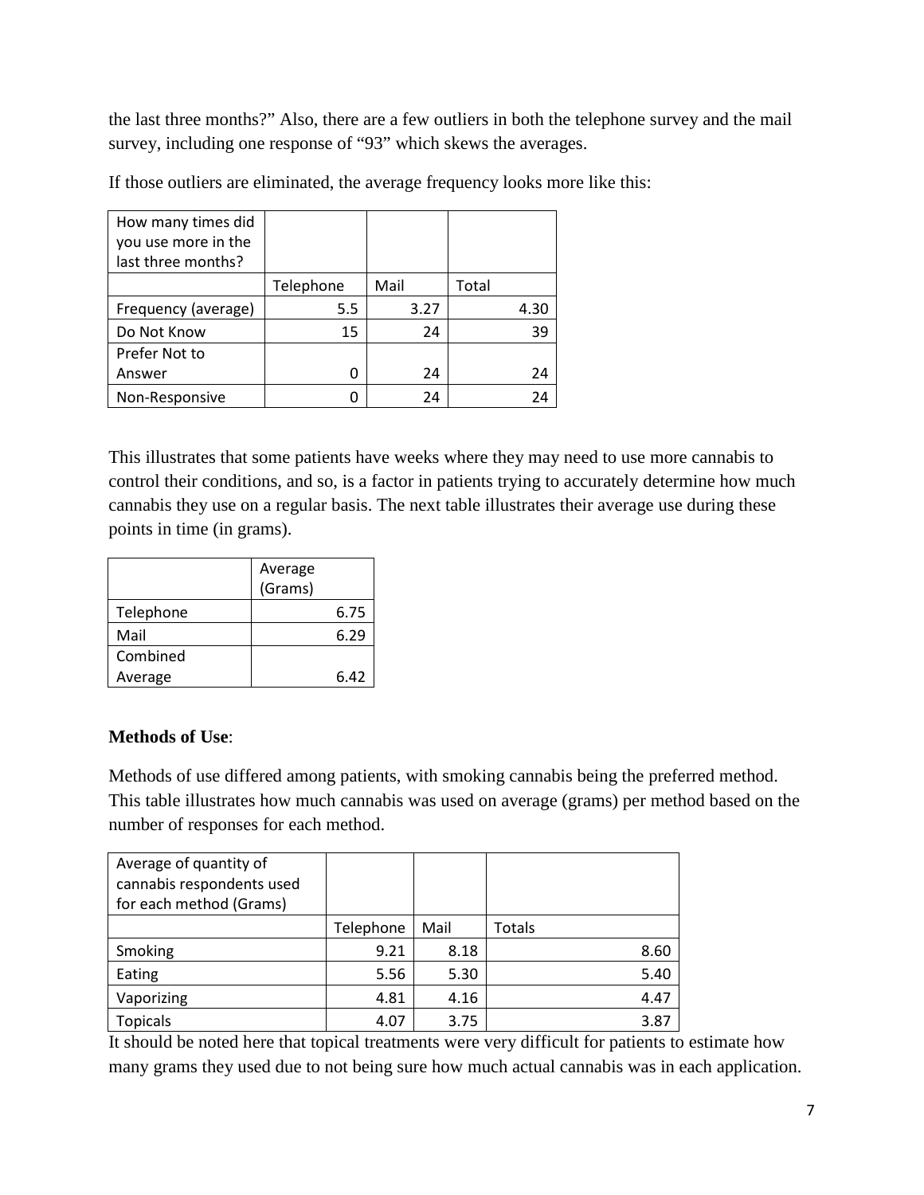the last three months?" Also, there are a few outliers in both the telephone survey and the mail survey, including one response of "93" which skews the averages.

If those outliers are eliminated, the average frequency looks more like this:

| How many times did you use more in the last three months? | | | |
|---|---|---|---|
| | Telephone | Mail | Total |
| Frequency (average) | 5.5 | 3.27 | 4.30 |
| Do Not Know | 15 | 24 | 39 |
| Prefer Not to Answer | 0 | 24 | 24 |
| Non-Responsive | 0 | 24 | 24 |

This illustrates that some patients have weeks where they may need to use more cannabis to control their conditions, and so, is a factor in patients trying to accurately determine how much cannabis they use on a regular basis. The next table illustrates their average use during these points in time (in grams).

| | Average (Grams) |
|---|---|
| Telephone | 6.75 |
| Mail | 6.29 |
| Combined Average | 6.42 |

**Methods of Use**:

Methods of use differed among patients, with smoking cannabis being the preferred method. This table illustrates how much cannabis was used on average (grams) per method based on the number of responses for each method.

| Average of quantity of cannabis respondents used for each method (Grams) | | | |
|---|---|---|---|
| | Telephone | Mail | Totals |
| Smoking | 9.21 | 8.18 | 8.60 |
| Eating | 5.56 | 5.30 | 5.40 |
| Vaporizing | 4.81 | 4.16 | 4.47 |
| Topicals | 4.07 | 3.75 | 3.87 |

It should be noted here that topical treatments were very difficult for patients to estimate how many grams they used due to not being sure how much actual cannabis was in each application.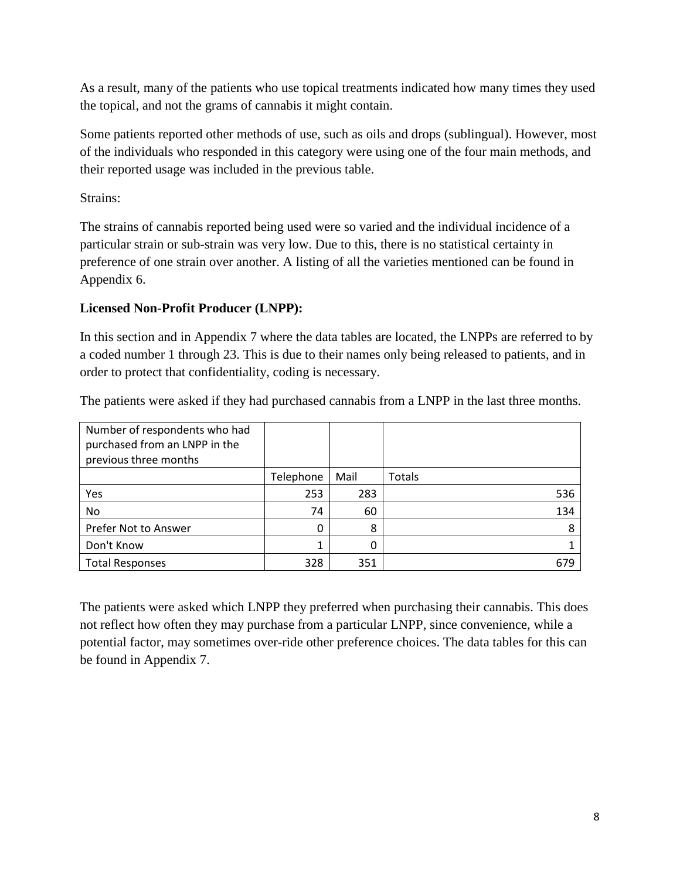As a result, many of the patients who use topical treatments indicated how many times they used the topical, and not the grams of cannabis it might contain.

Some patients reported other methods of use, such as oils and drops (sublingual). However, most of the individuals who responded in this category were using one of the four main methods, and their reported usage was included in the previous table.

Strains:

The strains of cannabis reported being used were so varied and the individual incidence of a particular strain or sub-strain was very low. Due to this, there is no statistical certainty in preference of one strain over another. A listing of all the varieties mentioned can be found in Appendix 6.

**Licensed Non-Profit Producer (LNPP):**

In this section and in Appendix 7 where the data tables are located, the LNPPs are referred to by a coded number 1 through 23. This is due to their names only being released to patients, and in order to protect that confidentiality, coding is necessary.

The patients were asked if they had purchased cannabis from a LNPP in the last three months.

| Number of respondents who had purchased from an LNPP in the previous three months | | | |
|---|---|---|---|
| | Telephone | Mail | Totals |
| Yes | 253 | 283 | 536 |
| No | 74 | 60 | 134 |
| Prefer Not to Answer | 0 | 8 | 8 |
| Don't Know | 1 | 0 | 1 |
| Total Responses | 328 | 351 | 679 |

The patients were asked which LNPP they preferred when purchasing their cannabis. This does not reflect how often they may purchase from a particular LNPP, since convenience, while a potential factor, may sometimes over-ride other preference choices. The data tables for this can be found in Appendix 7.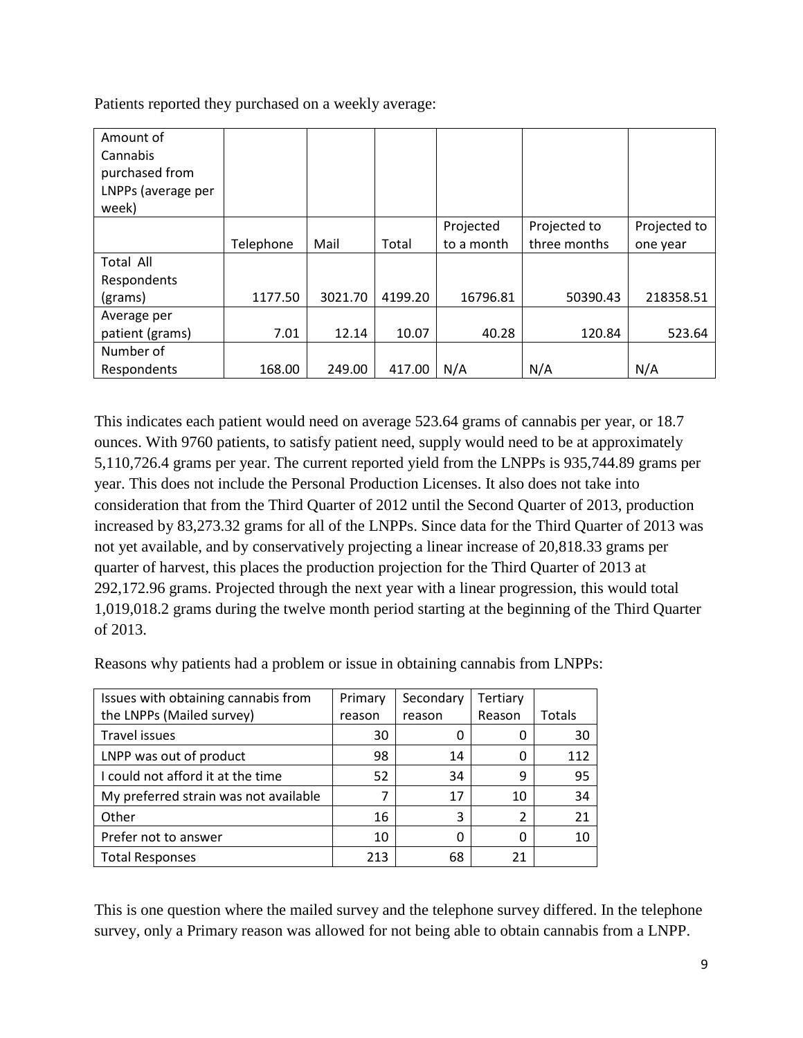Patients reported they purchased on a weekly average:

| Amount of Cannabis purchased from LNPPs (average per week) | | | | | | |
|---|---|---|---|---|---|---|
| | Telephone | Mail | Total | Projected to a month | Projected to three months | Projected to one year |
| Total All Respondents (grams) | 1177.50 | 3021.70 | 4199.20 | 16796.81 | 50390.43 | 218358.51 |
| Average per patient (grams) | 7.01 | 12.14 | 10.07 | 40.28 | 120.84 | 523.64 |
| Number of Respondents | 168.00 | 249.00 | 417.00 | N/A | N/A | N/A |

This indicates each patient would need on average 523.64 grams of cannabis per year, or 18.7 ounces. With 9760 patients, to satisfy patient need, supply would need to be at approximately 5,110,726.4 grams per year. The current reported yield from the LNPPs is 935,744.89 grams per year. This does not include the Personal Production Licenses. It also does not take into consideration that from the Third Quarter of 2012 until the Second Quarter of 2013, production increased by 83,273.32 grams for all of the LNPPs. Since data for the Third Quarter of 2013 was not yet available, and by conservatively projecting a linear increase of 20,818.33 grams per quarter of harvest, this places the production projection for the Third Quarter of 2013 at 292,172.96 grams. Projected through the next year with a linear progression, this would total 1,019,018.2 grams during the twelve month period starting at the beginning of the Third Quarter of 2013.

Reasons why patients had a problem or issue in obtaining cannabis from LNPPs:

| Issues with obtaining cannabis from the LNPPs (Mailed survey) | Primary reason | Secondary reason | Tertiary Reason | Totals |
|---|---|---|---|---|
| Travel issues | 30 | 0 | 0 | 30 |
| LNPP was out of product | 98 | 14 | 0 | 112 |
| I could not afford it at the time | 52 | 34 | 9 | 95 |
| My preferred strain was not available | 7 | 17 | 10 | 34 |
| Other | 16 | 3 | 2 | 21 |
| Prefer not to answer | 10 | 0 | 0 | 10 |
| Total Responses | 213 | 68 | 21 | |

This is one question where the mailed survey and the telephone survey differed. In the telephone survey, only a Primary reason was allowed for not being able to obtain cannabis from a LNPP.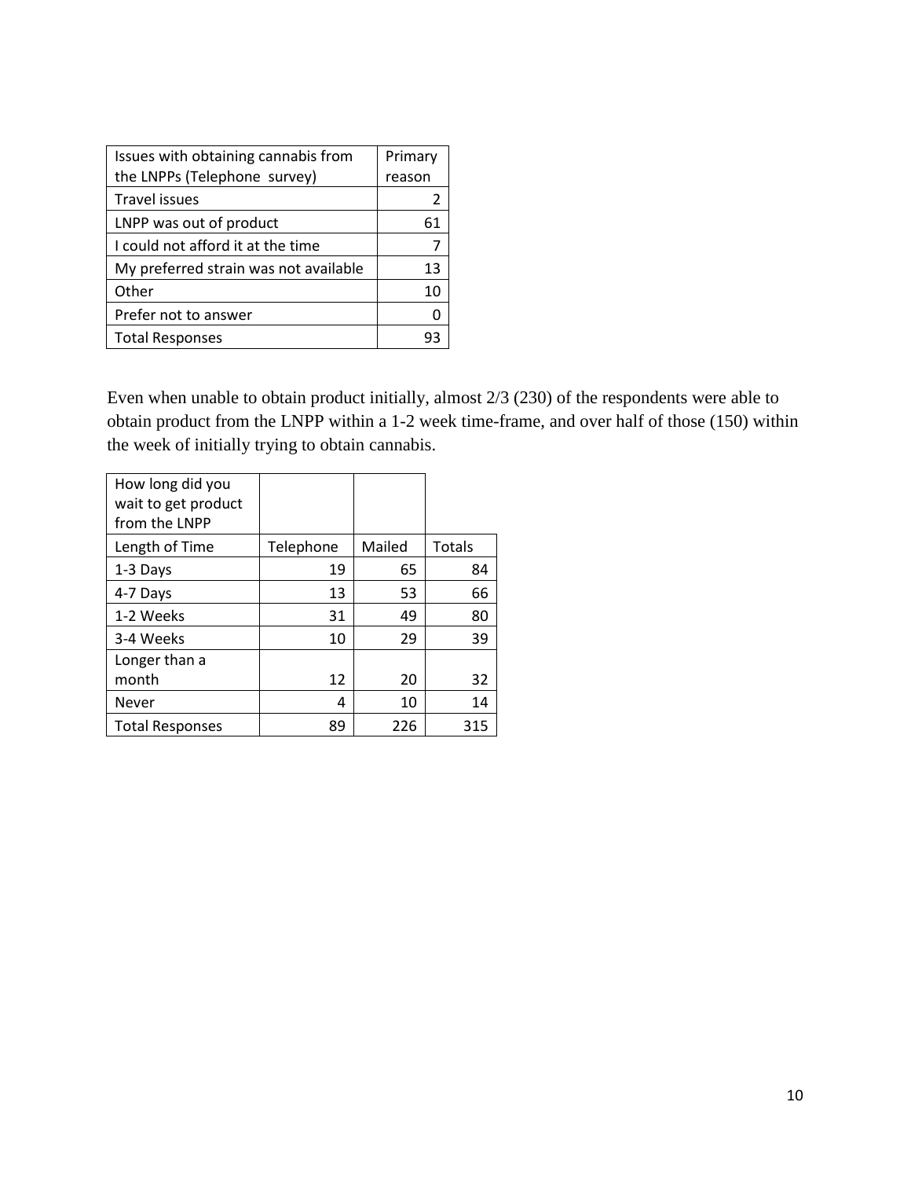| Issues with obtaining cannabis from the LNPPs (Telephone survey) | Primary reason |
|---|---|
| Travel issues | 2 |
| LNPP was out of product | 61 |
| I could not afford it at the time | 7 |
| My preferred strain was not available | 13 |
| Other | 10 |
| Prefer not to answer | 0 |
| Total Responses | 93 |

Even when unable to obtain product initially, almost 2/3 (230) of the respondents were able to obtain product from the LNPP within a 1-2 week time-frame, and over half of those (150) within the week of initially trying to obtain cannabis.

| How long did you wait to get product from the LNPP | | | |
|---|---|---|---|
| Length of Time | Telephone | Mailed | Totals |
| 1-3 Days | 19 | 65 | 84 |
| 4-7 Days | 13 | 53 | 66 |
| 1-2 Weeks | 31 | 49 | 80 |
| 3-4 Weeks | 10 | 29 | 39 |
| Longer than a month | 12 | 20 | 32 |
| Never | 4 | 10 | 14 |
| Total Responses | 89 | 226 | 315 |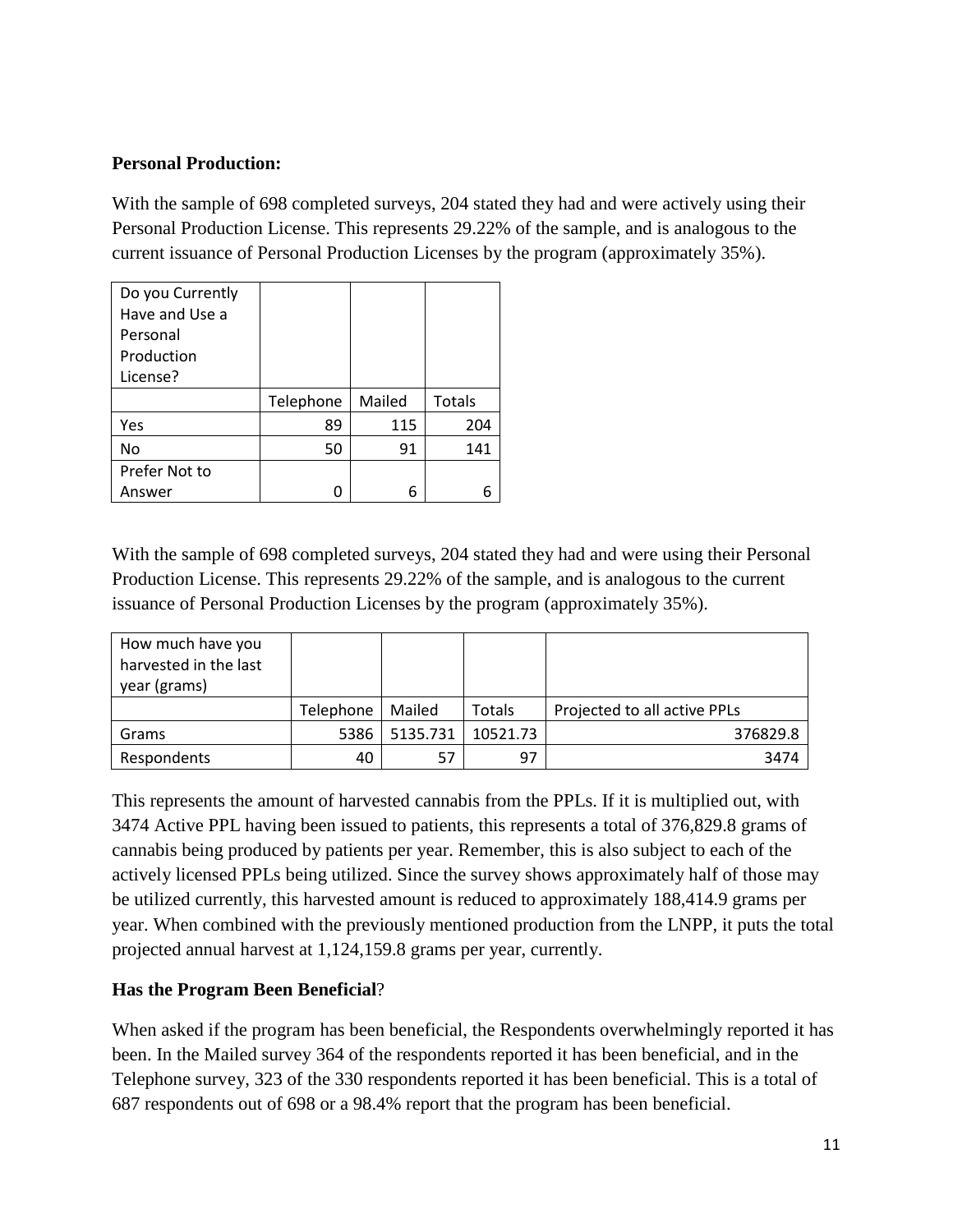**Personal Production:**

With the sample of 698 completed surveys, 204 stated they had and were actively using their Personal Production License. This represents 29.22% of the sample, and is analogous to the current issuance of Personal Production Licenses by the program (approximately 35%).

| Do you Currently Have and Use a Personal Production License? | | | |
|---|---|---|---|
| | Telephone | Mailed | Totals |
| Yes | 89 | 115 | 204 |
| No | 50 | 91 | 141 |
| Prefer Not to Answer | 0 | 6 | 6 |

With the sample of 698 completed surveys, 204 stated they had and were using their Personal Production License. This represents 29.22% of the sample, and is analogous to the current issuance of Personal Production Licenses by the program (approximately 35%).

| How much have you harvested in the last year (grams) | | | | |
|---|---|---|---|---|
| | Telephone | Mailed | Totals | Projected to all active PPLs |
| Grams | 5386 | 5135.731 | 10521.73 | 376829.8 |
| Respondents | 40 | 57 | 97 | 3474 |

This represents the amount of harvested cannabis from the PPLs. If it is multiplied out, with 3474 Active PPL having been issued to patients, this represents a total of 376,829.8 grams of cannabis being produced by patients per year. Remember, this is also subject to each of the actively licensed PPLs being utilized. Since the survey shows approximately half of those may be utilized currently, this harvested amount is reduced to approximately 188,414.9 grams per year. When combined with the previously mentioned production from the LNPP, it puts the total projected annual harvest at 1,124,159.8 grams per year, currently.

**Has the Program Been Beneficial**?

When asked if the program has been beneficial, the Respondents overwhelmingly reported it has been. In the Mailed survey 364 of the respondents reported it has been beneficial, and in the Telephone survey, 323 of the 330 respondents reported it has been beneficial. This is a total of 687 respondents out of 698 or a 98.4% report that the program has been beneficial.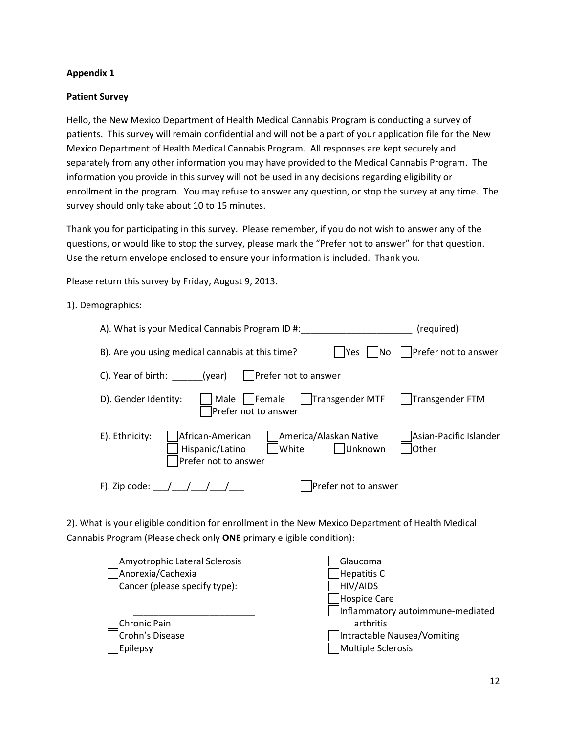**Appendix 1**

**Patient Survey**

Hello, the New Mexico Department of Health Medical Cannabis Program is conducting a survey of patients. This survey will remain confidential and will not be a part of your application file for the New Mexico Department of Health Medical Cannabis Program. All responses are kept securely and separately from any other information you may have provided to the Medical Cannabis Program. The information you provide in this survey will not be used in any decisions regarding eligibility or enrollment in the program. You may refuse to answer any question, or stop the survey at any time. The survey should only take about 10 to 15 minutes.

Thank you for participating in this survey. Please remember, if you do not wish to answer any of the questions, or would like to stop the survey, please mark the "Prefer not to answer" for that question. Use the return envelope enclosed to ensure your information is included. Thank you.

Please return this survey by Friday, August 9, 2013.

1). Demographics:

A). What is your Medical Cannabis Program ID #:______________________ (required)

B). Are you using medical cannabis at this time? ☐ Yes ☐ No ☐ Prefer not to answer

C). Year of birth: ______(year) ☐ Prefer not to answer

D). Gender Identity: ☐ Male ☐ Female ☐ Transgender MTF ☐ Transgender FTM ☐ Prefer not to answer

E). Ethnicity: ☐ African-American ☐ America/Alaskan Native ☐ Asian-Pacific Islander ☐ Hispanic/Latino ☐ White ☐ Unknown ☐ Other ☐ Prefer not to answer

F). Zip code: ___/___/___/___/___ ☐ Prefer not to answer

2). What is your eligible condition for enrollment in the New Mexico Department of Health Medical Cannabis Program (Please check only **ONE** primary eligible condition):

☐ Amyotrophic Lateral Sclerosis
☐ Anorexia/Cachexia
☐ Cancer (please specify type): ________________________
☐ Chronic Pain
☐ Crohn's Disease
☐ Epilepsy
☐ Glaucoma
☐ Hepatitis C
☐ HIV/AIDS
☐ Hospice Care
☐ Inflammatory autoimmune-mediated arthritis
☐ Intractable Nausea/Vomiting
☐ Multiple Sclerosis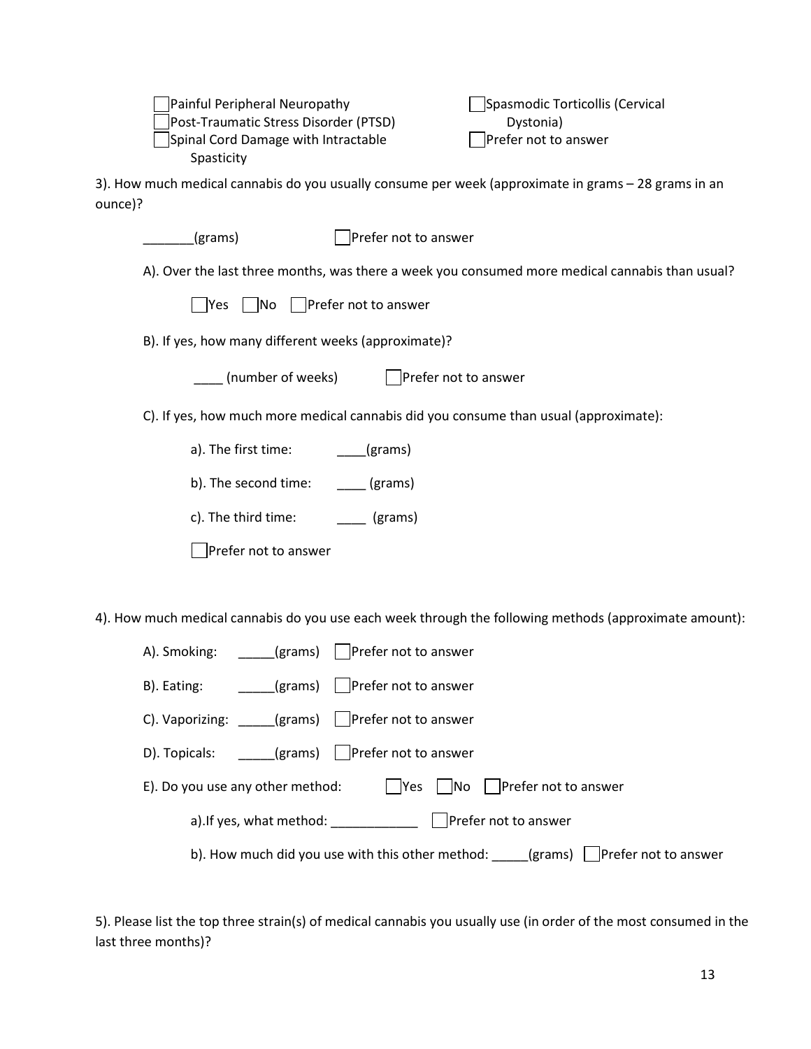- [ ] Painful Peripheral Neuropathy
- [ ] Post-Traumatic Stress Disorder (PTSD)
- [ ] Spinal Cord Damage with Intractable Spasticity
- [ ] Spasmodic Torticollis (Cervical Dystonia)
- [ ] Prefer not to answer

3). How much medical cannabis do you usually consume per week (approximate in grams – 28 grams in an ounce)?

_______(grams) ☐ Prefer not to answer

A). Over the last three months, was there a week you consumed more medical cannabis than usual?

☐ Yes ☐ No ☐ Prefer not to answer

B). If yes, how many different weeks (approximate)?

____ (number of weeks) ☐ Prefer not to answer

C). If yes, how much more medical cannabis did you consume than usual (approximate):

a). The first time: ____(grams)

b). The second time: ____ (grams)

c). The third time: ____ (grams)

☐ Prefer not to answer

4). How much medical cannabis do you use each week through the following methods (approximate amount):

A). Smoking: _____(grams) ☐ Prefer not to answer

B). Eating: _____(grams) ☐ Prefer not to answer

C). Vaporizing: _____(grams) ☐ Prefer not to answer

D). Topicals: _____(grams) ☐ Prefer not to answer

E). Do you use any other method: ☐ Yes ☐ No ☐ Prefer not to answer

a).If yes, what method: ____________ ☐ Prefer not to answer

b). How much did you use with this other method: _____(grams) ☐ Prefer not to answer

5). Please list the top three strain(s) of medical cannabis you usually use (in order of the most consumed in the last three months)?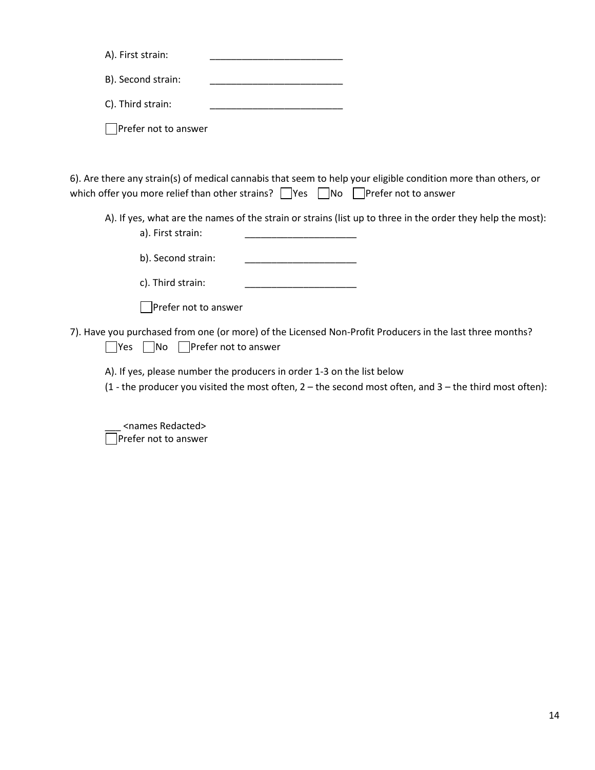A). First strain: _________________________

B). Second strain: _________________________

C). Third strain: _________________________

☐ Prefer not to answer

6). Are there any strain(s) of medical cannabis that seem to help your eligible condition more than others, or which offer you more relief than other strains? ☐ Yes ☐ No ☐ Prefer not to answer

A). If yes, what are the names of the strain or strains (list up to three in the order they help the most):

a). First strain: _____________________

b). Second strain: _____________________

c). Third strain: _____________________

☐ Prefer not to answer

7). Have you purchased from one (or more) of the Licensed Non-Profit Producers in the last three months?

☐ Yes ☐ No ☐ Prefer not to answer

A). If yes, please number the producers in order 1-3 on the list below

(1 - the producer you visited the most often, 2 – the second most often, and 3 – the third most often):

___ <names Redacted>

☐ Prefer not to answer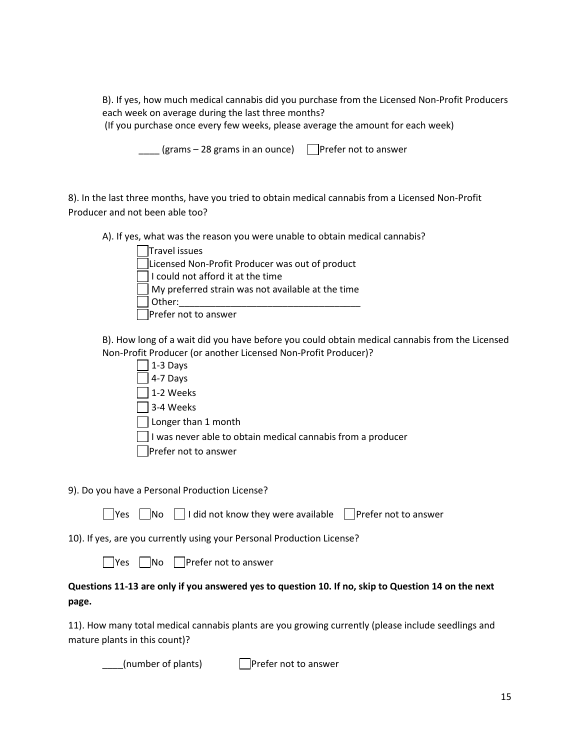B). If yes, how much medical cannabis did you purchase from the Licensed Non-Profit Producers each week on average during the last three months?
(If you purchase once every few weeks, please average the amount for each week)

____ (grams – 28 grams in an ounce) ☐ Prefer not to answer

8). In the last three months, have you tried to obtain medical cannabis from a Licensed Non-Profit Producer and not been able too?

A). If yes, what was the reason you were unable to obtain medical cannabis?

☐ Travel issues
☐ Licensed Non-Profit Producer was out of product
☐ I could not afford it at the time
☐ My preferred strain was not available at the time
☐ Other:___________________________________
☐ Prefer not to answer

B). How long of a wait did you have before you could obtain medical cannabis from the Licensed Non-Profit Producer (or another Licensed Non-Profit Producer)?

☐ 1-3 Days
☐ 4-7 Days
☐ 1-2 Weeks
☐ 3-4 Weeks
☐ Longer than 1 month
☐ I was never able to obtain medical cannabis from a producer
☐ Prefer not to answer

9). Do you have a Personal Production License?

☐ Yes ☐ No ☐ I did not know they were available ☐ Prefer not to answer

10). If yes, are you currently using your Personal Production License?

☐ Yes ☐ No ☐ Prefer not to answer

**Questions 11-13 are only if you answered yes to question 10. If no, skip to Question 14 on the next page.**

11). How many total medical cannabis plants are you growing currently (please include seedlings and mature plants in this count)?

____(number of plants) ☐ Prefer not to answer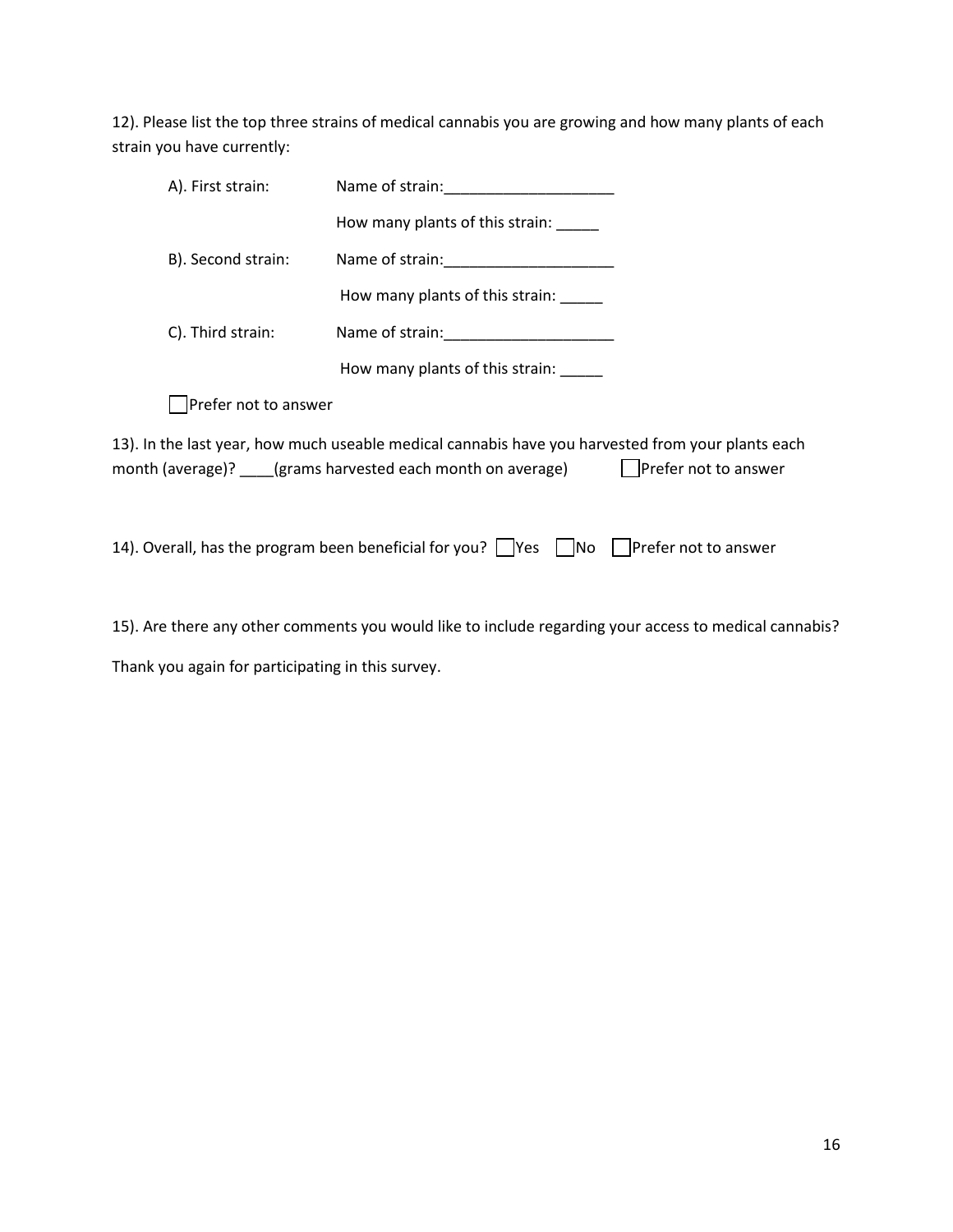12). Please list the top three strains of medical cannabis you are growing and how many plants of each strain you have currently:

A). First strain: Name of strain:____________________

How many plants of this strain: _____

B). Second strain: Name of strain:____________________

How many plants of this strain: _____

C). Third strain: Name of strain:____________________

How many plants of this strain: _____

☐ Prefer not to answer

13). In the last year, how much useable medical cannabis have you harvested from your plants each month (average)? ____(grams harvested each month on average) ☐ Prefer not to answer

14). Overall, has the program been beneficial for you? ☐ Yes ☐ No ☐ Prefer not to answer

15). Are there any other comments you would like to include regarding your access to medical cannabis?

Thank you again for participating in this survey.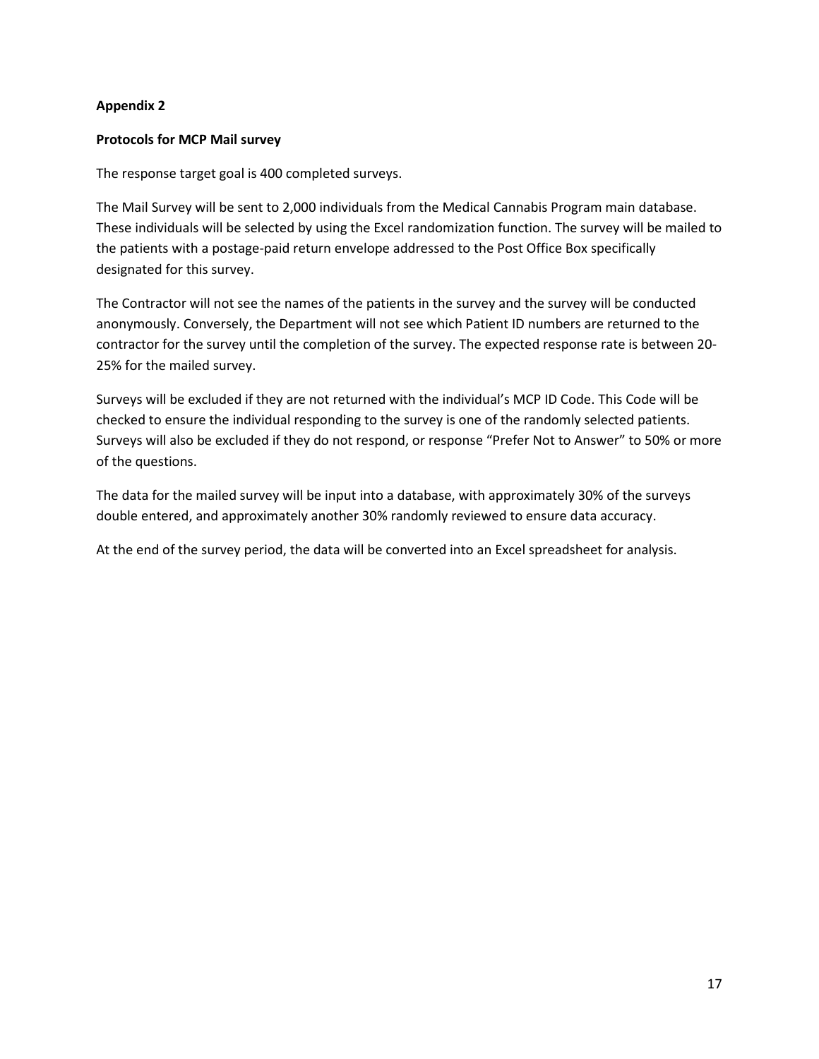**Appendix 2**

**Protocols for MCP Mail survey**

The response target goal is 400 completed surveys.

The Mail Survey will be sent to 2,000 individuals from the Medical Cannabis Program main database. These individuals will be selected by using the Excel randomization function. The survey will be mailed to the patients with a postage-paid return envelope addressed to the Post Office Box specifically designated for this survey.

The Contractor will not see the names of the patients in the survey and the survey will be conducted anonymously. Conversely, the Department will not see which Patient ID numbers are returned to the contractor for the survey until the completion of the survey. The expected response rate is between 20-25% for the mailed survey.

Surveys will be excluded if they are not returned with the individual's MCP ID Code. This Code will be checked to ensure the individual responding to the survey is one of the randomly selected patients. Surveys will also be excluded if they do not respond, or response "Prefer Not to Answer" to 50% or more of the questions.

The data for the mailed survey will be input into a database, with approximately 30% of the surveys double entered, and approximately another 30% randomly reviewed to ensure data accuracy.

At the end of the survey period, the data will be converted into an Excel spreadsheet for analysis.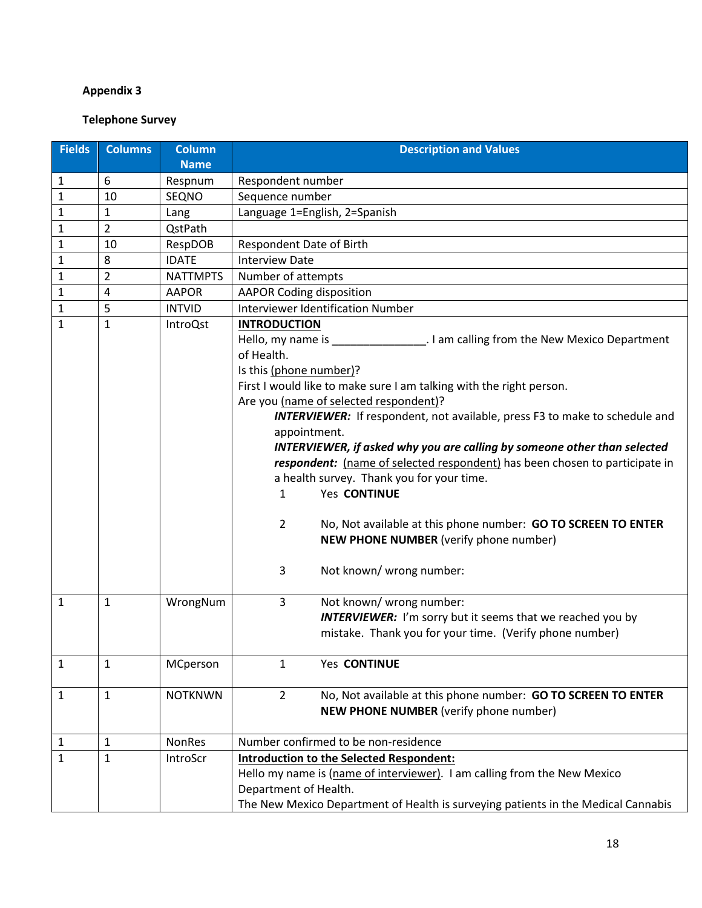**Appendix 3**

**Telephone Survey**

| Fields | Columns | Column Name | Description and Values |
|---|---|---|---|
| 1 | 6 | Respnum | Respondent number |
| 1 | 10 | SEQNO | Sequence number |
| 1 | 1 | Lang | Language 1=English, 2=Spanish |
| 1 | 2 | QstPath | |
| 1 | 10 | RespDOB | Respondent Date of Birth |
| 1 | 8 | IDATE | Interview Date |
| 1 | 2 | NATTMPTS | Number of attempts |
| 1 | 4 | AAPOR | AAPOR Coding disposition |
| 1 | 5 | INTVID | Interviewer Identification Number |
| 1 | 1 | IntroQst | **INTRODUCTION**<br>Hello, my name is _______________. I am calling from the New Mexico Department of Health.<br>Is this (phone number)?<br>First I would like to make sure I am talking with the right person.<br>Are you (name of selected respondent)?<br>***INTERVIEWER:*** If respondent, not available, press F3 to make to schedule and appointment.<br>***INTERVIEWER, if asked why you are calling by someone other than selected respondent:*** (name of selected respondent) has been chosen to participate in a health survey. Thank you for your time.<br>1 Yes **CONTINUE**<br>2 No, Not available at this phone number: **GO TO SCREEN TO ENTER NEW PHONE NUMBER** (verify phone number)<br>3 Not known/ wrong number: |
| 1 | 1 | WrongNum | 3 Not known/ wrong number:<br>***INTERVIEWER:*** I'm sorry but it seems that we reached you by mistake. Thank you for your time. (Verify phone number) |
| 1 | 1 | MCperson | 1 Yes **CONTINUE** |
| 1 | 1 | NOTKNWN | 2 No, Not available at this phone number: **GO TO SCREEN TO ENTER NEW PHONE NUMBER** (verify phone number) |
| 1 | 1 | NonRes | Number confirmed to be non-residence |
| 1 | 1 | IntroScr | **Introduction to the Selected Respondent:**<br>Hello my name is (name of interviewer). I am calling from the New Mexico Department of Health.<br>The New Mexico Department of Health is surveying patients in the Medical Cannabis |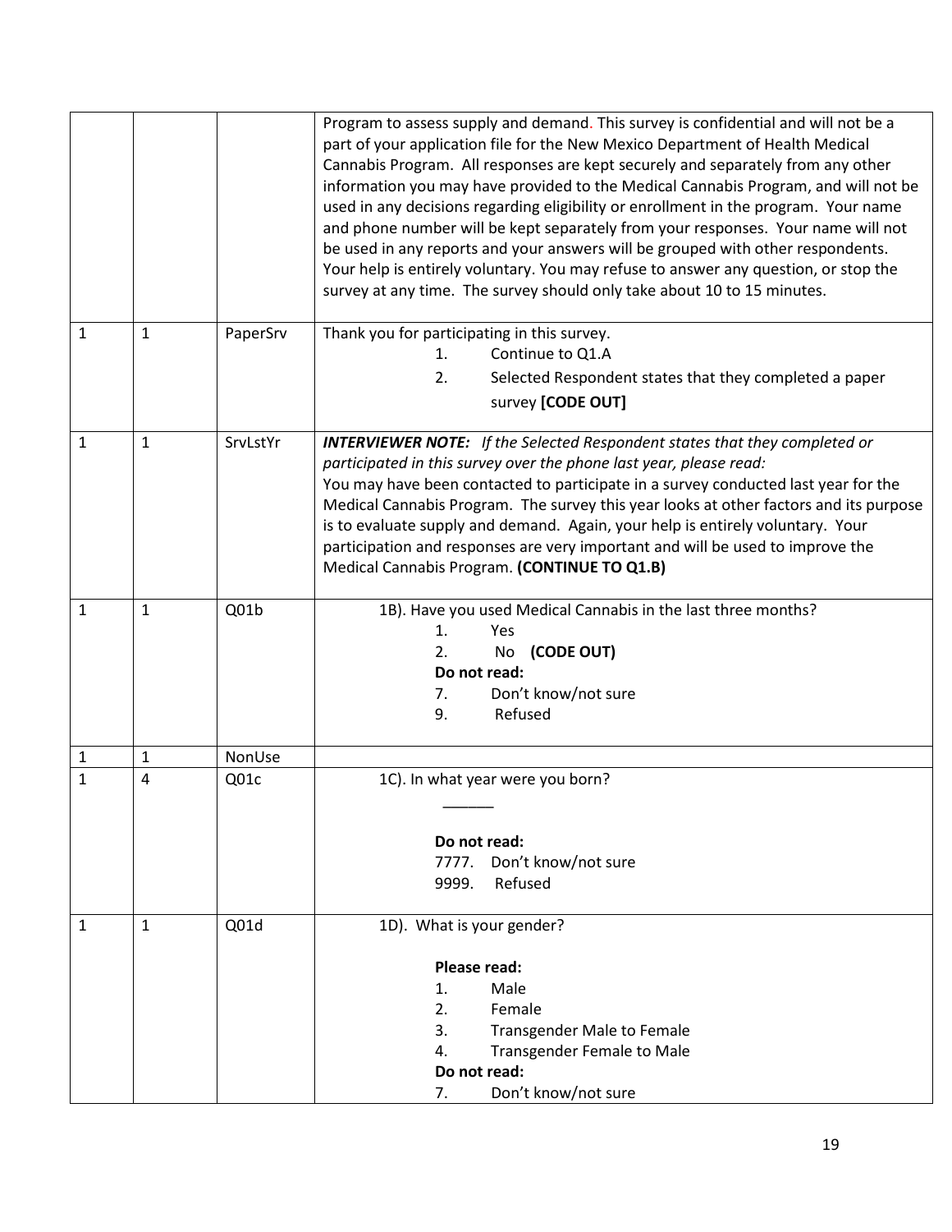| | | | |
|---|---|---|---|
| | | | Program to assess supply and demand. This survey is confidential and will not be a part of your application file for the New Mexico Department of Health Medical Cannabis Program. All responses are kept securely and separately from any other information you may have provided to the Medical Cannabis Program, and will not be used in any decisions regarding eligibility or enrollment in the program. Your name and phone number will be kept separately from your responses. Your name will not be used in any reports and your answers will be grouped with other respondents. Your help is entirely voluntary. You may refuse to answer any question, or stop the survey at any time. The survey should only take about 10 to 15 minutes. |
| 1 | 1 | PaperSrv | Thank you for participating in this survey.<br>1. Continue to Q1.A<br>2. Selected Respondent states that they completed a paper survey **[CODE OUT]** |
| 1 | 1 | SrvLstYr | ***INTERVIEWER NOTE:*** *If the Selected Respondent states that they completed or participated in this survey over the phone last year, please read:*<br>You may have been contacted to participate in a survey conducted last year for the Medical Cannabis Program. The survey this year looks at other factors and its purpose is to evaluate supply and demand. Again, your help is entirely voluntary. Your participation and responses are very important and will be used to improve the Medical Cannabis Program. **(CONTINUE TO Q1.B)** |
| 1 | 1 | Q01b | 1B). Have you used Medical Cannabis in the last three months?<br>1. Yes<br>2. No **(CODE OUT)**<br>**Do not read:**<br>7. Don't know/not sure<br>9. Refused |
| 1 | 1 | NonUse | |
| 1 | 4 | Q01c | 1C). In what year were you born?<br>\_\_\_\_\_\_<br>**Do not read:**<br>7777. Don't know/not sure<br>9999. Refused |
| 1 | 1 | Q01d | 1D). What is your gender?<br>**Please read:**<br>1. Male<br>2. Female<br>3. Transgender Male to Female<br>4. Transgender Female to Male<br>**Do not read:**<br>7. Don't know/not sure |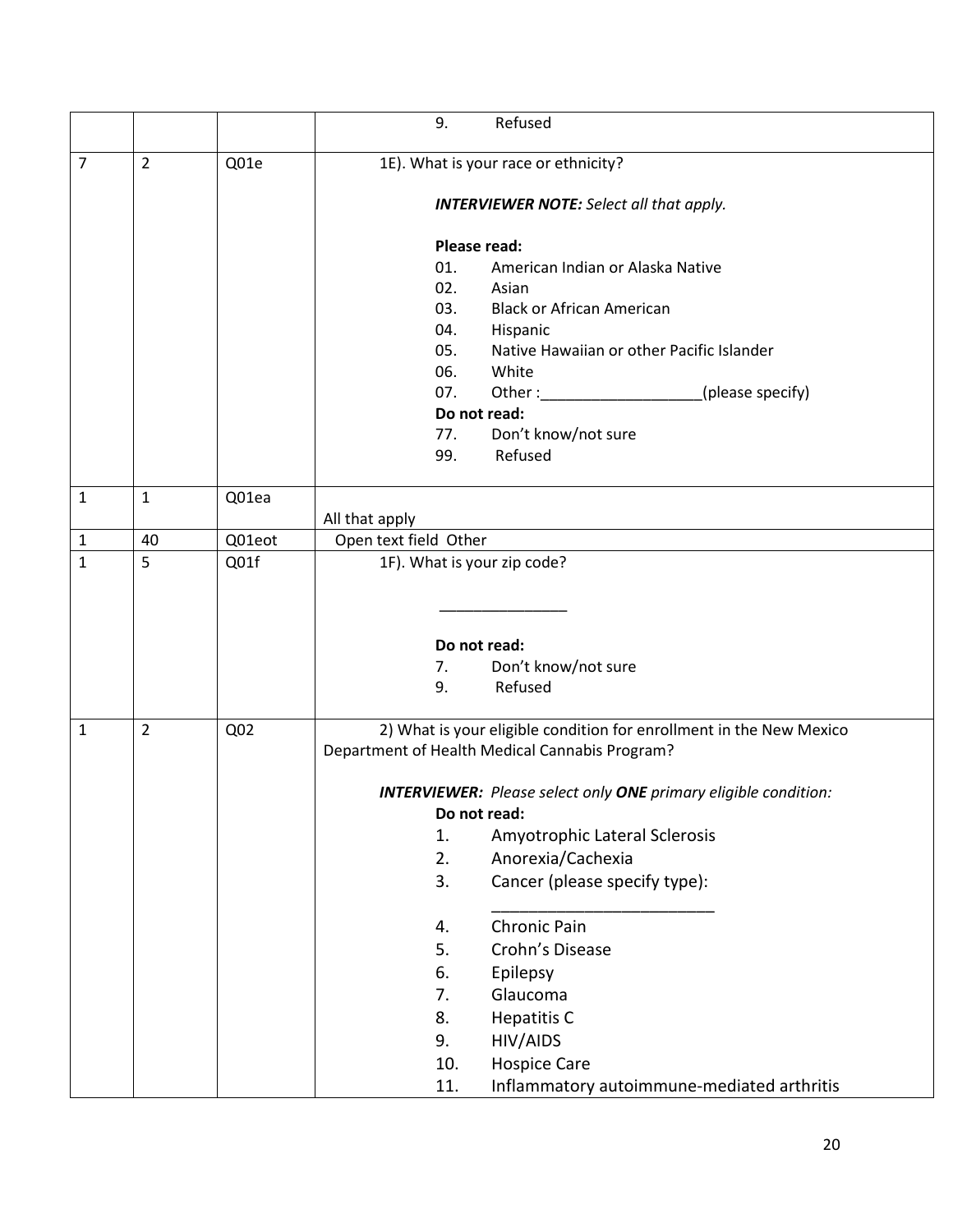| | | | |
|---|---|---|---|
| | | | 9. Refused |
| 7 | 2 | Q01e | 1E). What is your race or ethnicity?<br><br>***INTERVIEWER NOTE:*** *Select all that apply.*<br><br>**Please read:**<br>01. American Indian or Alaska Native<br>02. Asian<br>03. Black or African American<br>04. Hispanic<br>05. Native Hawaiian or other Pacific Islander<br>06. White<br>07. Other :___________________(please specify)<br>**Do not read:**<br>77. Don't know/not sure<br>99. Refused |
| 1 | 1 | Q01ea | All that apply |
| 1 | 40 | Q01eot | Open text field Other |
| 1 | 5 | Q01f | 1F). What is your zip code?<br><br>_______________<br><br>**Do not read:**<br>7. Don't know/not sure<br>9. Refused |
| 1 | 2 | Q02 | 2) What is your eligible condition for enrollment in the New Mexico Department of Health Medical Cannabis Program?<br><br>***INTERVIEWER:*** *Please select only* ***ONE*** *primary eligible condition:*<br>**Do not read:**<br>1. Amyotrophic Lateral Sclerosis<br>2. Anorexia/Cachexia<br>3. Cancer (please specify type):<br>_________________________<br>4. Chronic Pain<br>5. Crohn's Disease<br>6. Epilepsy<br>7. Glaucoma<br>8. Hepatitis C<br>9. HIV/AIDS<br>10. Hospice Care<br>11. Inflammatory autoimmune-mediated arthritis |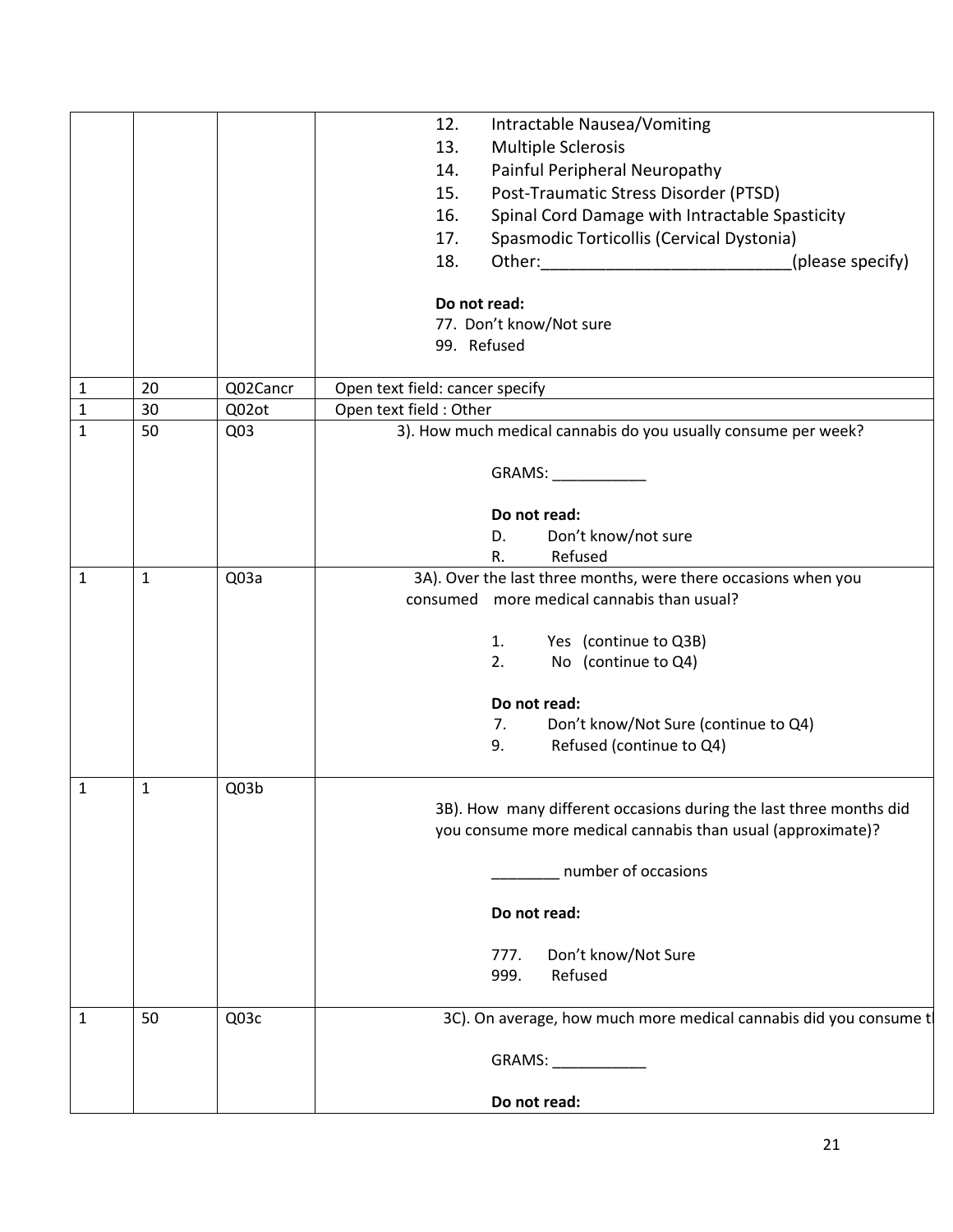| | | | |
|---|---|---|---|
| | | | 12. Intractable Nausea/Vomiting<br>13. Multiple Sclerosis<br>14. Painful Peripheral Neuropathy<br>15. Post-Traumatic Stress Disorder (PTSD)<br>16. Spinal Cord Damage with Intractable Spasticity<br>17. Spasmodic Torticollis (Cervical Dystonia)<br>18. Other:___________________________(please specify)<br><br>**Do not read:**<br>77. Don't know/Not sure<br>99. Refused |
| 1 | 20 | Q02Cancr | Open text field: cancer specify |
| 1 | 30 | Q02ot | Open text field : Other |
| 1 | 50 | Q03 | 3). How much medical cannabis do you usually consume per week?<br><br>GRAMS: ___________<br><br>**Do not read:**<br>D. Don't know/not sure<br>R. Refused |
| 1 | 1 | Q03a | 3A). Over the last three months, were there occasions when you consumed more medical cannabis than usual?<br><br>1. Yes (continue to Q3B)<br>2. No (continue to Q4)<br><br>**Do not read:**<br>7. Don't know/Not Sure (continue to Q4)<br>9. Refused (continue to Q4) |
| 1 | 1 | Q03b | 3B). How many different occasions during the last three months did you consume more medical cannabis than usual (approximate)?<br><br>________ number of occasions<br><br>**Do not read:**<br><br>777. Don't know/Not Sure<br>999. Refused |
| 1 | 50 | Q03c | 3C). On average, how much more medical cannabis did you consume t<br><br>GRAMS: ___________<br><br>**Do not read:** |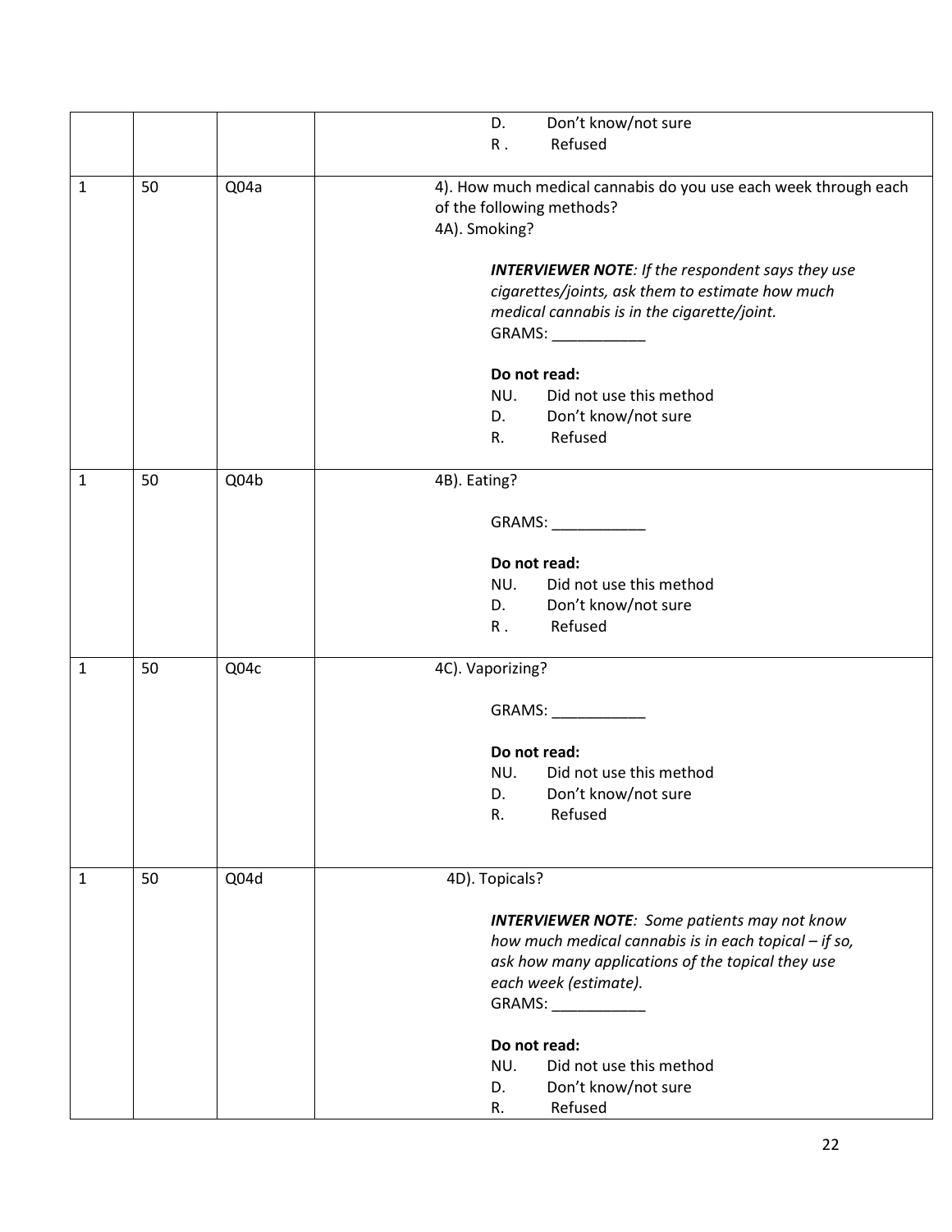| | | | |
|---|---|---|---|
| | | | D. Don't know/not sure<br>R . Refused |
| 1 | 50 | Q04a | 4). How much medical cannabis do you use each week through each of the following methods?<br>4A). Smoking?<br><br>***INTERVIEWER NOTE**: If the respondent says they use cigarettes/joints, ask them to estimate how much medical cannabis is in the cigarette/joint.*<br>GRAMS: ___________<br><br>**Do not read:**<br>NU. Did not use this method<br>D. Don't know/not sure<br>R. Refused |
| 1 | 50 | Q04b | 4B). Eating?<br><br>GRAMS: ___________<br><br>**Do not read:**<br>NU. Did not use this method<br>D. Don't know/not sure<br>R . Refused |
| 1 | 50 | Q04c | 4C). Vaporizing?<br><br>GRAMS: ___________<br><br>**Do not read:**<br>NU. Did not use this method<br>D. Don't know/not sure<br>R. Refused |
| 1 | 50 | Q04d | 4D). Topicals?<br><br>***INTERVIEWER NOTE**: Some patients may not know how much medical cannabis is in each topical – if so, ask how many applications of the topical they use each week (estimate).*<br>GRAMS: ___________<br><br>**Do not read:**<br>NU. Did not use this method<br>D. Don't know/not sure<br>R. Refused |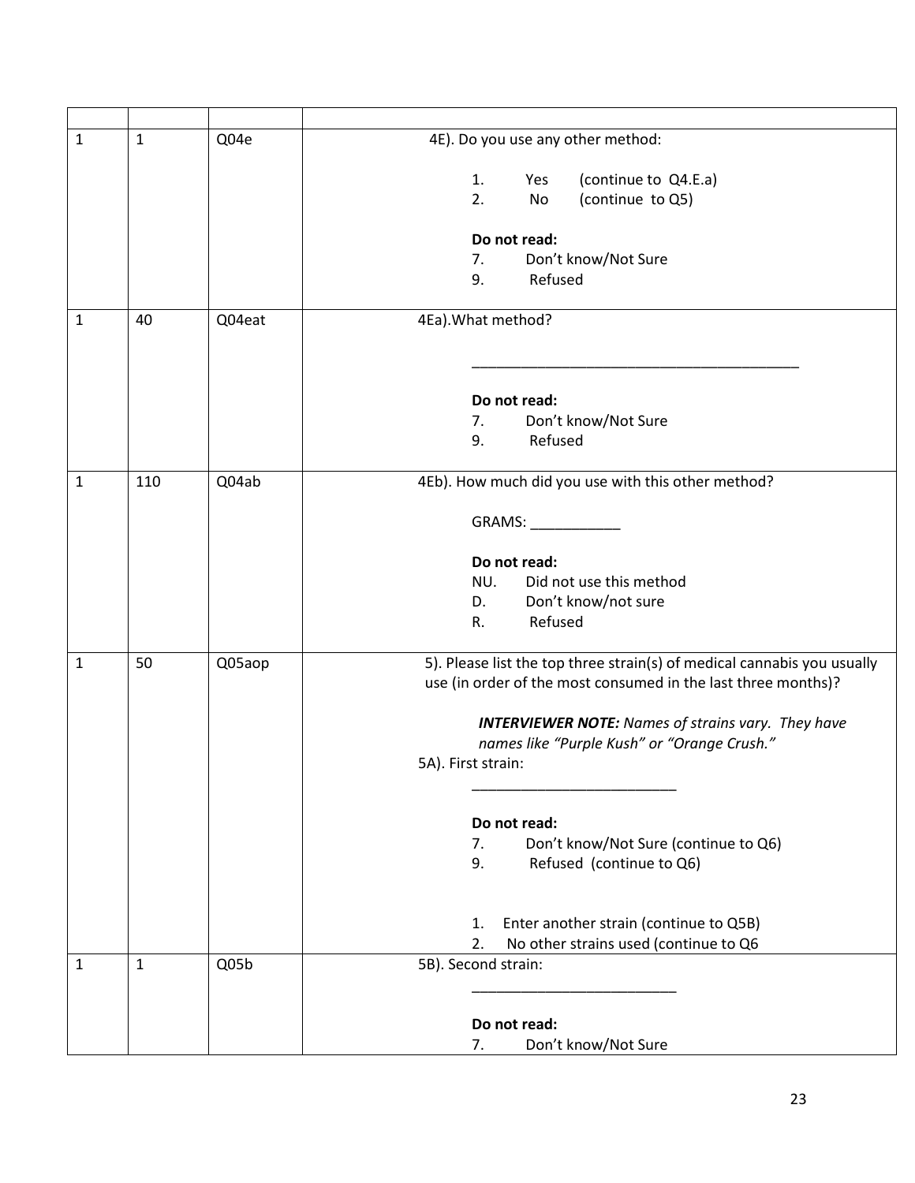| | | | |
|---|---|---|---|
| 1 | 1 | Q04e | 4E). Do you use any other method:<br><br>1. Yes (continue to Q4.E.a)<br>2. No (continue to Q5)<br><br>**Do not read:**<br>7. Don't know/Not Sure<br>9. Refused |
| 1 | 40 | Q04eat | 4Ea).What method?<br><br>__________________________________________<br><br>**Do not read:**<br>7. Don't know/Not Sure<br>9. Refused |
| 1 | 110 | Q04ab | 4Eb). How much did you use with this other method?<br><br>GRAMS: ___________<br><br>**Do not read:**<br>NU. Did not use this method<br>D. Don't know/not sure<br>R. Refused |
| 1 | 50 | Q05aop | 5). Please list the top three strain(s) of medical cannabis you usually use (in order of the most consumed in the last three months)?<br><br>***INTERVIEWER NOTE:*** *Names of strains vary. They have names like "Purple Kush" or "Orange Crush."*<br>5A). First strain:<br><br>__________________________<br><br>**Do not read:**<br>7. Don't know/Not Sure (continue to Q6)<br>9. Refused (continue to Q6)<br><br>1. Enter another strain (continue to Q5B)<br>2. No other strains used (continue to Q6 |
| 1 | 1 | Q05b | 5B). Second strain:<br><br>__________________________<br><br>**Do not read:**<br>7. Don't know/Not Sure |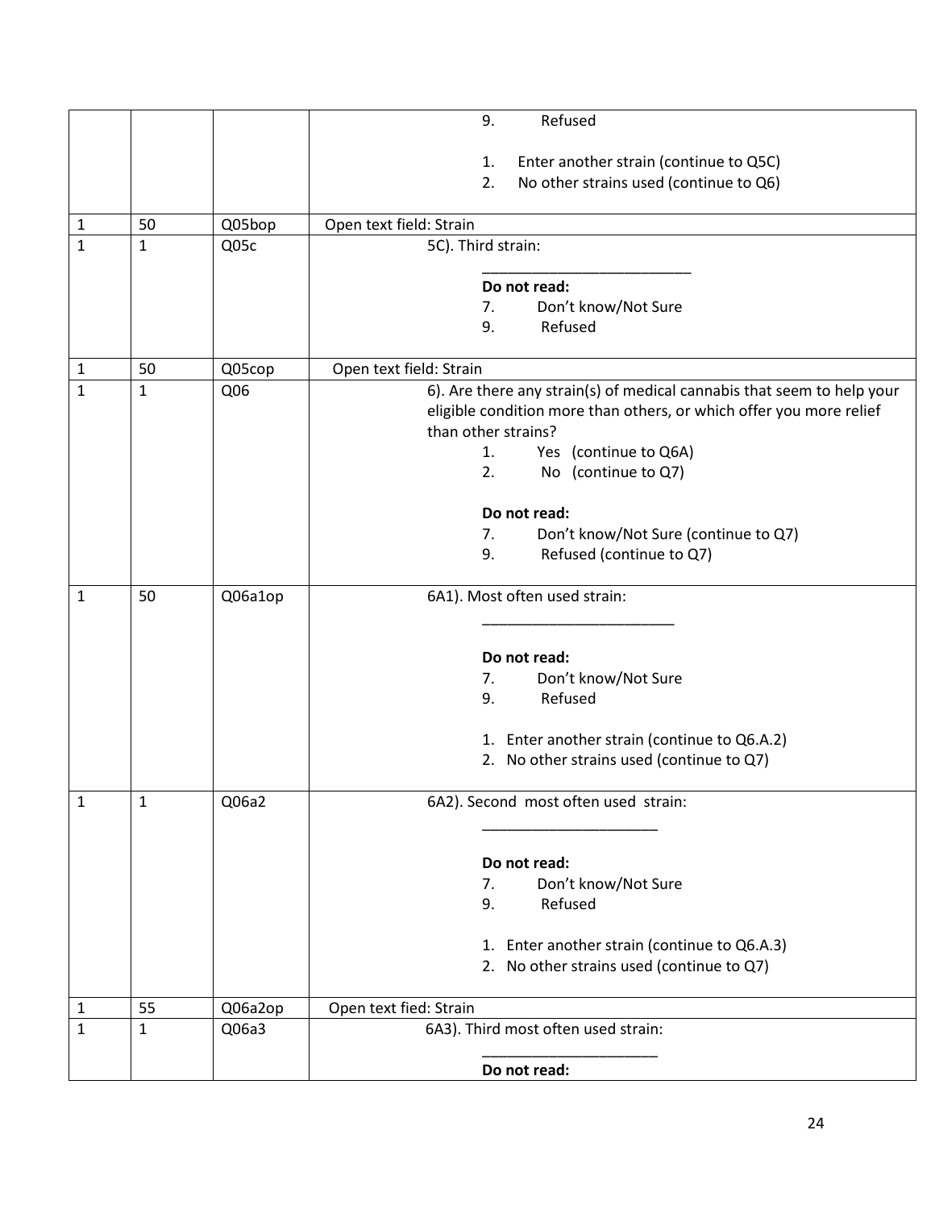| | | | |
|---|---|---|---|
| | | | 9. Refused<br><br>1. Enter another strain (continue to Q5C)<br>2. No other strains used (continue to Q6) |
| 1 | 50 | Q05bop | Open text field: Strain |
| 1 | 1 | Q05c | 5C). Third strain:<br>________________________<br>**Do not read:**<br>7. Don't know/Not Sure<br>9. Refused |
| 1 | 50 | Q05cop | Open text field: Strain |
| 1 | 1 | Q06 | 6). Are there any strain(s) of medical cannabis that seem to help your eligible condition more than others, or which offer you more relief than other strains?<br>1. Yes (continue to Q6A)<br>2. No (continue to Q7)<br><br>**Do not read:**<br>7. Don't know/Not Sure (continue to Q7)<br>9. Refused (continue to Q7) |
| 1 | 50 | Q06a1op | 6A1). Most often used strain:<br>______________________<br><br>**Do not read:**<br>7. Don't know/Not Sure<br>9. Refused<br><br>1. Enter another strain (continue to Q6.A.2)<br>2. No other strains used (continue to Q7) |
| 1 | 1 | Q06a2 | 6A2). Second most often used strain:<br>____________________<br><br>**Do not read:**<br>7. Don't know/Not Sure<br>9. Refused<br><br>1. Enter another strain (continue to Q6.A.3)<br>2. No other strains used (continue to Q7) |
| 1 | 55 | Q06a2op | Open text fied: Strain |
| 1 | 1 | Q06a3 | 6A3). Third most often used strain:<br>____________________<br>**Do not read:** |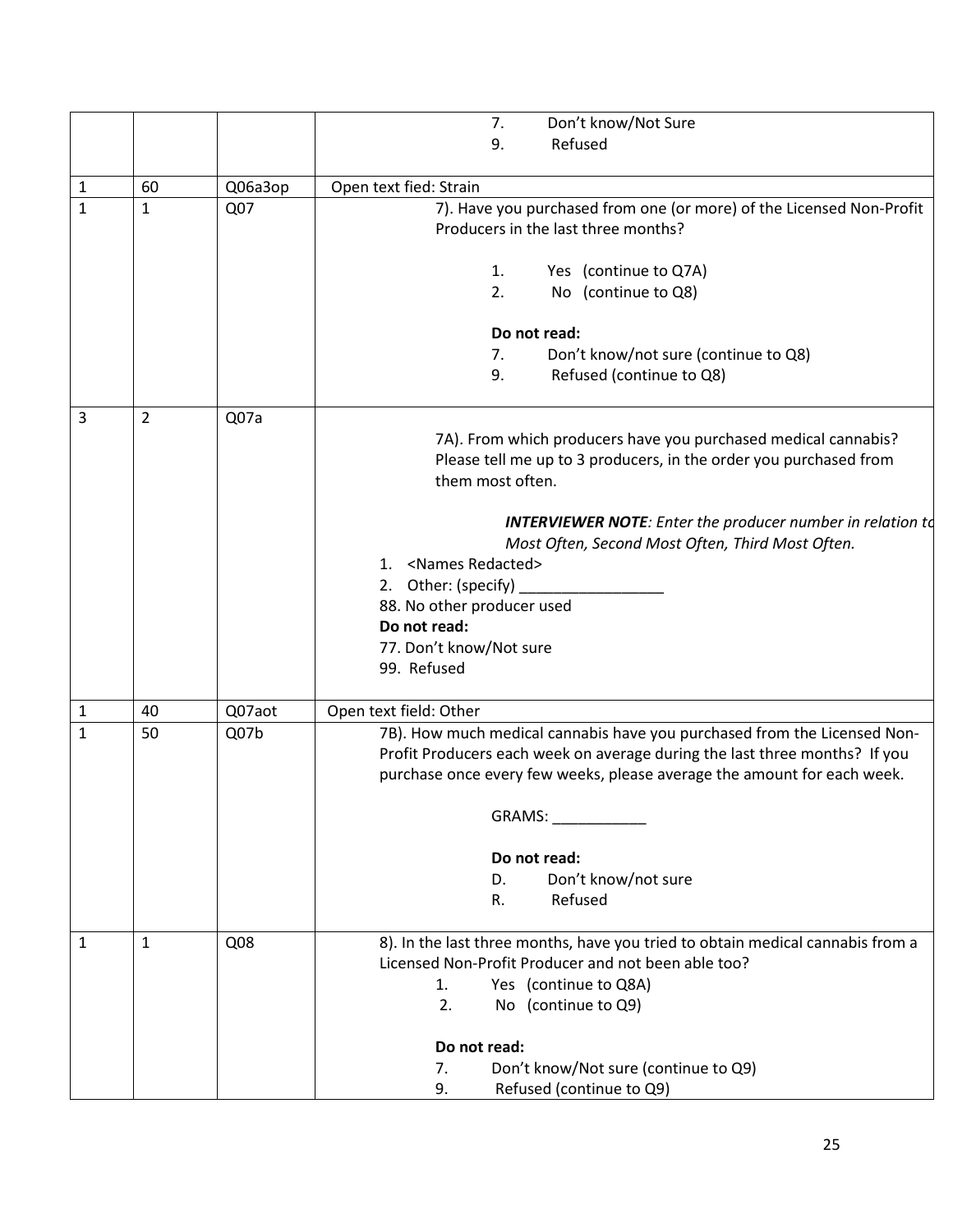| | | | |
|---|---|---|---|
| | | | 7. Don't know/Not Sure<br>9. Refused |
| 1 | 60 | Q06a3op | Open text fied: Strain |
| 1 | 1 | Q07 | 7). Have you purchased from one (or more) of the Licensed Non-Profit Producers in the last three months?<br><br>1. Yes (continue to Q7A)<br>2. No (continue to Q8)<br><br>**Do not read:**<br>7. Don't know/not sure (continue to Q8)<br>9. Refused (continue to Q8) |
| 3 | 2 | Q07a | 7A). From which producers have you purchased medical cannabis? Please tell me up to 3 producers, in the order you purchased from them most often.<br><br>***INTERVIEWER NOTE**: Enter the producer number in relation to Most Often, Second Most Often, Third Most Often.*<br>1. <Names Redacted><br>2. Other: (specify) _________________<br>88. No other producer used<br>**Do not read:**<br>77. Don't know/Not sure<br>99. Refused |
| 1 | 40 | Q07aot | Open text field: Other |
| 1 | 50 | Q07b | 7B). How much medical cannabis have you purchased from the Licensed Non-Profit Producers each week on average during the last three months? If you purchase once every few weeks, please average the amount for each week.<br><br>GRAMS: ___________<br><br>**Do not read:**<br>D. Don't know/not sure<br>R. Refused |
| 1 | 1 | Q08 | 8). In the last three months, have you tried to obtain medical cannabis from a Licensed Non-Profit Producer and not been able too?<br>1. Yes (continue to Q8A)<br>2. No (continue to Q9)<br><br>**Do not read:**<br>7. Don't know/Not sure (continue to Q9)<br>9. Refused (continue to Q9) |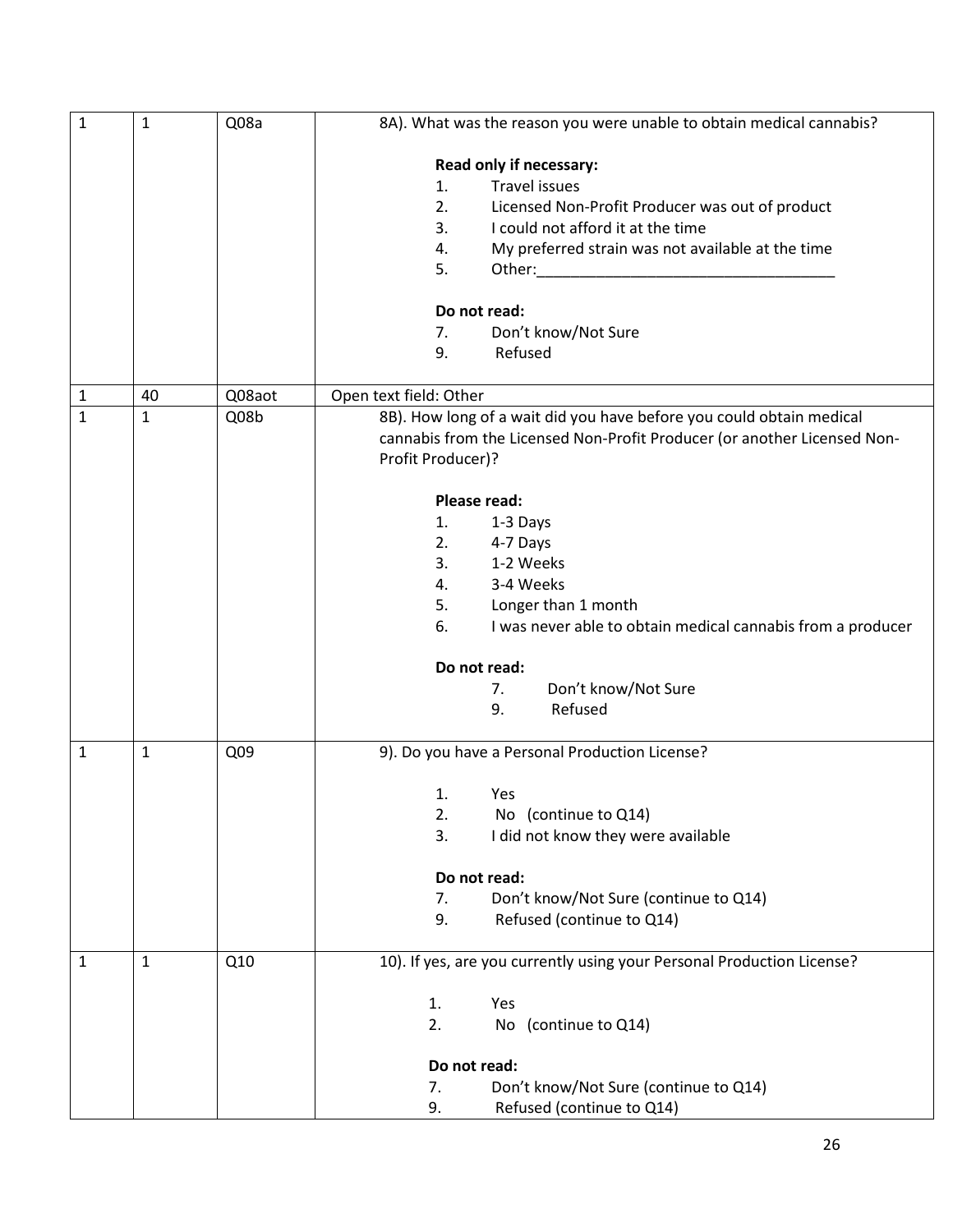| | | | |
|---|---|---|---|
| 1 | 1 | Q08a | 8A). What was the reason you were unable to obtain medical cannabis?<br><br>**Read only if necessary:**<br>1. Travel issues<br>2. Licensed Non-Profit Producer was out of product<br>3. I could not afford it at the time<br>4. My preferred strain was not available at the time<br>5. Other:___________________________________<br><br>**Do not read:**<br>7. Don't know/Not Sure<br>9. Refused |
| 1 | 40 | Q08aot | Open text field: Other |
| 1 | 1 | Q08b | 8B). How long of a wait did you have before you could obtain medical cannabis from the Licensed Non-Profit Producer (or another Licensed Non-Profit Producer)?<br><br>**Please read:**<br>1. 1-3 Days<br>2. 4-7 Days<br>3. 1-2 Weeks<br>4. 3-4 Weeks<br>5. Longer than 1 month<br>6. I was never able to obtain medical cannabis from a producer<br><br>**Do not read:**<br>7. Don't know/Not Sure<br>9. Refused |
| 1 | 1 | Q09 | 9). Do you have a Personal Production License?<br><br>1. Yes<br>2. No (continue to Q14)<br>3. I did not know they were available<br><br>**Do not read:**<br>7. Don't know/Not Sure (continue to Q14)<br>9. Refused (continue to Q14) |
| 1 | 1 | Q10 | 10). If yes, are you currently using your Personal Production License?<br><br>1. Yes<br>2. No (continue to Q14)<br><br>**Do not read:**<br>7. Don't know/Not Sure (continue to Q14)<br>9. Refused (continue to Q14) |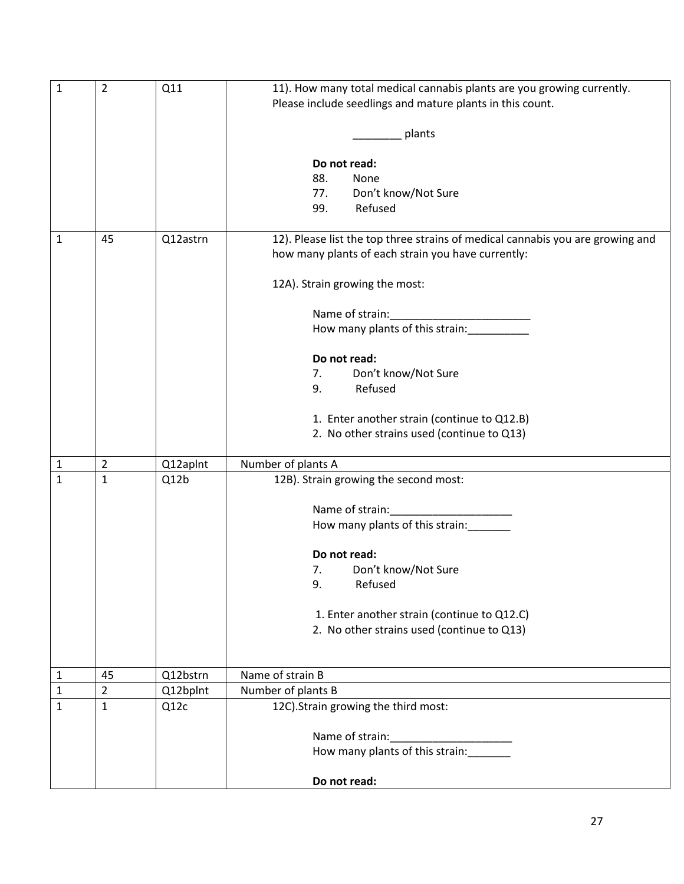| | | | |
|---|---|---|---|
| 1 | 2 | Q11 | 11). How many total medical cannabis plants are you growing currently. Please include seedlings and mature plants in this count.<br><br>________ plants<br><br>**Do not read:**<br>88. None<br>77. Don't know/Not Sure<br>99. Refused |
| 1 | 45 | Q12astrn | 12). Please list the top three strains of medical cannabis you are growing and how many plants of each strain you have currently:<br><br>12A). Strain growing the most:<br><br>Name of strain:________________________<br>How many plants of this strain:__________<br><br>**Do not read:**<br>7. Don't know/Not Sure<br>9. Refused<br><br>1. Enter another strain (continue to Q12.B)<br>2. No other strains used (continue to Q13) |
| 1 | 2 | Q12aplnt | Number of plants A |
| 1 | 1 | Q12b | 12B). Strain growing the second most:<br><br>Name of strain:____________________<br>How many plants of this strain:_______<br><br>**Do not read:**<br>7. Don't know/Not Sure<br>9. Refused<br><br>1. Enter another strain (continue to Q12.C)<br>2. No other strains used (continue to Q13) |
| 1 | 45 | Q12bstrn | Name of strain B |
| 1 | 2 | Q12bplnt | Number of plants B |
| 1 | 1 | Q12c | 12C).Strain growing the third most:<br><br>Name of strain:____________________<br>How many plants of this strain:_______<br><br>**Do not read:** |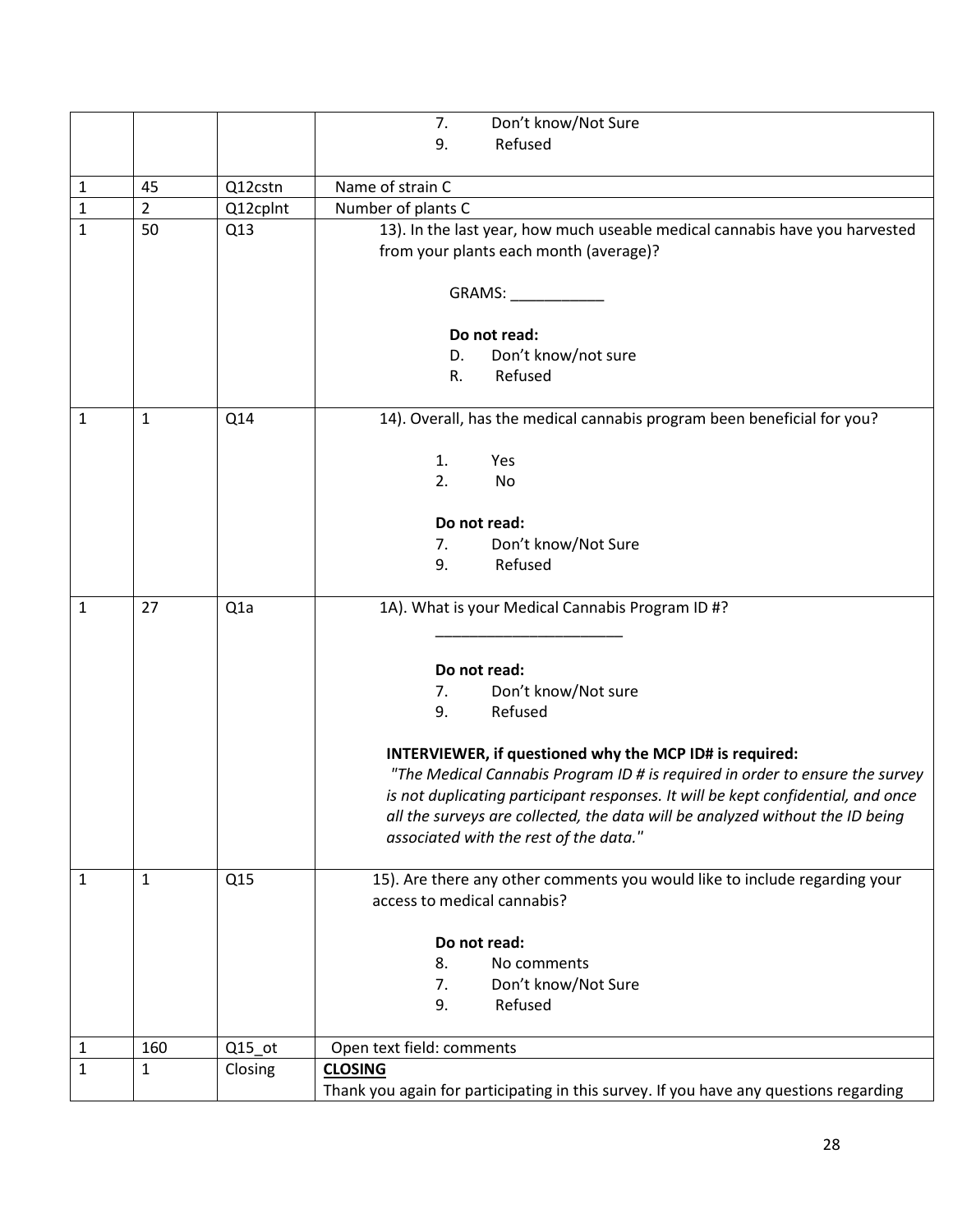| | | | |
|---|---|---|---|
| | | | 7. Don't know/Not Sure<br>9. Refused |
| 1 | 45 | Q12cstn | Name of strain C |
| 1 | 2 | Q12cplnt | Number of plants C |
| 1 | 50 | Q13 | 13). In the last year, how much useable medical cannabis have you harvested from your plants each month (average)?<br><br>GRAMS: ___________<br><br>**Do not read:**<br>D. Don't know/not sure<br>R. Refused |
| 1 | 1 | Q14 | 14). Overall, has the medical cannabis program been beneficial for you?<br><br>1. Yes<br>2. No<br><br>**Do not read:**<br>7. Don't know/Not Sure<br>9. Refused |
| 1 | 27 | Q1a | 1A). What is your Medical Cannabis Program ID #?<br><br>______________________<br><br>**Do not read:**<br>7. Don't know/Not sure<br>9. Refused<br><br>**INTERVIEWER, if questioned why the MCP ID# is required:**<br>*"The Medical Cannabis Program ID # is required in order to ensure the survey is not duplicating participant responses. It will be kept confidential, and once all the surveys are collected, the data will be analyzed without the ID being associated with the rest of the data."* |
| 1 | 1 | Q15 | 15). Are there any other comments you would like to include regarding your access to medical cannabis?<br><br>**Do not read:**<br>8. No comments<br>7. Don't know/Not Sure<br>9. Refused |
| 1 | 160 | Q15_ot | Open text field: comments |
| 1 | 1 | Closing | **CLOSING**<br>Thank you again for participating in this survey. If you have any questions regarding |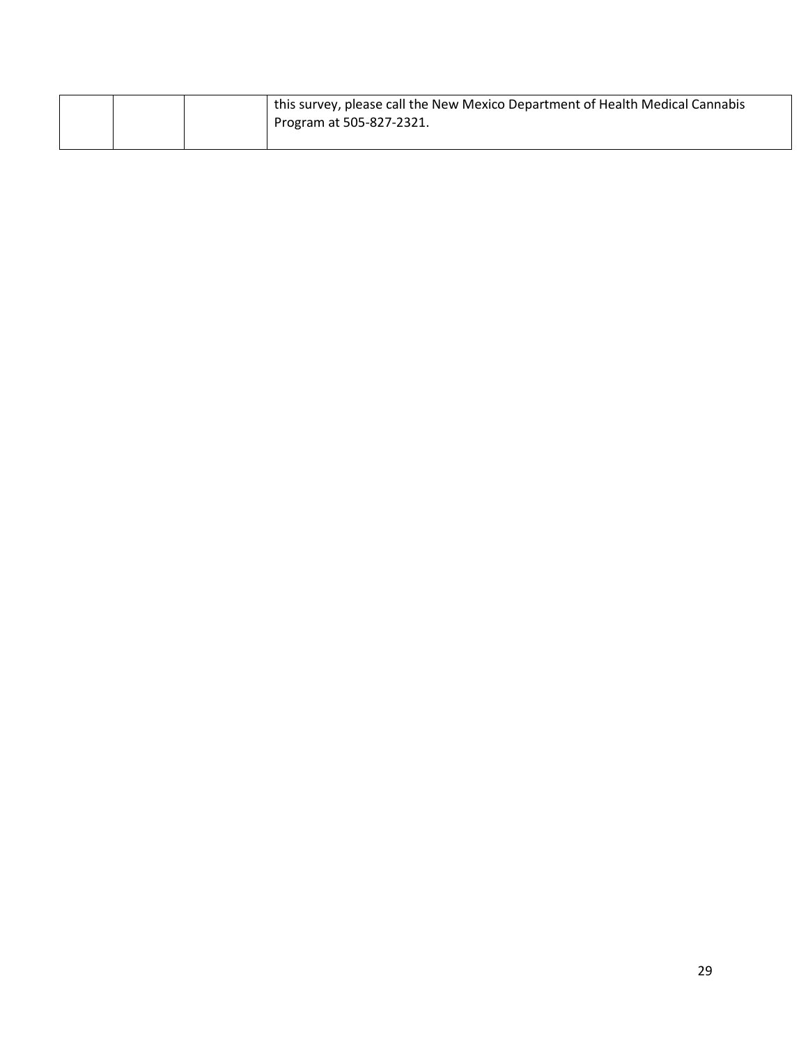| | | | |
|---|---|---|---|
| | | | this survey, please call the New Mexico Department of Health Medical Cannabis Program at 505-827-2321. |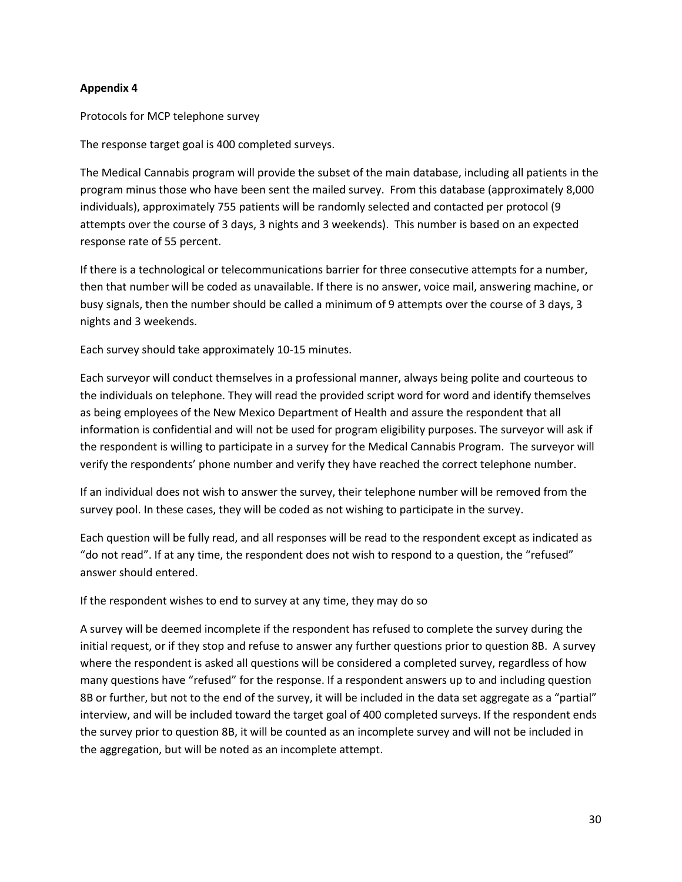**Appendix 4**

Protocols for MCP telephone survey

The response target goal is 400 completed surveys.

The Medical Cannabis program will provide the subset of the main database, including all patients in the program minus those who have been sent the mailed survey. From this database (approximately 8,000 individuals), approximately 755 patients will be randomly selected and contacted per protocol (9 attempts over the course of 3 days, 3 nights and 3 weekends). This number is based on an expected response rate of 55 percent.

If there is a technological or telecommunications barrier for three consecutive attempts for a number, then that number will be coded as unavailable. If there is no answer, voice mail, answering machine, or busy signals, then the number should be called a minimum of 9 attempts over the course of 3 days, 3 nights and 3 weekends.

Each survey should take approximately 10-15 minutes.

Each surveyor will conduct themselves in a professional manner, always being polite and courteous to the individuals on telephone. They will read the provided script word for word and identify themselves as being employees of the New Mexico Department of Health and assure the respondent that all information is confidential and will not be used for program eligibility purposes. The surveyor will ask if the respondent is willing to participate in a survey for the Medical Cannabis Program. The surveyor will verify the respondents' phone number and verify they have reached the correct telephone number.

If an individual does not wish to answer the survey, their telephone number will be removed from the survey pool. In these cases, they will be coded as not wishing to participate in the survey.

Each question will be fully read, and all responses will be read to the respondent except as indicated as "do not read". If at any time, the respondent does not wish to respond to a question, the "refused" answer should entered.

If the respondent wishes to end to survey at any time, they may do so

A survey will be deemed incomplete if the respondent has refused to complete the survey during the initial request, or if they stop and refuse to answer any further questions prior to question 8B. A survey where the respondent is asked all questions will be considered a completed survey, regardless of how many questions have "refused" for the response. If a respondent answers up to and including question 8B or further, but not to the end of the survey, it will be included in the data set aggregate as a "partial" interview, and will be included toward the target goal of 400 completed surveys. If the respondent ends the survey prior to question 8B, it will be counted as an incomplete survey and will not be included in the aggregation, but will be noted as an incomplete attempt.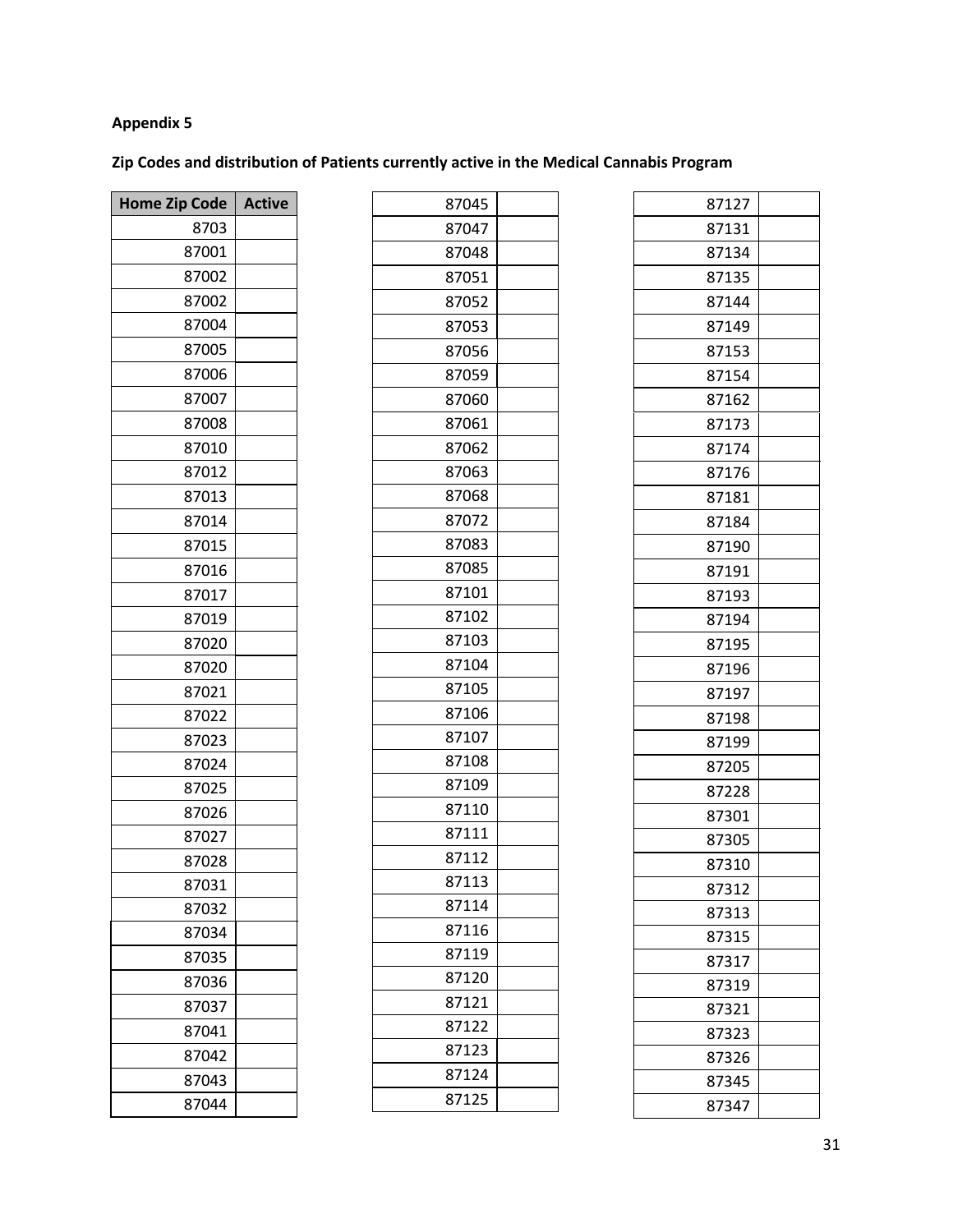**Appendix 5**

**Zip Codes and distribution of Patients currently active in the Medical Cannabis Program**

| Home Zip Code | Active |
|---|---|
| 8703 | |
| 87001 | |
| 87002 | |
| 87002 | |
| 87004 | |
| 87005 | |
| 87006 | |
| 87007 | |
| 87008 | |
| 87010 | |
| 87012 | |
| 87013 | |
| 87014 | |
| 87015 | |
| 87016 | |
| 87017 | |
| 87019 | |
| 87020 | |
| 87020 | |
| 87021 | |
| 87022 | |
| 87023 | |
| 87024 | |
| 87025 | |
| 87026 | |
| 87027 | |
| 87028 | |
| 87031 | |
| 87032 | |
| 87034 | |
| 87035 | |
| 87036 | |
| 87037 | |
| 87041 | |
| 87042 | |
| 87043 | |
| 87044 | |
| 87045 | |
| 87047 | |
| 87048 | |
| 87051 | |
| 87052 | |
| 87053 | |
| 87056 | |
| 87059 | |
| 87060 | |
| 87061 | |
| 87062 | |
| 87063 | |
| 87068 | |
| 87072 | |
| 87083 | |
| 87085 | |
| 87101 | |
| 87102 | |
| 87103 | |
| 87104 | |
| 87105 | |
| 87106 | |
| 87107 | |
| 87108 | |
| 87109 | |
| 87110 | |
| 87111 | |
| 87112 | |
| 87113 | |
| 87114 | |
| 87116 | |
| 87119 | |
| 87120 | |
| 87121 | |
| 87122 | |
| 87123 | |
| 87124 | |
| 87125 | |
| 87127 | |
| 87131 | |
| 87134 | |
| 87135 | |
| 87144 | |
| 87149 | |
| 87153 | |
| 87154 | |
| 87162 | |
| 87173 | |
| 87174 | |
| 87176 | |
| 87181 | |
| 87184 | |
| 87190 | |
| 87191 | |
| 87193 | |
| 87194 | |
| 87195 | |
| 87196 | |
| 87197 | |
| 87198 | |
| 87199 | |
| 87205 | |
| 87228 | |
| 87301 | |
| 87305 | |
| 87310 | |
| 87312 | |
| 87313 | |
| 87315 | |
| 87317 | |
| 87319 | |
| 87321 | |
| 87323 | |
| 87326 | |
| 87345 | |
| 87347 | |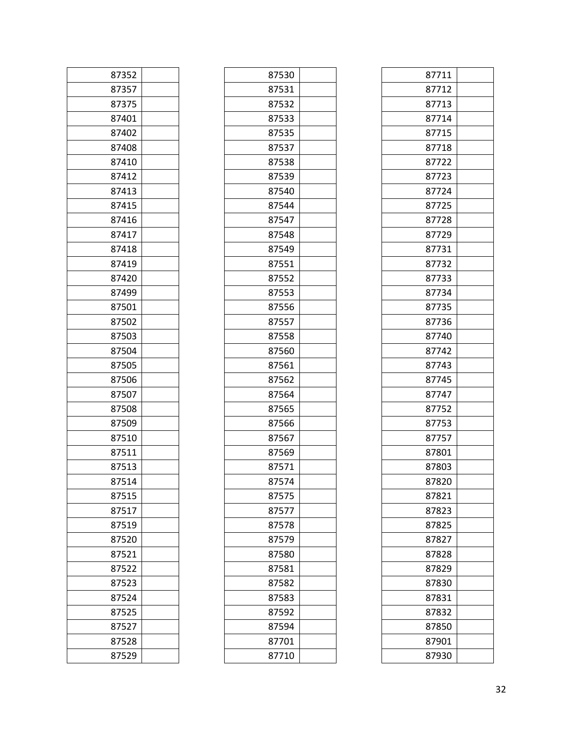| | |
|---|---|
| 87352 | |
| 87357 | |
| 87375 | |
| 87401 | |
| 87402 | |
| 87408 | |
| 87410 | |
| 87412 | |
| 87413 | |
| 87415 | |
| 87416 | |
| 87417 | |
| 87418 | |
| 87419 | |
| 87420 | |
| 87499 | |
| 87501 | |
| 87502 | |
| 87503 | |
| 87504 | |
| 87505 | |
| 87506 | |
| 87507 | |
| 87508 | |
| 87509 | |
| 87510 | |
| 87511 | |
| 87513 | |
| 87514 | |
| 87515 | |
| 87517 | |
| 87519 | |
| 87520 | |
| 87521 | |
| 87522 | |
| 87523 | |
| 87524 | |
| 87525 | |
| 87527 | |
| 87528 | |
| 87529 | |

| | |
|---|---|
| 87530 | |
| 87531 | |
| 87532 | |
| 87533 | |
| 87535 | |
| 87537 | |
| 87538 | |
| 87539 | |
| 87540 | |
| 87544 | |
| 87547 | |
| 87548 | |
| 87549 | |
| 87551 | |
| 87552 | |
| 87553 | |
| 87556 | |
| 87557 | |
| 87558 | |
| 87560 | |
| 87561 | |
| 87562 | |
| 87564 | |
| 87565 | |
| 87566 | |
| 87567 | |
| 87569 | |
| 87571 | |
| 87574 | |
| 87575 | |
| 87577 | |
| 87578 | |
| 87579 | |
| 87580 | |
| 87581 | |
| 87582 | |
| 87583 | |
| 87592 | |
| 87594 | |
| 87701 | |
| 87710 | |

| | |
|---|---|
| 87711 | |
| 87712 | |
| 87713 | |
| 87714 | |
| 87715 | |
| 87718 | |
| 87722 | |
| 87723 | |
| 87724 | |
| 87725 | |
| 87728 | |
| 87729 | |
| 87731 | |
| 87732 | |
| 87733 | |
| 87734 | |
| 87735 | |
| 87736 | |
| 87740 | |
| 87742 | |
| 87743 | |
| 87745 | |
| 87747 | |
| 87752 | |
| 87753 | |
| 87757 | |
| 87801 | |
| 87803 | |
| 87820 | |
| 87821 | |
| 87823 | |
| 87825 | |
| 87827 | |
| 87828 | |
| 87829 | |
| 87830 | |
| 87831 | |
| 87832 | |
| 87850 | |
| 87901 | |
| 87930 | |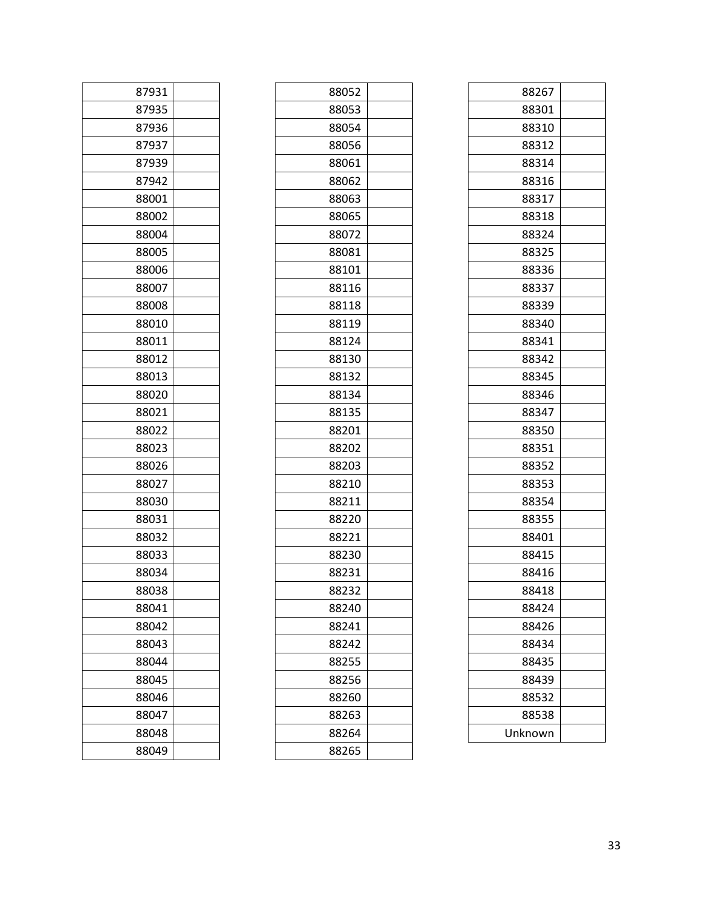| | |
|---|---|
| 87931 | |
| 87935 | |
| 87936 | |
| 87937 | |
| 87939 | |
| 87942 | |
| 88001 | |
| 88002 | |
| 88004 | |
| 88005 | |
| 88006 | |
| 88007 | |
| 88008 | |
| 88010 | |
| 88011 | |
| 88012 | |
| 88013 | |
| 88020 | |
| 88021 | |
| 88022 | |
| 88023 | |
| 88026 | |
| 88027 | |
| 88030 | |
| 88031 | |
| 88032 | |
| 88033 | |
| 88034 | |
| 88038 | |
| 88041 | |
| 88042 | |
| 88043 | |
| 88044 | |
| 88045 | |
| 88046 | |
| 88047 | |
| 88048 | |
| 88049 | |

| | |
|---|---|
| 88052 | |
| 88053 | |
| 88054 | |
| 88056 | |
| 88061 | |
| 88062 | |
| 88063 | |
| 88065 | |
| 88072 | |
| 88081 | |
| 88101 | |
| 88116 | |
| 88118 | |
| 88119 | |
| 88124 | |
| 88130 | |
| 88132 | |
| 88134 | |
| 88135 | |
| 88201 | |
| 88202 | |
| 88203 | |
| 88210 | |
| 88211 | |
| 88220 | |
| 88221 | |
| 88230 | |
| 88231 | |
| 88232 | |
| 88240 | |
| 88241 | |
| 88242 | |
| 88255 | |
| 88256 | |
| 88260 | |
| 88263 | |
| 88264 | |
| 88265 | |

| | |
|---|---|
| 88267 | |
| 88301 | |
| 88310 | |
| 88312 | |
| 88314 | |
| 88316 | |
| 88317 | |
| 88318 | |
| 88324 | |
| 88325 | |
| 88336 | |
| 88337 | |
| 88339 | |
| 88340 | |
| 88341 | |
| 88342 | |
| 88345 | |
| 88346 | |
| 88347 | |
| 88350 | |
| 88351 | |
| 88352 | |
| 88353 | |
| 88354 | |
| 88355 | |
| 88401 | |
| 88415 | |
| 88416 | |
| 88418 | |
| 88424 | |
| 88426 | |
| 88434 | |
| 88435 | |
| 88439 | |
| 88532 | |
| 88538 | |
| Unknown | |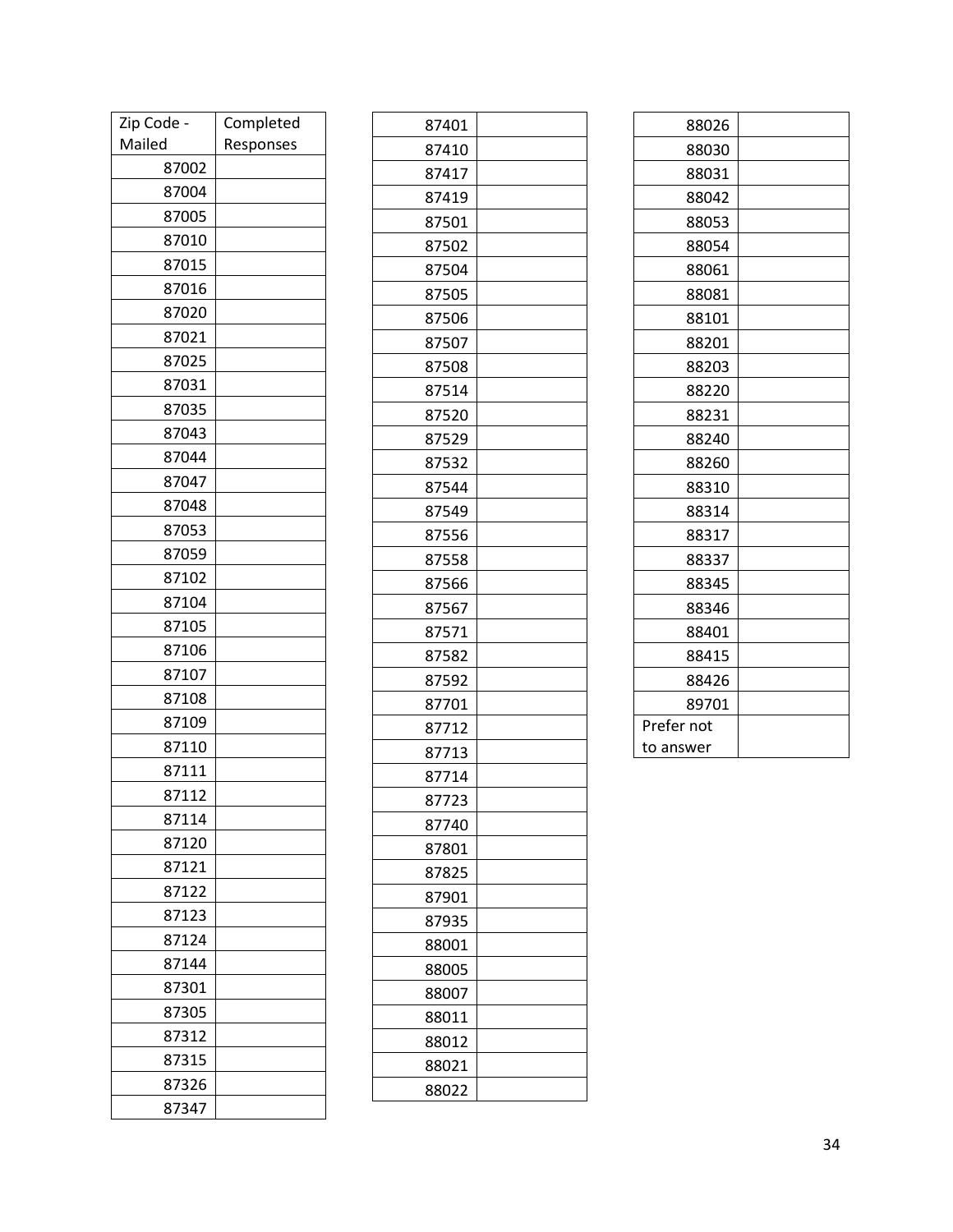| Zip Code - Mailed | Completed Responses |
|---|---|
| 87002 | |
| 87004 | |
| 87005 | |
| 87010 | |
| 87015 | |
| 87016 | |
| 87020 | |
| 87021 | |
| 87025 | |
| 87031 | |
| 87035 | |
| 87043 | |
| 87044 | |
| 87047 | |
| 87048 | |
| 87053 | |
| 87059 | |
| 87102 | |
| 87104 | |
| 87105 | |
| 87106 | |
| 87107 | |
| 87108 | |
| 87109 | |
| 87110 | |
| 87111 | |
| 87112 | |
| 87114 | |
| 87120 | |
| 87121 | |
| 87122 | |
| 87123 | |
| 87124 | |
| 87144 | |
| 87301 | |
| 87305 | |
| 87312 | |
| 87315 | |
| 87326 | |
| 87347 | |
| 87401 | |
| 87410 | |
| 87417 | |
| 87419 | |
| 87501 | |
| 87502 | |
| 87504 | |
| 87505 | |
| 87506 | |
| 87507 | |
| 87508 | |
| 87514 | |
| 87520 | |
| 87529 | |
| 87532 | |
| 87544 | |
| 87549 | |
| 87556 | |
| 87558 | |
| 87566 | |
| 87567 | |
| 87571 | |
| 87582 | |
| 87592 | |
| 87701 | |
| 87712 | |
| 87713 | |
| 87714 | |
| 87723 | |
| 87740 | |
| 87801 | |
| 87825 | |
| 87901 | |
| 87935 | |
| 88001 | |
| 88005 | |
| 88007 | |
| 88011 | |
| 88012 | |
| 88021 | |
| 88022 | |
| 88026 | |
| 88030 | |
| 88031 | |
| 88042 | |
| 88053 | |
| 88054 | |
| 88061 | |
| 88081 | |
| 88101 | |
| 88201 | |
| 88203 | |
| 88220 | |
| 88231 | |
| 88240 | |
| 88260 | |
| 88310 | |
| 88314 | |
| 88317 | |
| 88337 | |
| 88345 | |
| 88346 | |
| 88401 | |
| 88415 | |
| 88426 | |
| 89701 | |
| Prefer not to answer | |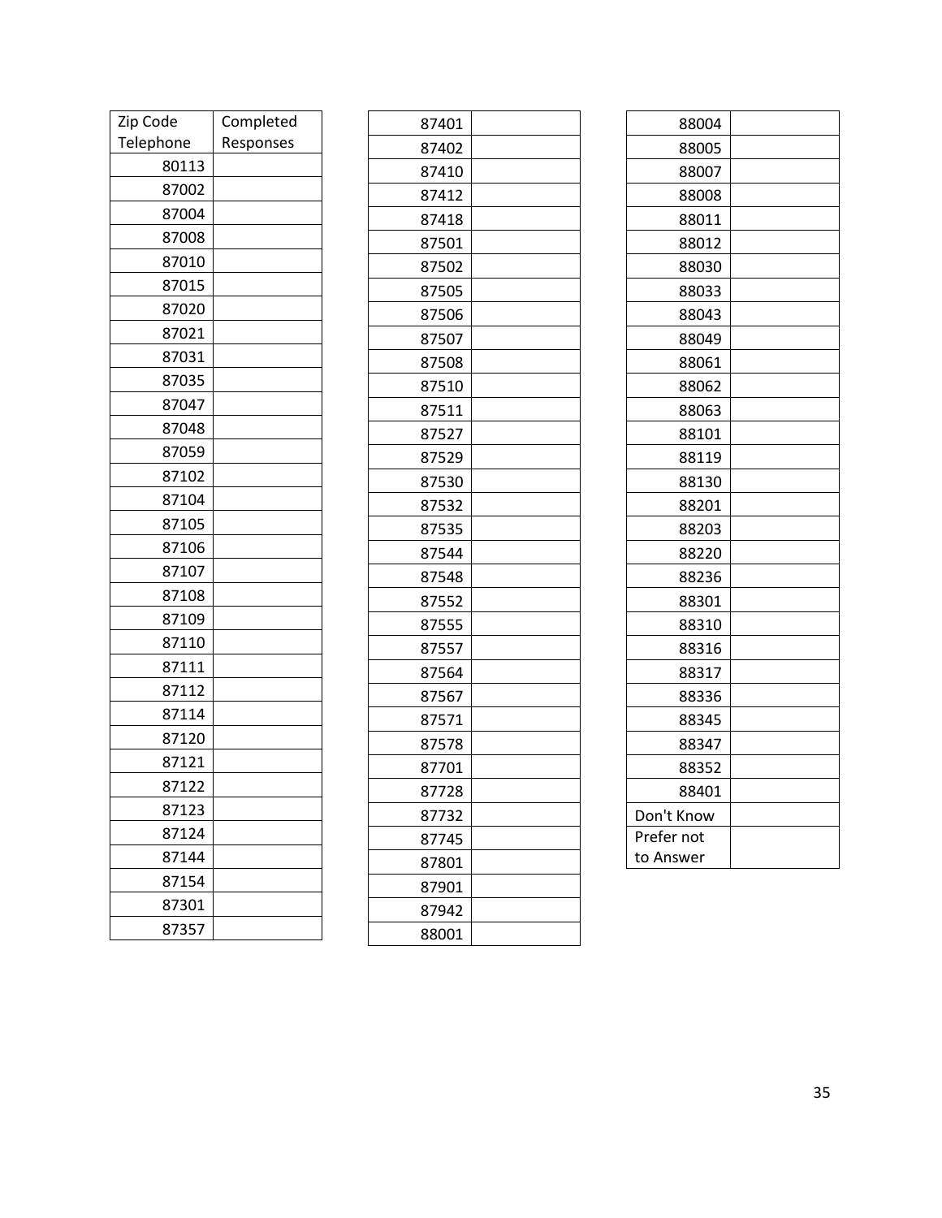| Zip Code Telephone | Completed Responses |
| --- | --- |
| 80113 | |
| 87002 | |
| 87004 | |
| 87008 | |
| 87010 | |
| 87015 | |
| 87020 | |
| 87021 | |
| 87031 | |
| 87035 | |
| 87047 | |
| 87048 | |
| 87059 | |
| 87102 | |
| 87104 | |
| 87105 | |
| 87106 | |
| 87107 | |
| 87108 | |
| 87109 | |
| 87110 | |
| 87111 | |
| 87112 | |
| 87114 | |
| 87120 | |
| 87121 | |
| 87122 | |
| 87123 | |
| 87124 | |
| 87144 | |
| 87154 | |
| 87301 | |
| 87357 | |
| 87401 | |
| 87402 | |
| 87410 | |
| 87412 | |
| 87418 | |
| 87501 | |
| 87502 | |
| 87505 | |
| 87506 | |
| 87507 | |
| 87508 | |
| 87510 | |
| 87511 | |
| 87527 | |
| 87529 | |
| 87530 | |
| 87532 | |
| 87535 | |
| 87544 | |
| 87548 | |
| 87552 | |
| 87555 | |
| 87557 | |
| 87564 | |
| 87567 | |
| 87571 | |
| 87578 | |
| 87701 | |
| 87728 | |
| 87732 | |
| 87745 | |
| 87801 | |
| 87901 | |
| 87942 | |
| 88001 | |
| 88004 | |
| 88005 | |
| 88007 | |
| 88008 | |
| 88011 | |
| 88012 | |
| 88030 | |
| 88033 | |
| 88043 | |
| 88049 | |
| 88061 | |
| 88062 | |
| 88063 | |
| 88101 | |
| 88119 | |
| 88130 | |
| 88201 | |
| 88203 | |
| 88220 | |
| 88236 | |
| 88301 | |
| 88310 | |
| 88316 | |
| 88317 | |
| 88336 | |
| 88345 | |
| 88347 | |
| 88352 | |
| 88401 | |
| Don't Know | |
| Prefer not to Answer | |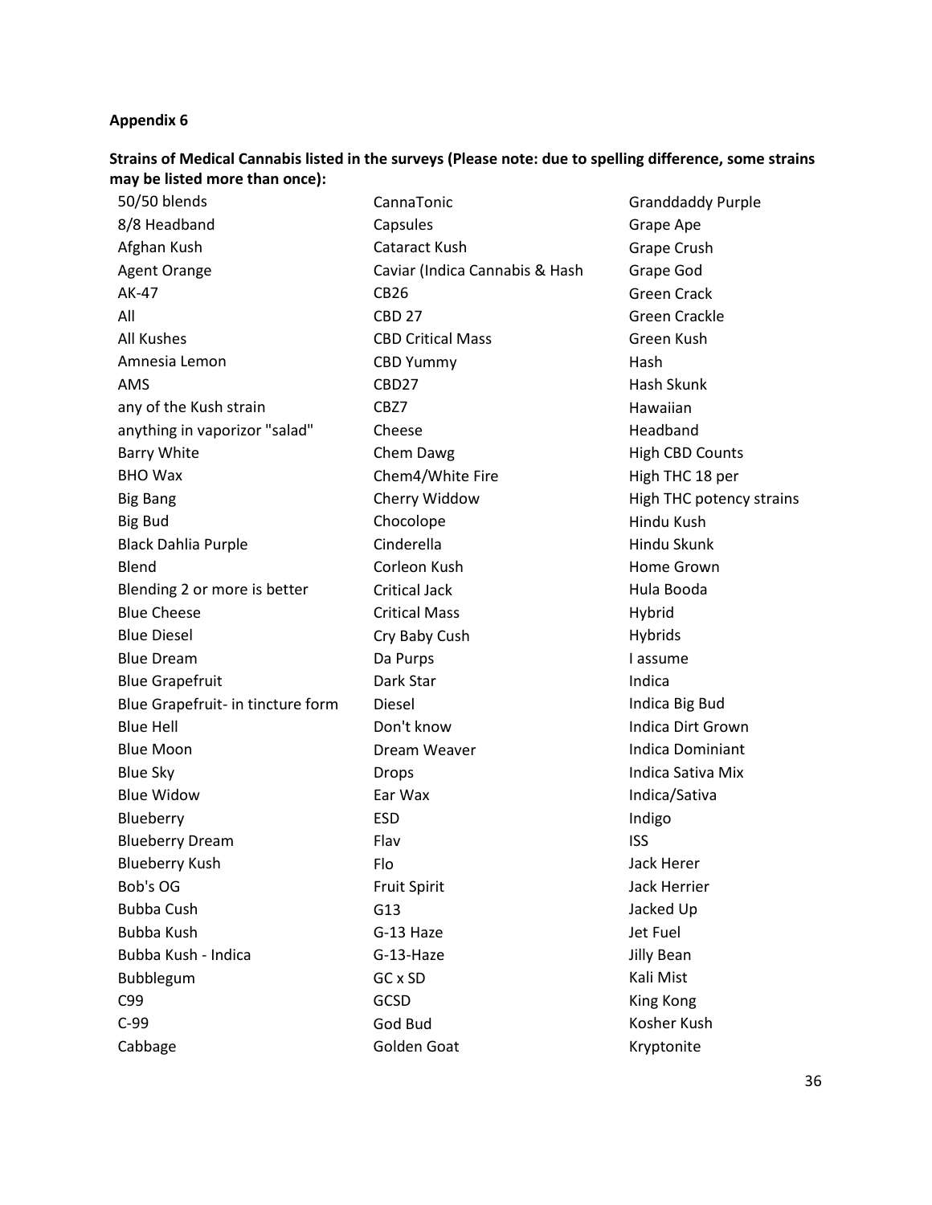**Appendix 6**

**Strains of Medical Cannabis listed in the surveys (Please note: due to spelling difference, some strains may be listed more than once):**

- 50/50 blends
- 8/8 Headband
- Afghan Kush
- Agent Orange
- AK-47
- All
- All Kushes
- Amnesia Lemon
- AMS
- any of the Kush strain
- anything in vaporizor "salad"
- Barry White
- BHO Wax
- Big Bang
- Big Bud
- Black Dahlia Purple
- Blend
- Blending 2 or more is better
- Blue Cheese
- Blue Diesel
- Blue Dream
- Blue Grapefruit
- Blue Grapefruit- in tincture form
- Blue Hell
- Blue Moon
- Blue Sky
- Blue Widow
- Blueberry
- Blueberry Dream
- Blueberry Kush
- Bob's OG
- Bubba Cush
- Bubba Kush
- Bubba Kush - Indica
- Bubblegum
- C99
- C-99
- Cabbage
- CannaTonic
- Capsules
- Cataract Kush
- Caviar (Indica Cannabis & Hash
- CB26
- CBD 27
- CBD Critical Mass
- CBD Yummy
- CBD27
- CBZ7
- Cheese
- Chem Dawg
- Chem4/White Fire
- Cherry Widdow
- Chocolope
- Cinderella
- Corleon Kush
- Critical Jack
- Critical Mass
- Cry Baby Cush
- Da Purps
- Dark Star
- Diesel
- Don't know
- Dream Weaver
- Drops
- Ear Wax
- ESD
- Flav
- Flo
- Fruit Spirit
- G13
- G-13 Haze
- G-13-Haze
- GC x SD
- GCSD
- God Bud
- Golden Goat
- Granddaddy Purple
- Grape Ape
- Grape Crush
- Grape God
- Green Crack
- Green Crackle
- Green Kush
- Hash
- Hash Skunk
- Hawaiian
- Headband
- High CBD Counts
- High THC 18 per
- High THC potency strains
- Hindu Kush
- Hindu Skunk
- Home Grown
- Hula Booda
- Hybrid
- Hybrids
- I assume
- Indica
- Indica Big Bud
- Indica Dirt Grown
- Indica Dominiant
- Indica Sativa Mix
- Indica/Sativa
- Indigo
- ISS
- Jack Herer
- Jack Herrier
- Jacked Up
- Jet Fuel
- Jilly Bean
- Kali Mist
- King Kong
- Kosher Kush
- Kryptonite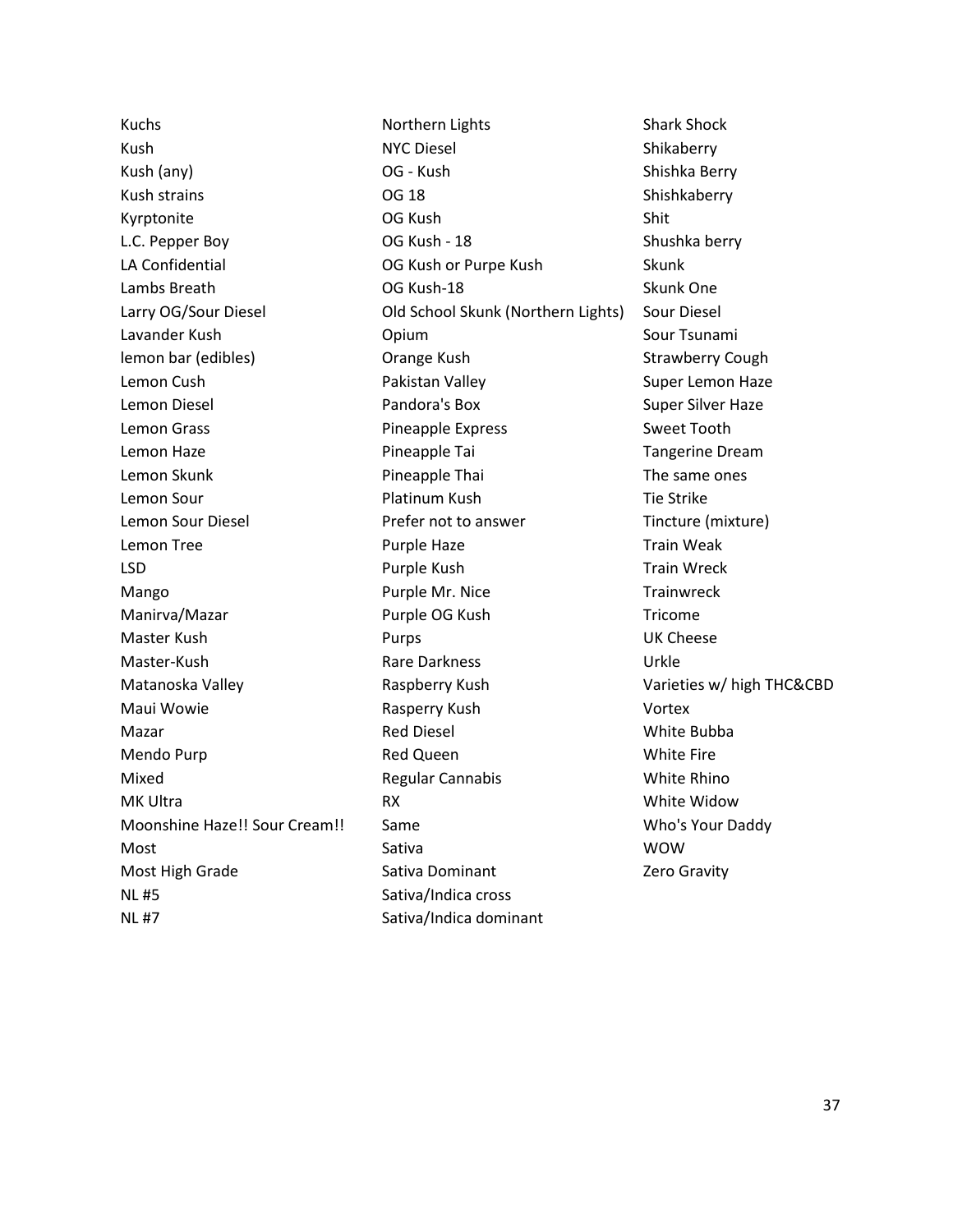Kuchs
Kush
Kush (any)
Kush strains
Kyrptonite
L.C. Pepper Boy
LA Confidential
Lambs Breath
Larry OG/Sour Diesel
Lavander Kush
lemon bar (edibles)
Lemon Cush
Lemon Diesel
Lemon Grass
Lemon Haze
Lemon Skunk
Lemon Sour
Lemon Sour Diesel
Lemon Tree
LSD
Mango
Manirva/Mazar
Master Kush
Master-Kush
Matanoska Valley
Maui Wowie
Mazar
Mendo Purp
Mixed
MK Ultra
Moonshine Haze!! Sour Cream!!
Most
Most High Grade
NL #5
NL #7
Northern Lights
NYC Diesel
OG - Kush
OG 18
OG Kush
OG Kush - 18
OG Kush or Purpe Kush
OG Kush-18
Old School Skunk (Northern Lights)
Opium
Orange Kush
Pakistan Valley
Pandora's Box
Pineapple Express
Pineapple Tai
Pineapple Thai
Platinum Kush
Prefer not to answer
Purple Haze
Purple Kush
Purple Mr. Nice
Purple OG Kush
Purps
Rare Darkness
Raspberry Kush
Rasperry Kush
Red Diesel
Red Queen
Regular Cannabis
RX
Same
Sativa
Sativa Dominant
Sativa/Indica cross
Sativa/Indica dominant
Shark Shock
Shikaberry
Shishka Berry
Shishkaberry
Shit
Shushka berry
Skunk
Skunk One
Sour Diesel
Sour Tsunami
Strawberry Cough
Super Lemon Haze
Super Silver Haze
Sweet Tooth
Tangerine Dream
The same ones
Tie Strike
Tincture (mixture)
Train Weak
Train Wreck
Trainwreck
Tricome
UK Cheese
Urkle
Varieties w/ high THC&CBD
Vortex
White Bubba
White Fire
White Rhino
White Widow
Who's Your Daddy
WOW
Zero Gravity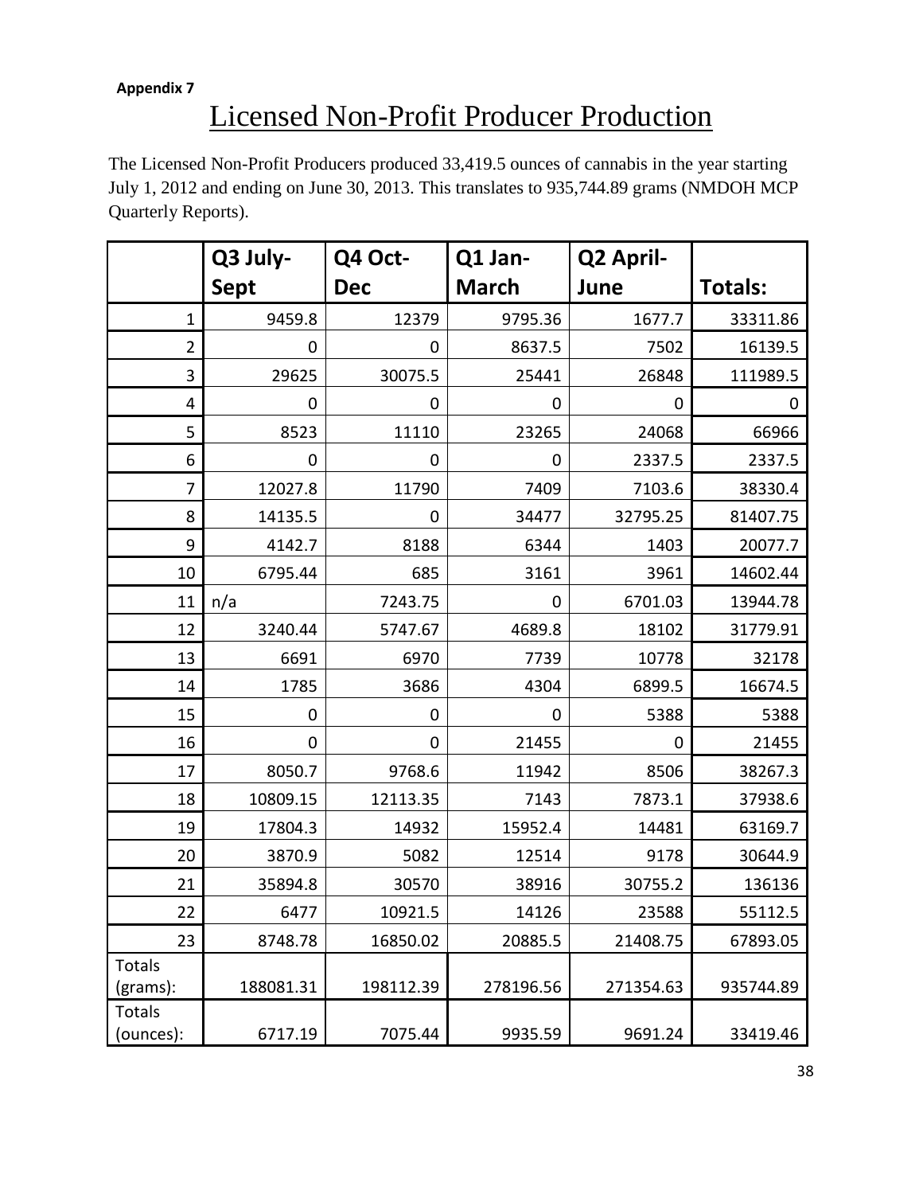**Appendix 7**

# Licensed Non-Profit Producer Production

The Licensed Non-Profit Producers produced 33,419.5 ounces of cannabis in the year starting July 1, 2012 and ending on June 30, 2013. This translates to 935,744.89 grams (NMDOH MCP Quarterly Reports).

| | Q3 July-Sept | Q4 Oct-Dec | Q1 Jan-March | Q2 April-June | Totals: |
|---|---|---|---|---|---|
| 1 | 9459.8 | 12379 | 9795.36 | 1677.7 | 33311.86 |
| 2 | 0 | 0 | 8637.5 | 7502 | 16139.5 |
| 3 | 29625 | 30075.5 | 25441 | 26848 | 111989.5 |
| 4 | 0 | 0 | 0 | 0 | 0 |
| 5 | 8523 | 11110 | 23265 | 24068 | 66966 |
| 6 | 0 | 0 | 0 | 2337.5 | 2337.5 |
| 7 | 12027.8 | 11790 | 7409 | 7103.6 | 38330.4 |
| 8 | 14135.5 | 0 | 34477 | 32795.25 | 81407.75 |
| 9 | 4142.7 | 8188 | 6344 | 1403 | 20077.7 |
| 10 | 6795.44 | 685 | 3161 | 3961 | 14602.44 |
| 11 | n/a | 7243.75 | 0 | 6701.03 | 13944.78 |
| 12 | 3240.44 | 5747.67 | 4689.8 | 18102 | 31779.91 |
| 13 | 6691 | 6970 | 7739 | 10778 | 32178 |
| 14 | 1785 | 3686 | 4304 | 6899.5 | 16674.5 |
| 15 | 0 | 0 | 0 | 5388 | 5388 |
| 16 | 0 | 0 | 21455 | 0 | 21455 |
| 17 | 8050.7 | 9768.6 | 11942 | 8506 | 38267.3 |
| 18 | 10809.15 | 12113.35 | 7143 | 7873.1 | 37938.6 |
| 19 | 17804.3 | 14932 | 15952.4 | 14481 | 63169.7 |
| 20 | 3870.9 | 5082 | 12514 | 9178 | 30644.9 |
| 21 | 35894.8 | 30570 | 38916 | 30755.2 | 136136 |
| 22 | 6477 | 10921.5 | 14126 | 23588 | 55112.5 |
| 23 | 8748.78 | 16850.02 | 20885.5 | 21408.75 | 67893.05 |
| Totals (grams): | 188081.31 | 198112.39 | 278196.56 | 271354.63 | 935744.89 |
| Totals (ounces): | 6717.19 | 7075.44 | 9935.59 | 9691.24 | 33419.46 |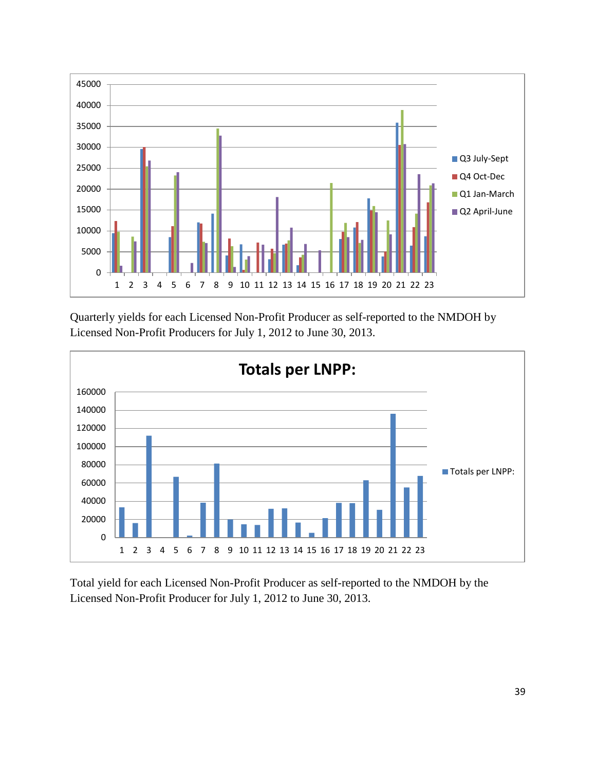Quarterly yields for each Licensed Non-Profit Producer as self-reported to the NMDOH by Licensed Non-Profit Producers for July 1, 2012 to June 30, 2013.

Total yield for each Licensed Non-Profit Producer as self-reported to the NMDOH by the Licensed Non-Profit Producer for July 1, 2012 to June 30, 2013.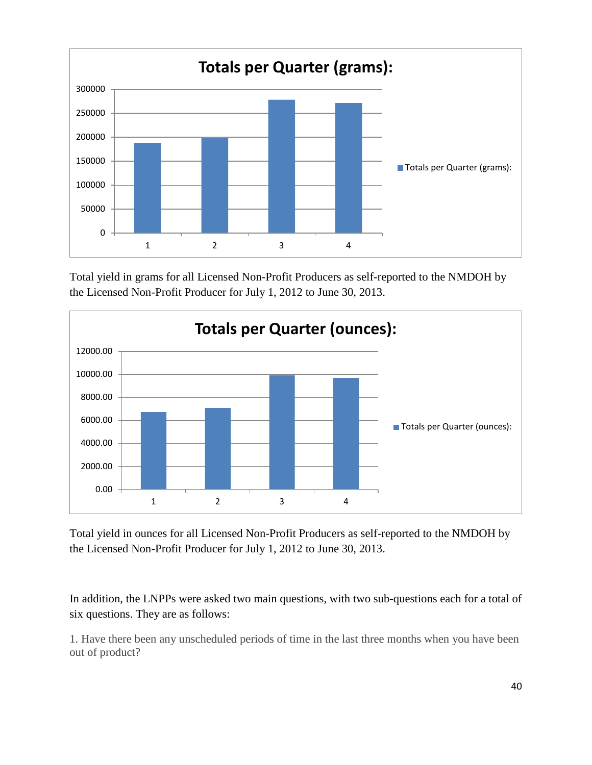Total yield in grams for all Licensed Non-Profit Producers as self-reported to the NMDOH by the Licensed Non-Profit Producer for July 1, 2012 to June 30, 2013.

Total yield in ounces for all Licensed Non-Profit Producers as self-reported to the NMDOH by the Licensed Non-Profit Producer for July 1, 2012 to June 30, 2013.

In addition, the LNPPs were asked two main questions, with two sub-questions each for a total of six questions. They are as follows:

1. Have there been any unscheduled periods of time in the last three months when you have been out of product?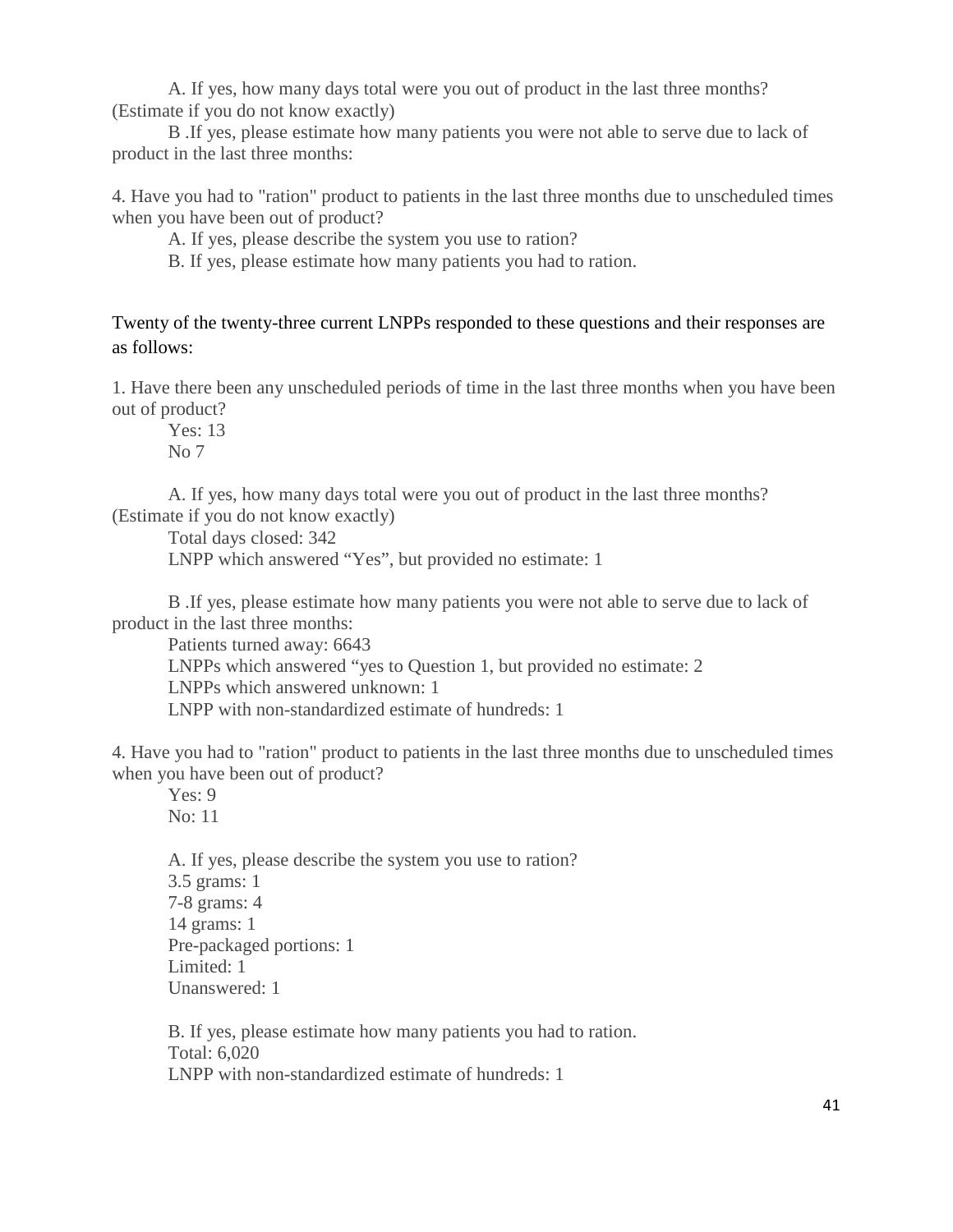A. If yes, how many days total were you out of product in the last three months? (Estimate if you do not know exactly)

B .If yes, please estimate how many patients you were not able to serve due to lack of product in the last three months:

4. Have you had to "ration" product to patients in the last three months due to unscheduled times when you have been out of product?

A. If yes, please describe the system you use to ration?

B. If yes, please estimate how many patients you had to ration.

Twenty of the twenty-three current LNPPs responded to these questions and their responses are as follows:

1. Have there been any unscheduled periods of time in the last three months when you have been out of product?

Yes: 13
No 7

A. If yes, how many days total were you out of product in the last three months? (Estimate if you do not know exactly)

Total days closed: 342
LNPP which answered "Yes", but provided no estimate: 1

B .If yes, please estimate how many patients you were not able to serve due to lack of product in the last three months:

Patients turned away: 6643
LNPPs which answered "yes to Question 1, but provided no estimate: 2
LNPPs which answered unknown: 1
LNPP with non-standardized estimate of hundreds: 1

4. Have you had to "ration" product to patients in the last three months due to unscheduled times when you have been out of product?

Yes: 9
No: 11

A. If yes, please describe the system you use to ration?

3.5 grams: 1
7-8 grams: 4
14 grams: 1
Pre-packaged portions: 1
Limited: 1
Unanswered: 1

B. If yes, please estimate how many patients you had to ration.

Total: 6,020
LNPP with non-standardized estimate of hundreds: 1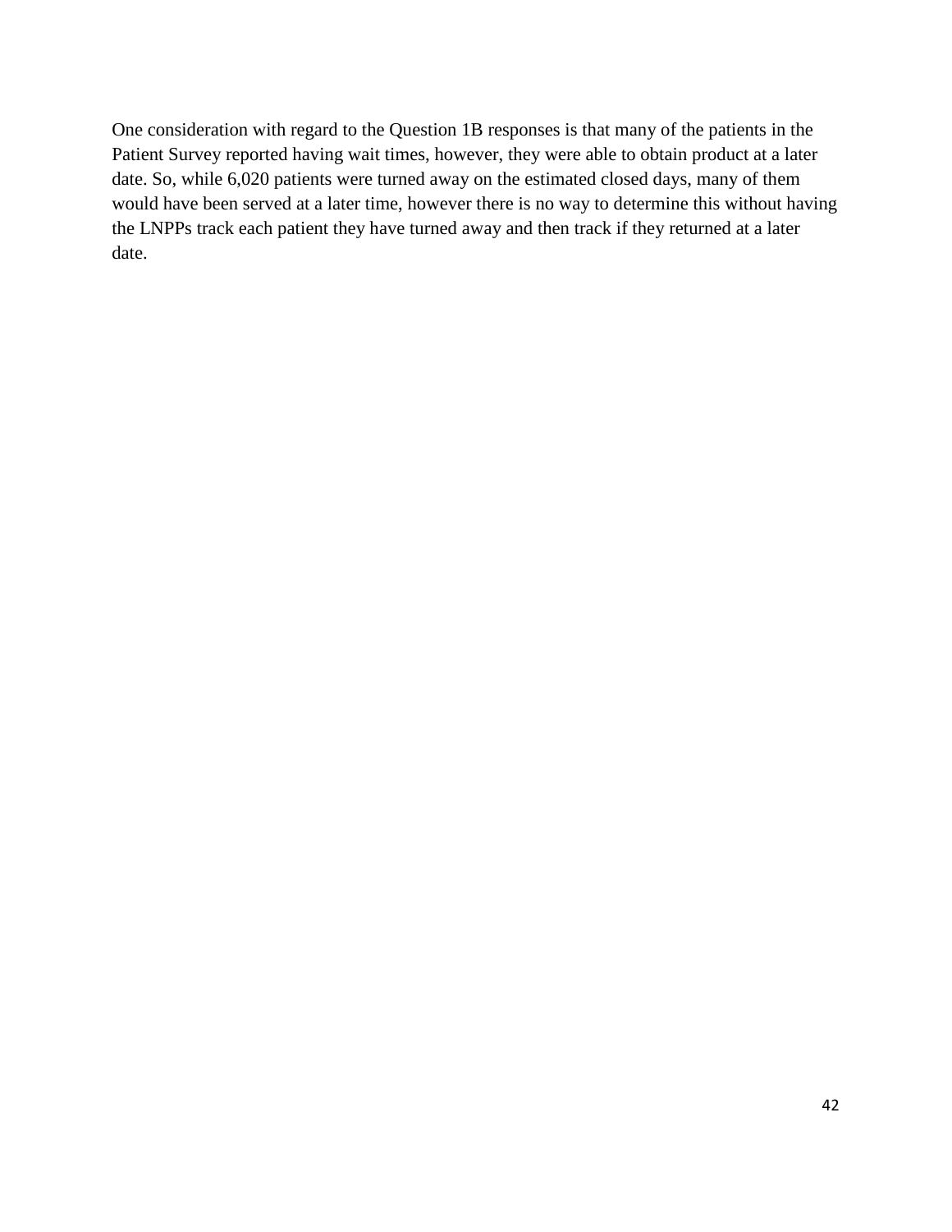One consideration with regard to the Question 1B responses is that many of the patients in the Patient Survey reported having wait times, however, they were able to obtain product at a later date. So, while 6,020 patients were turned away on the estimated closed days, many of them would have been served at a later time, however there is no way to determine this without having the LNPPs track each patient they have turned away and then track if they returned at a later date.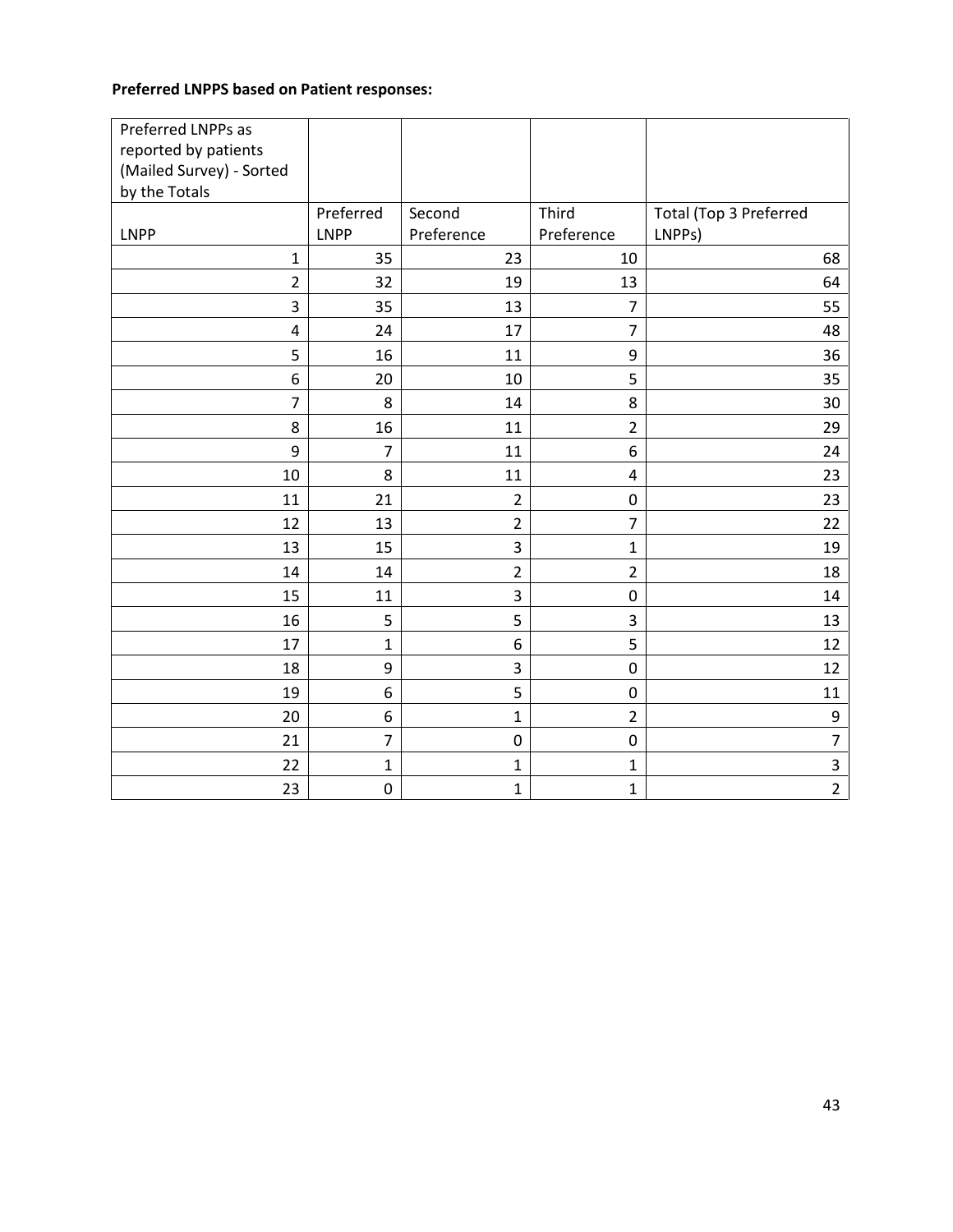**Preferred LNPPS based on Patient responses:**

| Preferred LNPPs as reported by patients (Mailed Survey) - Sorted by the Totals | | | | |
|---|---|---|---|---|
| LNPP | Preferred LNPP | Second Preference | Third Preference | Total (Top 3 Preferred LNPPs) |
| 1 | 35 | 23 | 10 | 68 |
| 2 | 32 | 19 | 13 | 64 |
| 3 | 35 | 13 | 7 | 55 |
| 4 | 24 | 17 | 7 | 48 |
| 5 | 16 | 11 | 9 | 36 |
| 6 | 20 | 10 | 5 | 35 |
| 7 | 8 | 14 | 8 | 30 |
| 8 | 16 | 11 | 2 | 29 |
| 9 | 7 | 11 | 6 | 24 |
| 10 | 8 | 11 | 4 | 23 |
| 11 | 21 | 2 | 0 | 23 |
| 12 | 13 | 2 | 7 | 22 |
| 13 | 15 | 3 | 1 | 19 |
| 14 | 14 | 2 | 2 | 18 |
| 15 | 11 | 3 | 0 | 14 |
| 16 | 5 | 5 | 3 | 13 |
| 17 | 1 | 6 | 5 | 12 |
| 18 | 9 | 3 | 0 | 12 |
| 19 | 6 | 5 | 0 | 11 |
| 20 | 6 | 1 | 2 | 9 |
| 21 | 7 | 0 | 0 | 7 |
| 22 | 1 | 1 | 1 | 3 |
| 23 | 0 | 1 | 1 | 2 |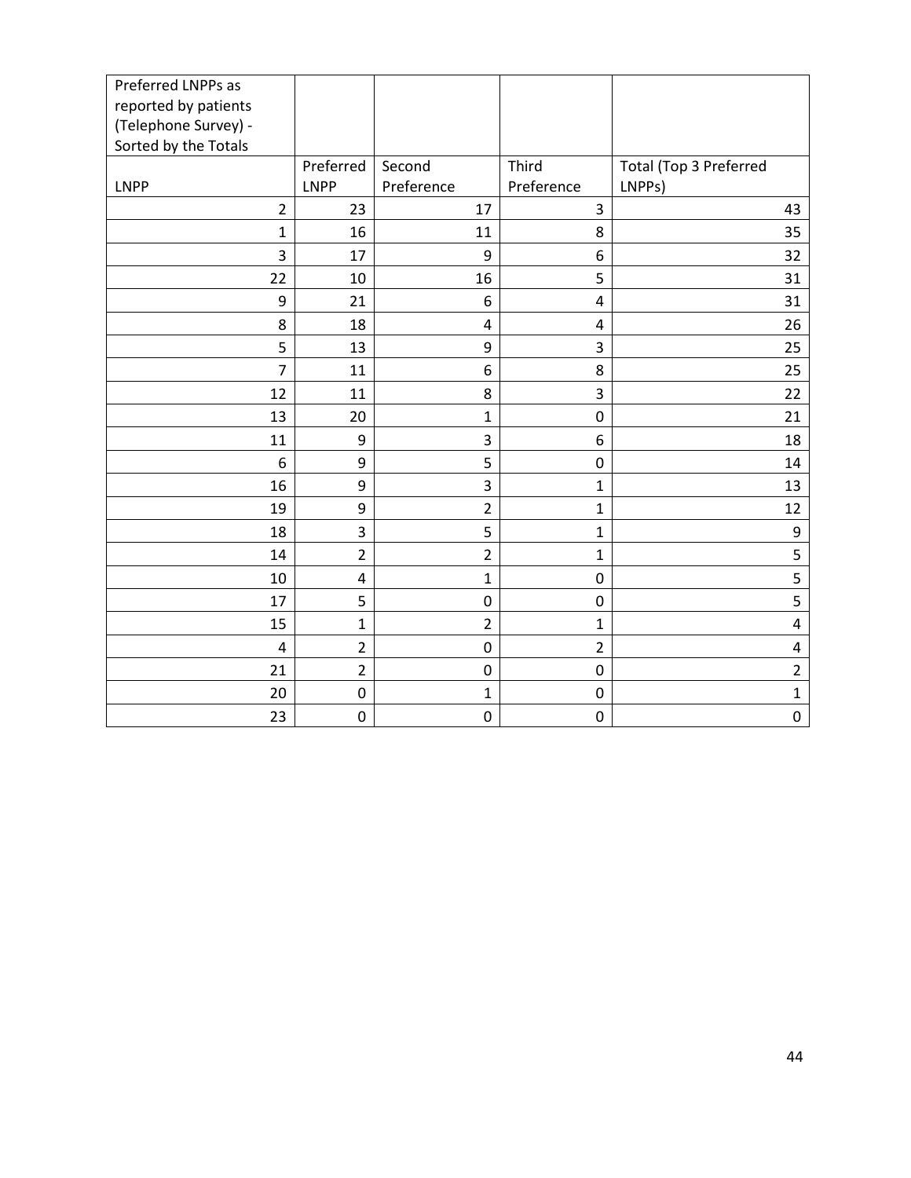| Preferred LNPPs as reported by patients (Telephone Survey) - Sorted by the Totals | | | | |
|---|---|---|---|---|
| LNPP | Preferred LNPP | Second Preference | Third Preference | Total (Top 3 Preferred LNPPs) |
| 2 | 23 | 17 | 3 | 43 |
| 1 | 16 | 11 | 8 | 35 |
| 3 | 17 | 9 | 6 | 32 |
| 22 | 10 | 16 | 5 | 31 |
| 9 | 21 | 6 | 4 | 31 |
| 8 | 18 | 4 | 4 | 26 |
| 5 | 13 | 9 | 3 | 25 |
| 7 | 11 | 6 | 8 | 25 |
| 12 | 11 | 8 | 3 | 22 |
| 13 | 20 | 1 | 0 | 21 |
| 11 | 9 | 3 | 6 | 18 |
| 6 | 9 | 5 | 0 | 14 |
| 16 | 9 | 3 | 1 | 13 |
| 19 | 9 | 2 | 1 | 12 |
| 18 | 3 | 5 | 1 | 9 |
| 14 | 2 | 2 | 1 | 5 |
| 10 | 4 | 1 | 0 | 5 |
| 17 | 5 | 0 | 0 | 5 |
| 15 | 1 | 2 | 1 | 4 |
| 4 | 2 | 0 | 2 | 4 |
| 21 | 2 | 0 | 0 | 2 |
| 20 | 0 | 1 | 0 | 1 |
| 23 | 0 | 0 | 0 | 0 |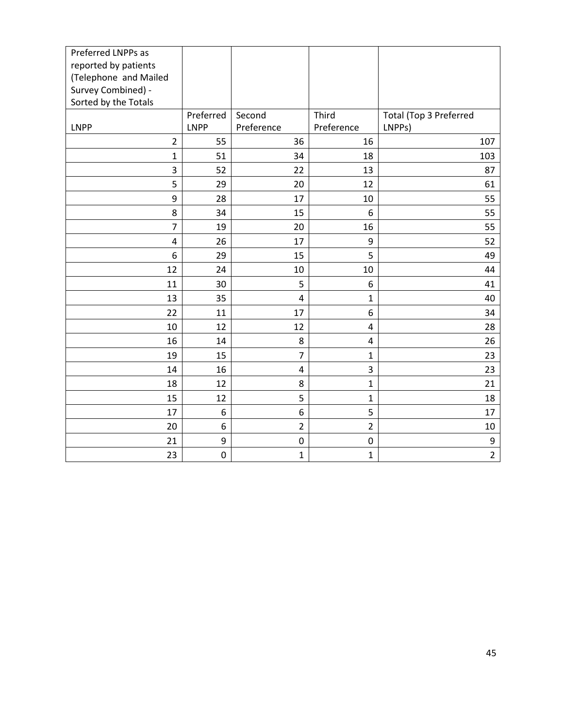| Preferred LNPPs as reported by patients (Telephone and Mailed Survey Combined) - Sorted by the Totals | | | | |
|---|---|---|---|---|
| LNPP | Preferred LNPP | Second Preference | Third Preference | Total (Top 3 Preferred LNPPs) |
| 2 | 55 | 36 | 16 | 107 |
| 1 | 51 | 34 | 18 | 103 |
| 3 | 52 | 22 | 13 | 87 |
| 5 | 29 | 20 | 12 | 61 |
| 9 | 28 | 17 | 10 | 55 |
| 8 | 34 | 15 | 6 | 55 |
| 7 | 19 | 20 | 16 | 55 |
| 4 | 26 | 17 | 9 | 52 |
| 6 | 29 | 15 | 5 | 49 |
| 12 | 24 | 10 | 10 | 44 |
| 11 | 30 | 5 | 6 | 41 |
| 13 | 35 | 4 | 1 | 40 |
| 22 | 11 | 17 | 6 | 34 |
| 10 | 12 | 12 | 4 | 28 |
| 16 | 14 | 8 | 4 | 26 |
| 19 | 15 | 7 | 1 | 23 |
| 14 | 16 | 4 | 3 | 23 |
| 18 | 12 | 8 | 1 | 21 |
| 15 | 12 | 5 | 1 | 18 |
| 17 | 6 | 6 | 5 | 17 |
| 20 | 6 | 2 | 2 | 10 |
| 21 | 9 | 0 | 0 | 9 |
| 23 | 0 | 1 | 1 | 2 |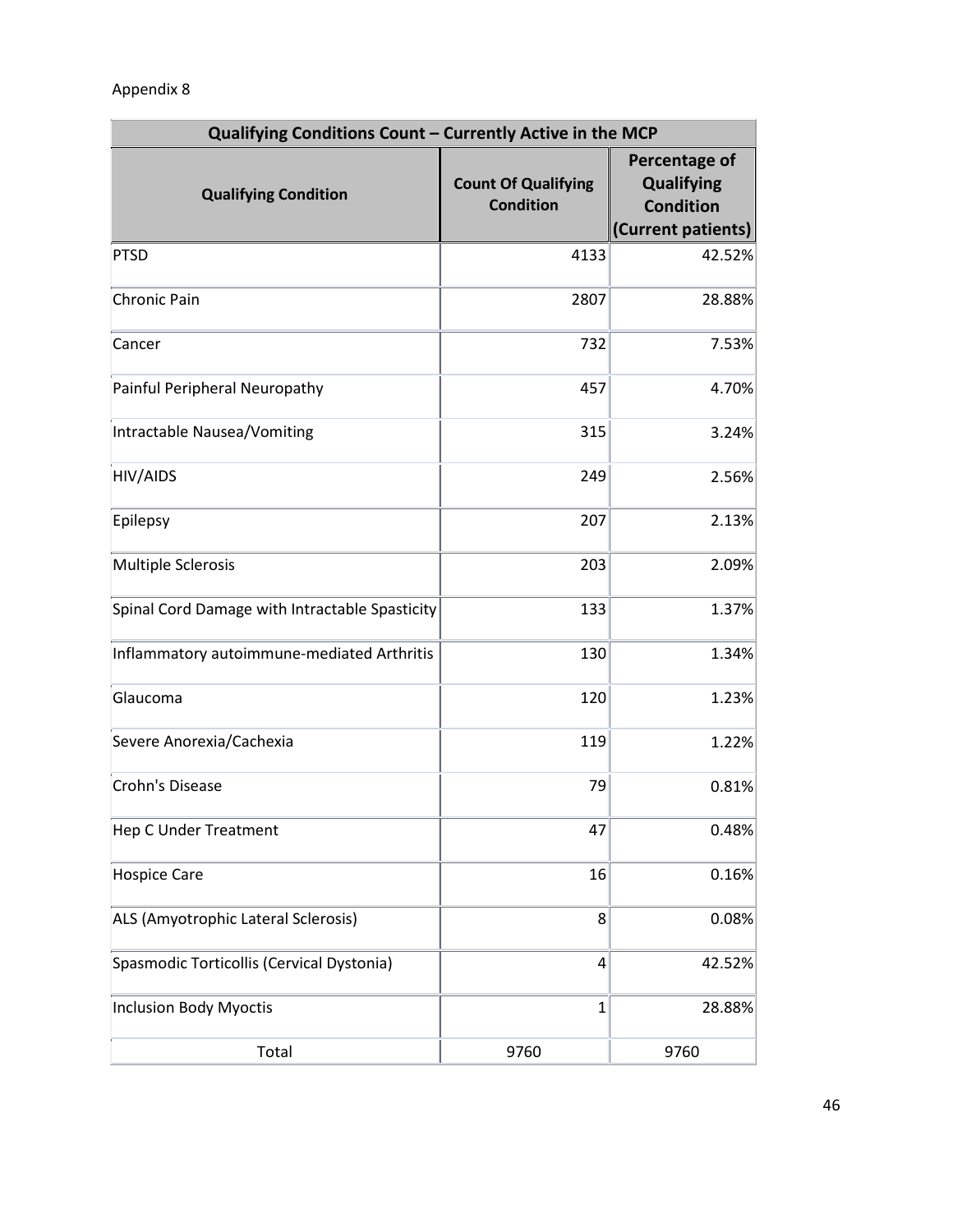Appendix 8

| Qualifying Conditions Count – Currently Active in the MCP | | |
|---|---|---|
| **Qualifying Condition** | **Count Of Qualifying Condition** | **Percentage of Qualifying Condition (Current patients)** |
| PTSD | 4133 | 42.52% |
| Chronic Pain | 2807 | 28.88% |
| Cancer | 732 | 7.53% |
| Painful Peripheral Neuropathy | 457 | 4.70% |
| Intractable Nausea/Vomiting | 315 | 3.24% |
| HIV/AIDS | 249 | 2.56% |
| Epilepsy | 207 | 2.13% |
| Multiple Sclerosis | 203 | 2.09% |
| Spinal Cord Damage with Intractable Spasticity | 133 | 1.37% |
| Inflammatory autoimmune-mediated Arthritis | 130 | 1.34% |
| Glaucoma | 120 | 1.23% |
| Severe Anorexia/Cachexia | 119 | 1.22% |
| Crohn's Disease | 79 | 0.81% |
| Hep C Under Treatment | 47 | 0.48% |
| Hospice Care | 16 | 0.16% |
| ALS (Amyotrophic Lateral Sclerosis) | 8 | 0.08% |
| Spasmodic Torticollis (Cervical Dystonia) | 4 | 42.52% |
| Inclusion Body Myoctis | 1 | 28.88% |
| Total | 9760 | 9760 |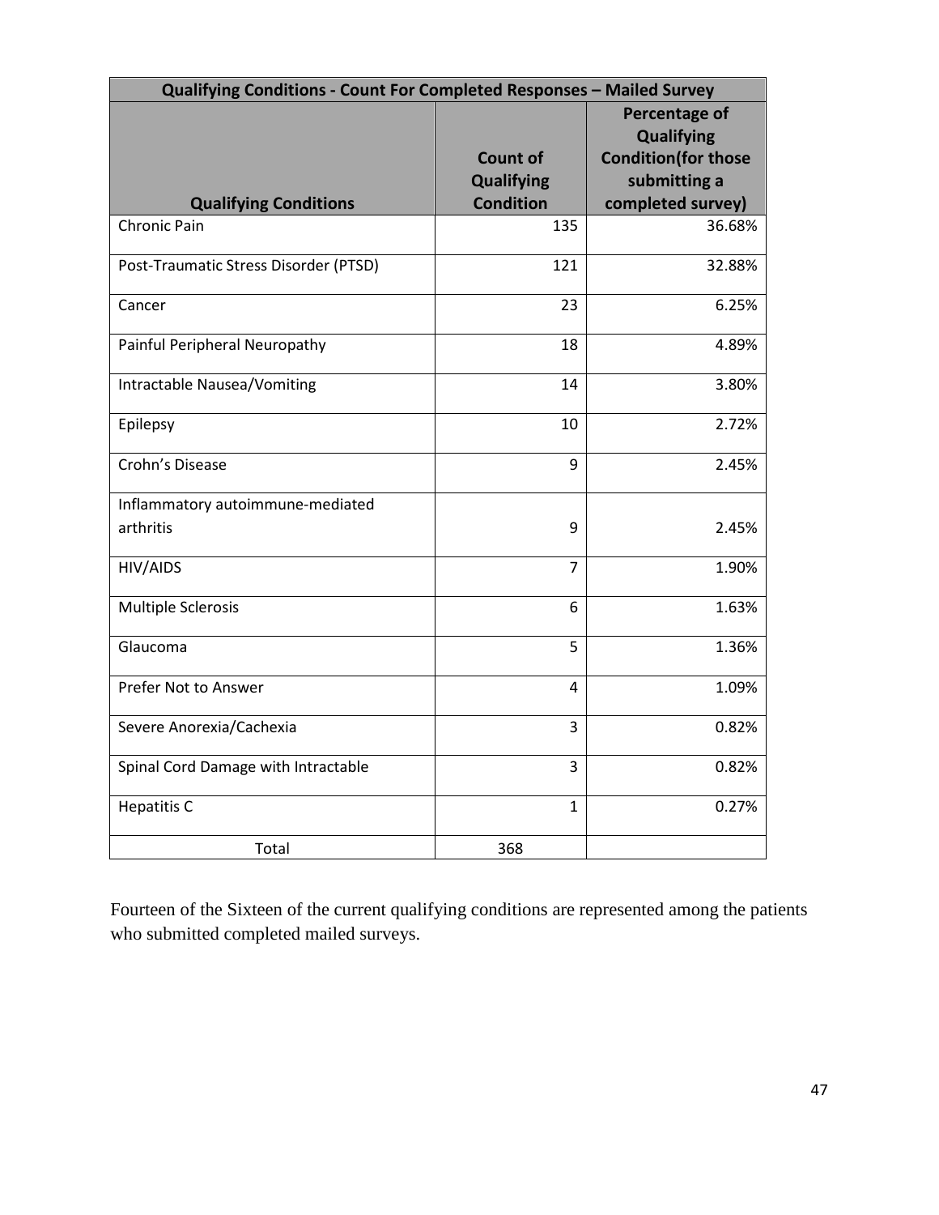| Qualifying Conditions - Count For Completed Responses – Mailed Survey | | |
|---|---|---|
| **Qualifying Conditions** | **Count of Qualifying Condition** | **Percentage of Qualifying Condition(for those submitting a completed survey)** |
| Chronic Pain | 135 | 36.68% |
| Post-Traumatic Stress Disorder (PTSD) | 121 | 32.88% |
| Cancer | 23 | 6.25% |
| Painful Peripheral Neuropathy | 18 | 4.89% |
| Intractable Nausea/Vomiting | 14 | 3.80% |
| Epilepsy | 10 | 2.72% |
| Crohn's Disease | 9 | 2.45% |
| Inflammatory autoimmune-mediated arthritis | 9 | 2.45% |
| HIV/AIDS | 7 | 1.90% |
| Multiple Sclerosis | 6 | 1.63% |
| Glaucoma | 5 | 1.36% |
| Prefer Not to Answer | 4 | 1.09% |
| Severe Anorexia/Cachexia | 3 | 0.82% |
| Spinal Cord Damage with Intractable | 3 | 0.82% |
| Hepatitis C | 1 | 0.27% |
| Total | 368 | |

Fourteen of the Sixteen of the current qualifying conditions are represented among the patients who submitted completed mailed surveys.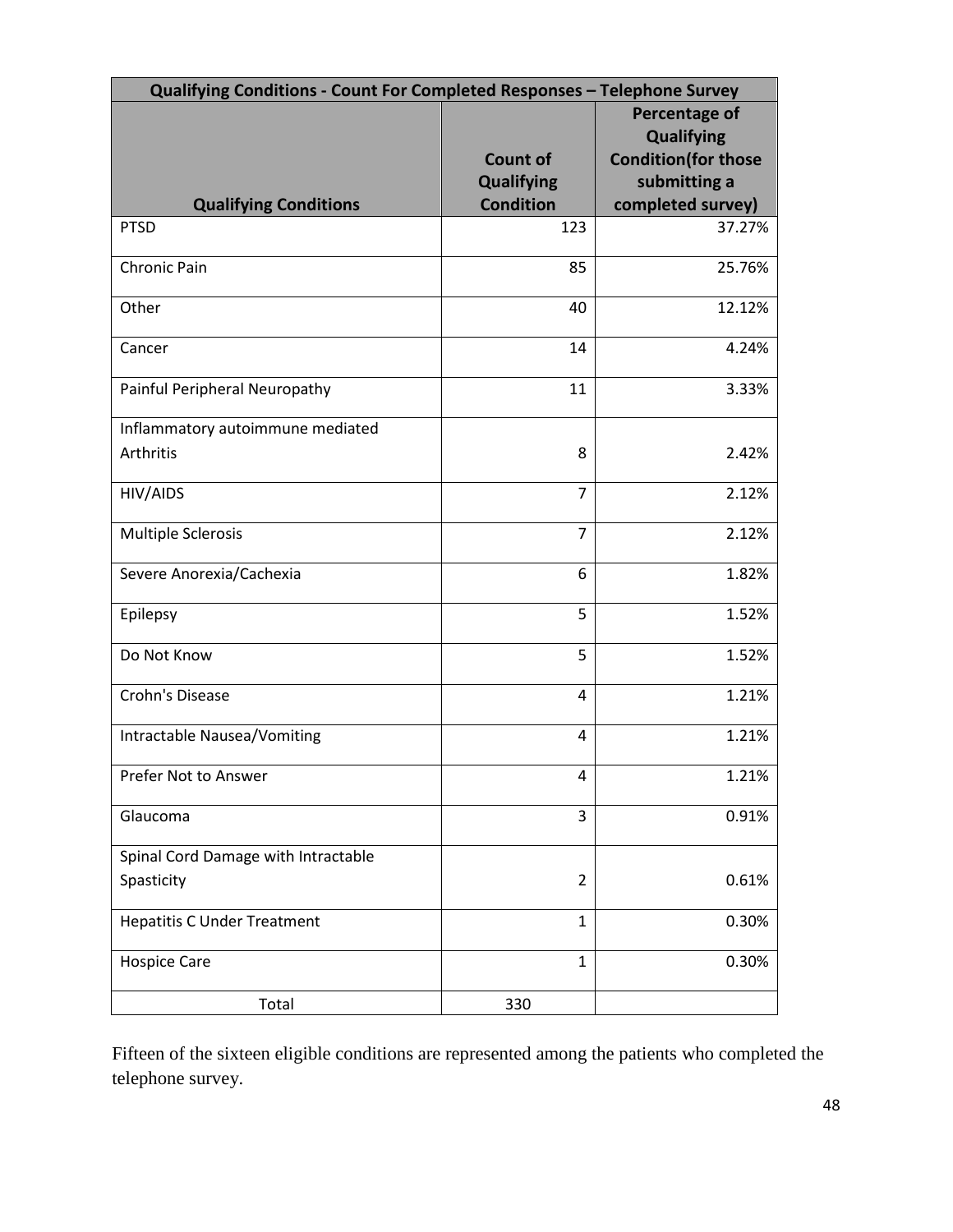| Qualifying Conditions - Count For Completed Responses – Telephone Survey | | |
|---|---|---|
| **Qualifying Conditions** | **Count of Qualifying Condition** | **Percentage of Qualifying Condition(for those submitting a completed survey)** |
| PTSD | 123 | 37.27% |
| Chronic Pain | 85 | 25.76% |
| Other | 40 | 12.12% |
| Cancer | 14 | 4.24% |
| Painful Peripheral Neuropathy | 11 | 3.33% |
| Inflammatory autoimmune mediated Arthritis | 8 | 2.42% |
| HIV/AIDS | 7 | 2.12% |
| Multiple Sclerosis | 7 | 2.12% |
| Severe Anorexia/Cachexia | 6 | 1.82% |
| Epilepsy | 5 | 1.52% |
| Do Not Know | 5 | 1.52% |
| Crohn's Disease | 4 | 1.21% |
| Intractable Nausea/Vomiting | 4 | 1.21% |
| Prefer Not to Answer | 4 | 1.21% |
| Glaucoma | 3 | 0.91% |
| Spinal Cord Damage with Intractable Spasticity | 2 | 0.61% |
| Hepatitis C Under Treatment | 1 | 0.30% |
| Hospice Care | 1 | 0.30% |
| Total | 330 | |

Fifteen of the sixteen eligible conditions are represented among the patients who completed the telephone survey.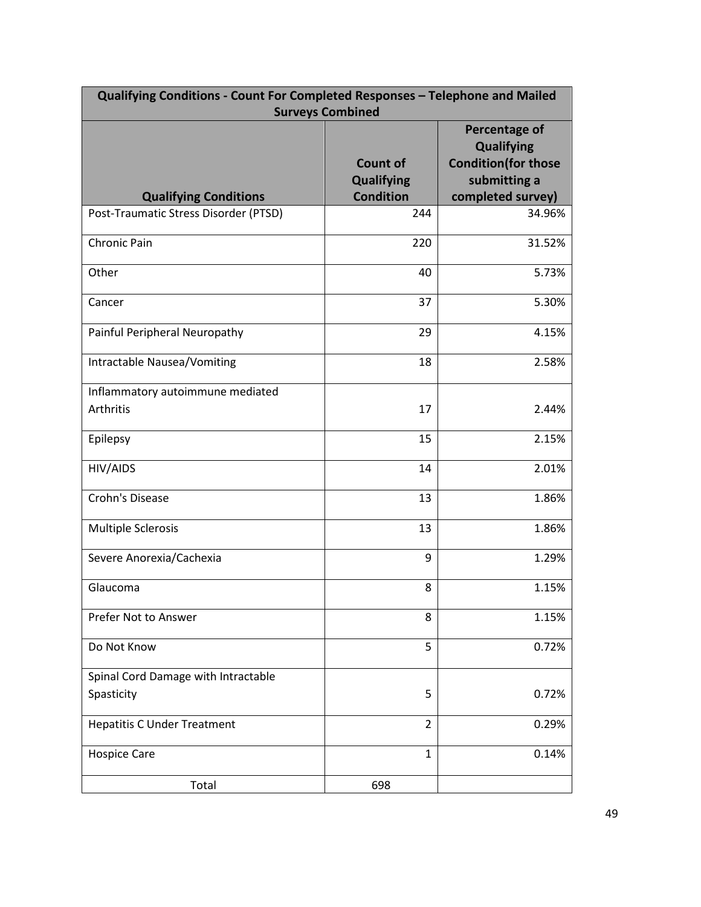| Qualifying Conditions - Count For Completed Responses – Telephone and Mailed Surveys Combined | | |
|---|---|---|
| **Qualifying Conditions** | **Count of Qualifying Condition** | **Percentage of Qualifying Condition(for those submitting a completed survey)** |
| Post-Traumatic Stress Disorder (PTSD) | 244 | 34.96% |
| Chronic Pain | 220 | 31.52% |
| Other | 40 | 5.73% |
| Cancer | 37 | 5.30% |
| Painful Peripheral Neuropathy | 29 | 4.15% |
| Intractable Nausea/Vomiting | 18 | 2.58% |
| Inflammatory autoimmune mediated Arthritis | 17 | 2.44% |
| Epilepsy | 15 | 2.15% |
| HIV/AIDS | 14 | 2.01% |
| Crohn's Disease | 13 | 1.86% |
| Multiple Sclerosis | 13 | 1.86% |
| Severe Anorexia/Cachexia | 9 | 1.29% |
| Glaucoma | 8 | 1.15% |
| Prefer Not to Answer | 8 | 1.15% |
| Do Not Know | 5 | 0.72% |
| Spinal Cord Damage with Intractable Spasticity | 5 | 0.72% |
| Hepatitis C Under Treatment | 2 | 0.29% |
| Hospice Care | 1 | 0.14% |
| Total | 698 | |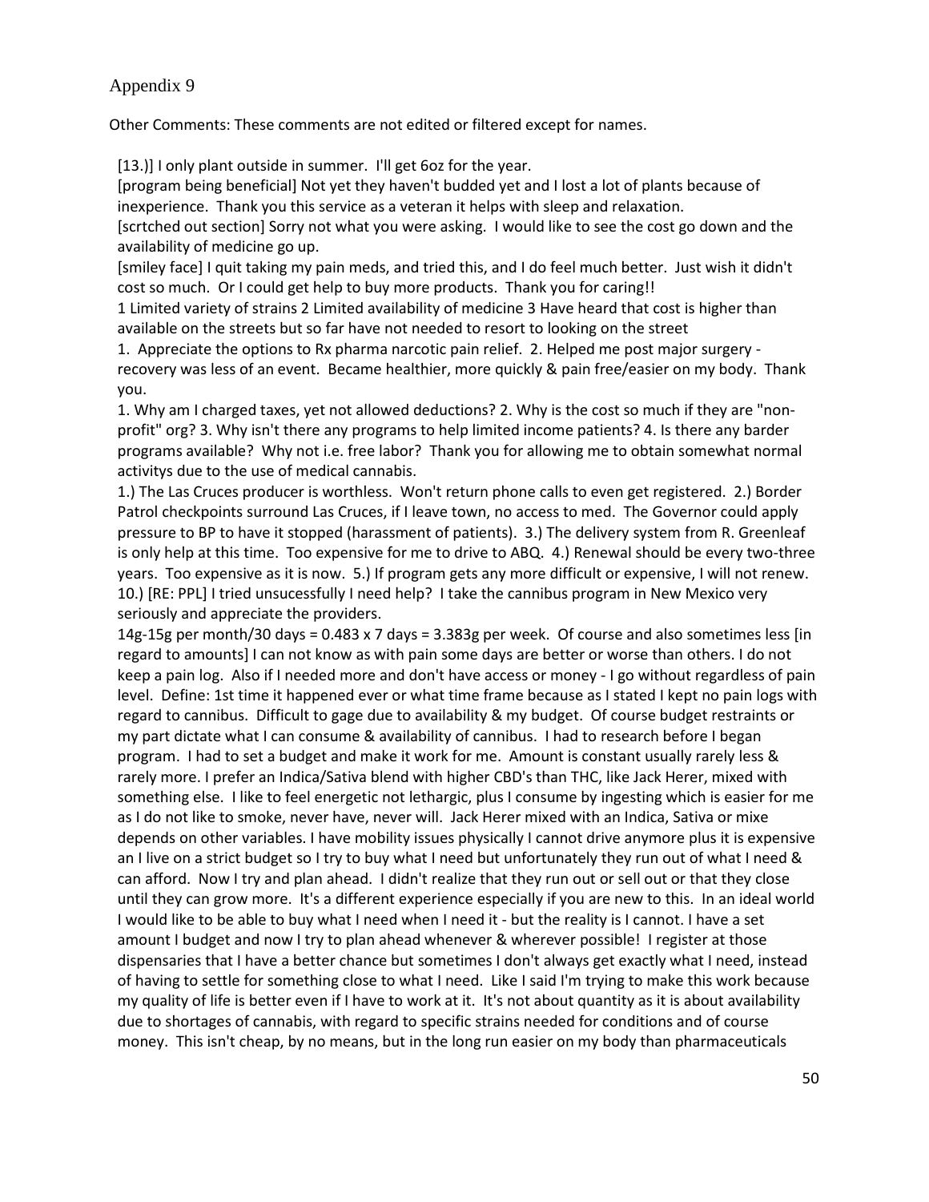# Appendix 9

Other Comments: These comments are not edited or filtered except for names.

[13.)] I only plant outside in summer. I'll get 6oz for the year.

[program being beneficial] Not yet they haven't budded yet and I lost a lot of plants because of inexperience. Thank you this service as a veteran it helps with sleep and relaxation.

[scrtched out section] Sorry not what you were asking. I would like to see the cost go down and the availability of medicine go up.

[smiley face] I quit taking my pain meds, and tried this, and I do feel much better. Just wish it didn't cost so much. Or I could get help to buy more products. Thank you for caring!!

1 Limited variety of strains 2 Limited availability of medicine 3 Have heard that cost is higher than available on the streets but so far have not needed to resort to looking on the street

1. Appreciate the options to Rx pharma narcotic pain relief. 2. Helped me post major surgery - recovery was less of an event. Became healthier, more quickly & pain free/easier on my body. Thank you.

1. Why am I charged taxes, yet not allowed deductions? 2. Why is the cost so much if they are "non-profit" org? 3. Why isn't there any programs to help limited income patients? 4. Is there any barder programs available? Why not i.e. free labor? Thank you for allowing me to obtain somewhat normal activitys due to the use of medical cannabis.

1.) The Las Cruces producer is worthless. Won't return phone calls to even get registered. 2.) Border Patrol checkpoints surround Las Cruces, if I leave town, no access to med. The Governor could apply pressure to BP to have it stopped (harassment of patients). 3.) The delivery system from R. Greenleaf is only help at this time. Too expensive for me to drive to ABQ. 4.) Renewal should be every two-three years. Too expensive as it is now. 5.) If program gets any more difficult or expensive, I will not renew.

10.) [RE: PPL] I tried unsucessfully I need help? I take the cannibus program in New Mexico very seriously and appreciate the providers.

14g-15g per month/30 days = 0.483 x 7 days = 3.383g per week. Of course and also sometimes less [in regard to amounts] I can not know as with pain some days are better or worse than others. I do not keep a pain log. Also if I needed more and don't have access or money - I go without regardless of pain level. Define: 1st time it happened ever or what time frame because as I stated I kept no pain logs with regard to cannibus. Difficult to gage due to availability & my budget. Of course budget restraints or my part dictate what I can consume & availability of cannibus. I had to research before I began program. I had to set a budget and make it work for me. Amount is constant usually rarely less & rarely more. I prefer an Indica/Sativa blend with higher CBD's than THC, like Jack Herer, mixed with something else. I like to feel energetic not lethargic, plus I consume by ingesting which is easier for me as I do not like to smoke, never have, never will. Jack Herer mixed with an Indica, Sativa or mixe depends on other variables. I have mobility issues physically I cannot drive anymore plus it is expensive an I live on a strict budget so I try to buy what I need but unfortunately they run out of what I need & can afford. Now I try and plan ahead. I didn't realize that they run out or sell out or that they close until they can grow more. It's a different experience especially if you are new to this. In an ideal world I would like to be able to buy what I need when I need it - but the reality is I cannot. I have a set amount I budget and now I try to plan ahead whenever & wherever possible! I register at those dispensaries that I have a better chance but sometimes I don't always get exactly what I need, instead of having to settle for something close to what I need. Like I said I'm trying to make this work because my quality of life is better even if I have to work at it. It's not about quantity as it is about availability due to shortages of cannabis, with regard to specific strains needed for conditions and of course money. This isn't cheap, by no means, but in the long run easier on my body than pharmaceuticals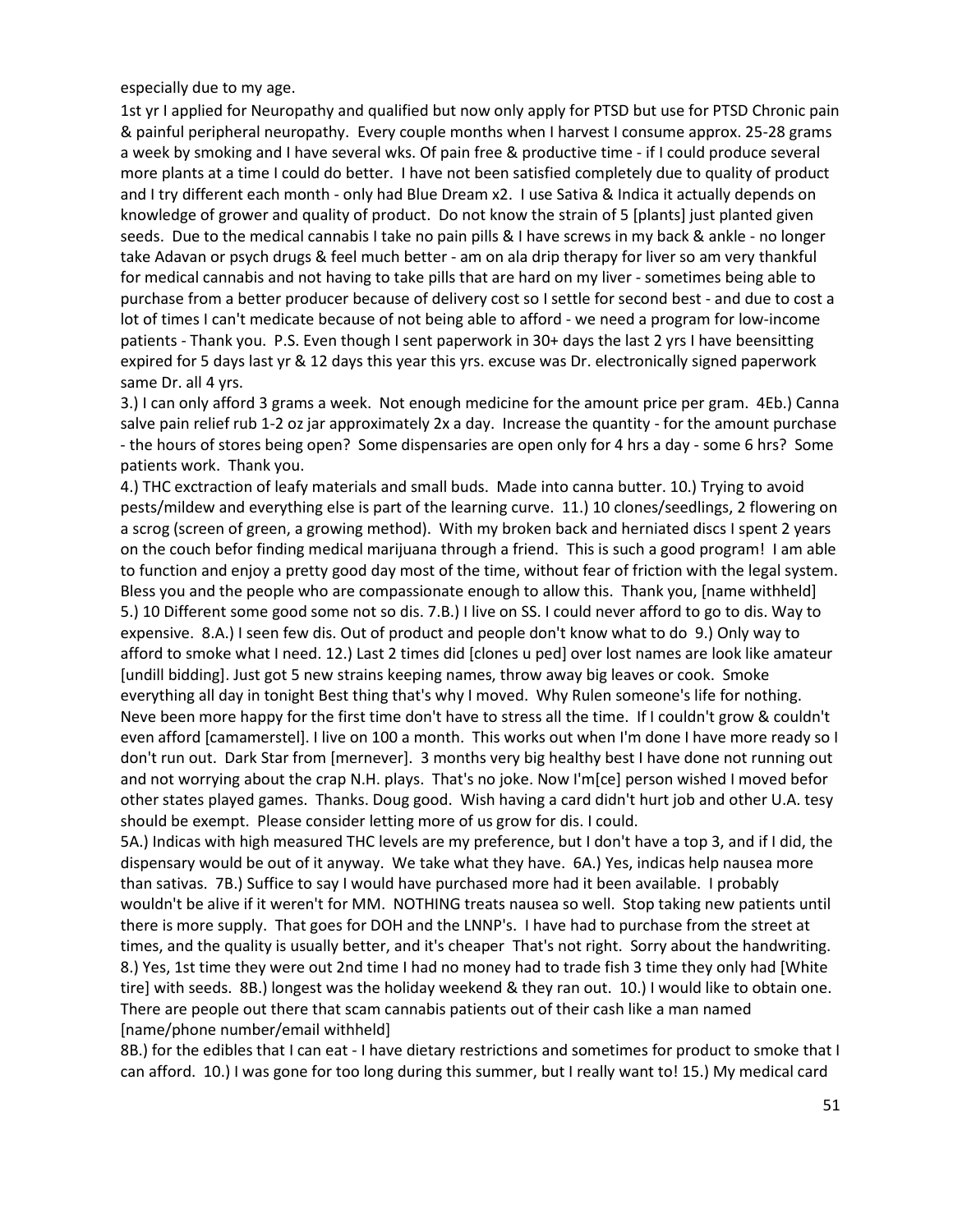especially due to my age.

1st yr I applied for Neuropathy and qualified but now only apply for PTSD but use for PTSD Chronic pain & painful peripheral neuropathy. Every couple months when I harvest I consume approx. 25-28 grams a week by smoking and I have several wks. Of pain free & productive time - if I could produce several more plants at a time I could do better. I have not been satisfied completely due to quality of product and I try different each month - only had Blue Dream x2. I use Sativa & Indica it actually depends on knowledge of grower and quality of product. Do not know the strain of 5 [plants] just planted given seeds. Due to the medical cannabis I take no pain pills & I have screws in my back & ankle - no longer take Adavan or psych drugs & feel much better - am on ala drip therapy for liver so am very thankful for medical cannabis and not having to take pills that are hard on my liver - sometimes being able to purchase from a better producer because of delivery cost so I settle for second best - and due to cost a lot of times I can't medicate because of not being able to afford - we need a program for low-income patients - Thank you. P.S. Even though I sent paperwork in 30+ days the last 2 yrs I have beensitting expired for 5 days last yr & 12 days this year this yrs. excuse was Dr. electronically signed paperwork same Dr. all 4 yrs.

3.) I can only afford 3 grams a week. Not enough medicine for the amount price per gram. 4Eb.) Canna salve pain relief rub 1-2 oz jar approximately 2x a day. Increase the quantity - for the amount purchase - the hours of stores being open? Some dispensaries are open only for 4 hrs a day - some 6 hrs? Some patients work. Thank you.

4.) THC exctraction of leafy materials and small buds. Made into canna butter. 10.) Trying to avoid pests/mildew and everything else is part of the learning curve. 11.) 10 clones/seedlings, 2 flowering on a scrog (screen of green, a growing method). With my broken back and herniated discs I spent 2 years on the couch befor finding medical marijuana through a friend. This is such a good program! I am able to function and enjoy a pretty good day most of the time, without fear of friction with the legal system. Bless you and the people who are compassionate enough to allow this. Thank you, [name withheld]

5.) 10 Different some good some not so dis. 7.B.) I live on SS. I could never afford to go to dis. Way to expensive. 8.A.) I seen few dis. Out of product and people don't know what to do 9.) Only way to afford to smoke what I need. 12.) Last 2 times did [clones u ped] over lost names are look like amateur [undill bidding]. Just got 5 new strains keeping names, throw away big leaves or cook. Smoke everything all day in tonight Best thing that's why I moved. Why Rulen someone's life for nothing. Neve been more happy for the first time don't have to stress all the time. If I couldn't grow & couldn't even afford [camamerstel]. I live on 100 a month. This works out when I'm done I have more ready so I don't run out. Dark Star from [mernever]. 3 months very big healthy best I have done not running out and not worrying about the crap N.H. plays. That's no joke. Now I'm[ce] person wished I moved befor other states played games. Thanks. Doug good. Wish having a card didn't hurt job and other U.A. tesy should be exempt. Please consider letting more of us grow for dis. I could.

5A.) Indicas with high measured THC levels are my preference, but I don't have a top 3, and if I did, the dispensary would be out of it anyway. We take what they have. 6A.) Yes, indicas help nausea more than sativas. 7B.) Suffice to say I would have purchased more had it been available. I probably wouldn't be alive if it weren't for MM. NOTHING treats nausea so well. Stop taking new patients until there is more supply. That goes for DOH and the LNNP's. I have had to purchase from the street at times, and the quality is usually better, and it's cheaper That's not right. Sorry about the handwriting.

8.) Yes, 1st time they were out 2nd time I had no money had to trade fish 3 time they only had [White tire] with seeds. 8B.) longest was the holiday weekend & they ran out. 10.) I would like to obtain one. There are people out there that scam cannabis patients out of their cash like a man named [name/phone number/email withheld]

8B.) for the edibles that I can eat - I have dietary restrictions and sometimes for product to smoke that I can afford. 10.) I was gone for too long during this summer, but I really want to! 15.) My medical card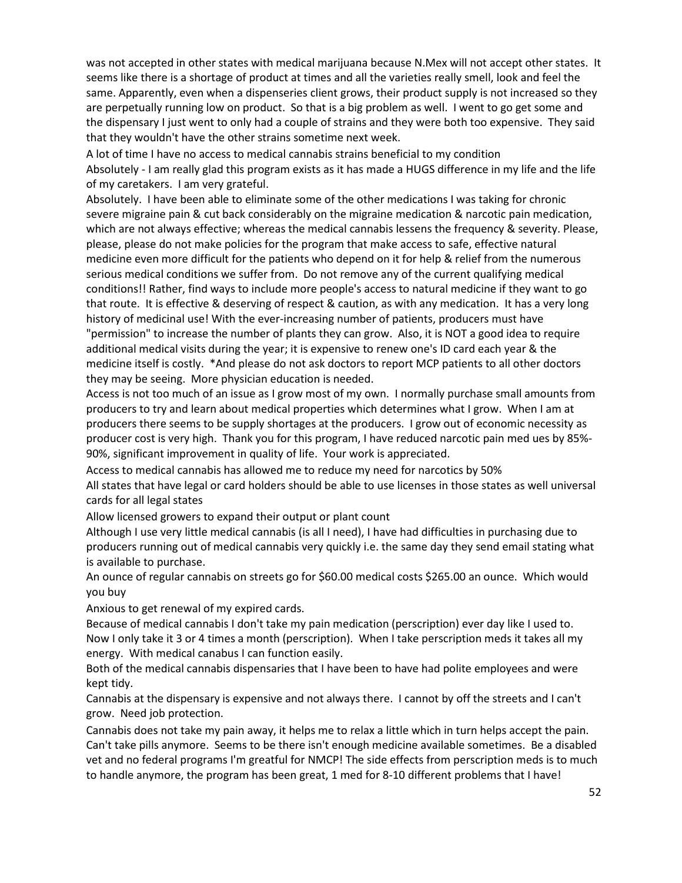was not accepted in other states with medical marijuana because N.Mex will not accept other states. It seems like there is a shortage of product at times and all the varieties really smell, look and feel the same. Apparently, even when a dispenseries client grows, their product supply is not increased so they are perpetually running low on product. So that is a big problem as well. I went to go get some and the dispensary I just went to only had a couple of strains and they were both too expensive. They said that they wouldn't have the other strains sometime next week.

A lot of time I have no access to medical cannabis strains beneficial to my condition

Absolutely - I am really glad this program exists as it has made a HUGS difference in my life and the life of my caretakers. I am very grateful.

Absolutely. I have been able to eliminate some of the other medications I was taking for chronic severe migraine pain & cut back considerably on the migraine medication & narcotic pain medication, which are not always effective; whereas the medical cannabis lessens the frequency & severity. Please, please, please do not make policies for the program that make access to safe, effective natural medicine even more difficult for the patients who depend on it for help & relief from the numerous serious medical conditions we suffer from. Do not remove any of the current qualifying medical conditions!! Rather, find ways to include more people's access to natural medicine if they want to go that route. It is effective & deserving of respect & caution, as with any medication. It has a very long history of medicinal use! With the ever-increasing number of patients, producers must have "permission" to increase the number of plants they can grow. Also, it is NOT a good idea to require additional medical visits during the year; it is expensive to renew one's ID card each year & the medicine itself is costly. *And please do not ask doctors to report MCP patients to all other doctors they may be seeing. More physician education is needed.

Access is not too much of an issue as I grow most of my own. I normally purchase small amounts from producers to try and learn about medical properties which determines what I grow. When I am at producers there seems to be supply shortages at the producers. I grow out of economic necessity as producer cost is very high. Thank you for this program, I have reduced narcotic pain med ues by 85%-90%, significant improvement in quality of life. Your work is appreciated.

Access to medical cannabis has allowed me to reduce my need for narcotics by 50%

All states that have legal or card holders should be able to use licenses in those states as well universal cards for all legal states

Allow licensed growers to expand their output or plant count

Although I use very little medical cannabis (is all I need), I have had difficulties in purchasing due to producers running out of medical cannabis very quickly i.e. the same day they send email stating what is available to purchase.

An ounce of regular cannabis on streets go for $60.00 medical costs $265.00 an ounce. Which would you buy

Anxious to get renewal of my expired cards.

Because of medical cannabis I don't take my pain medication (perscription) ever day like I used to. Now I only take it 3 or 4 times a month (perscription). When I take perscription meds it takes all my energy. With medical canabus I can function easily.

Both of the medical cannabis dispensaries that I have been to have had polite employees and were kept tidy.

Cannabis at the dispensary is expensive and not always there. I cannot by off the streets and I can't grow. Need job protection.

Cannabis does not take my pain away, it helps me to relax a little which in turn helps accept the pain. Can't take pills anymore. Seems to be there isn't enough medicine available sometimes. Be a disabled vet and no federal programs I'm greatful for NMCP! The side effects from perscription meds is to much to handle anymore, the program has been great, 1 med for 8-10 different problems that I have!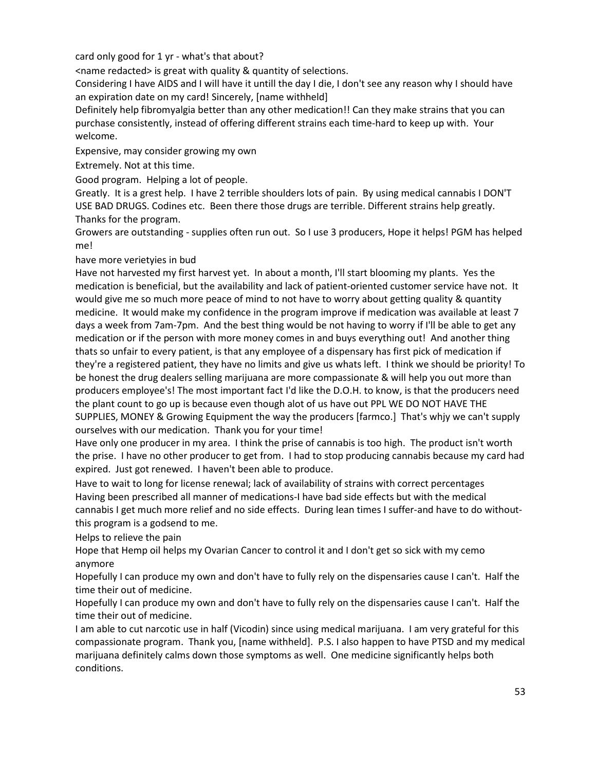card only good for 1 yr - what's that about?

<name redacted> is great with quality & quantity of selections.

Considering I have AIDS and I will have it untill the day I die, I don't see any reason why I should have an expiration date on my card! Sincerely, [name withheld]

Definitely help fibromyalgia better than any other medication!! Can they make strains that you can purchase consistently, instead of offering different strains each time-hard to keep up with. Your welcome.

Expensive, may consider growing my own

Extremely. Not at this time.

Good program. Helping a lot of people.

Greatly. It is a grest help. I have 2 terrible shoulders lots of pain. By using medical cannabis I DON'T USE BAD DRUGS. Codines etc. Been there those drugs are terrible. Different strains help greatly. Thanks for the program.

Growers are outstanding - supplies often run out. So I use 3 producers, Hope it helps! PGM has helped me!

have more verietyies in bud

Have not harvested my first harvest yet. In about a month, I'll start blooming my plants. Yes the medication is beneficial, but the availability and lack of patient-oriented customer service have not. It would give me so much more peace of mind to not have to worry about getting quality & quantity medicine. It would make my confidence in the program improve if medication was available at least 7 days a week from 7am-7pm. And the best thing would be not having to worry if I'll be able to get any medication or if the person with more money comes in and buys everything out! And another thing thats so unfair to every patient, is that any employee of a dispensary has first pick of medication if they're a registered patient, they have no limits and give us whats left. I think we should be priority! To be honest the drug dealers selling marijuana are more compassionate & will help you out more than producers employee's! The most important fact I'd like the D.O.H. to know, is that the producers need the plant count to go up is because even though alot of us have out PPL WE DO NOT HAVE THE SUPPLIES, MONEY & Growing Equipment the way the producers [farmco.] That's whjy we can't supply ourselves with our medication. Thank you for your time!

Have only one producer in my area. I think the prise of cannabis is too high. The product isn't worth the prise. I have no other producer to get from. I had to stop producing cannabis because my card had expired. Just got renewed. I haven't been able to produce.

Have to wait to long for license renewal; lack of availability of strains with correct percentages

Having been prescribed all manner of medications-I have bad side effects but with the medical cannabis I get much more relief and no side effects. During lean times I suffer-and have to do without- this program is a godsend to me.

Helps to relieve the pain

Hope that Hemp oil helps my Ovarian Cancer to control it and I don't get so sick with my cemo anymore

Hopefully I can produce my own and don't have to fully rely on the dispensaries cause I can't. Half the time their out of medicine.

Hopefully I can produce my own and don't have to fully rely on the dispensaries cause I can't. Half the time their out of medicine.

I am able to cut narcotic use in half (Vicodin) since using medical marijuana. I am very grateful for this compassionate program. Thank you, [name withheld]. P.S. I also happen to have PTSD and my medical marijuana definitely calms down those symptoms as well. One medicine significantly helps both conditions.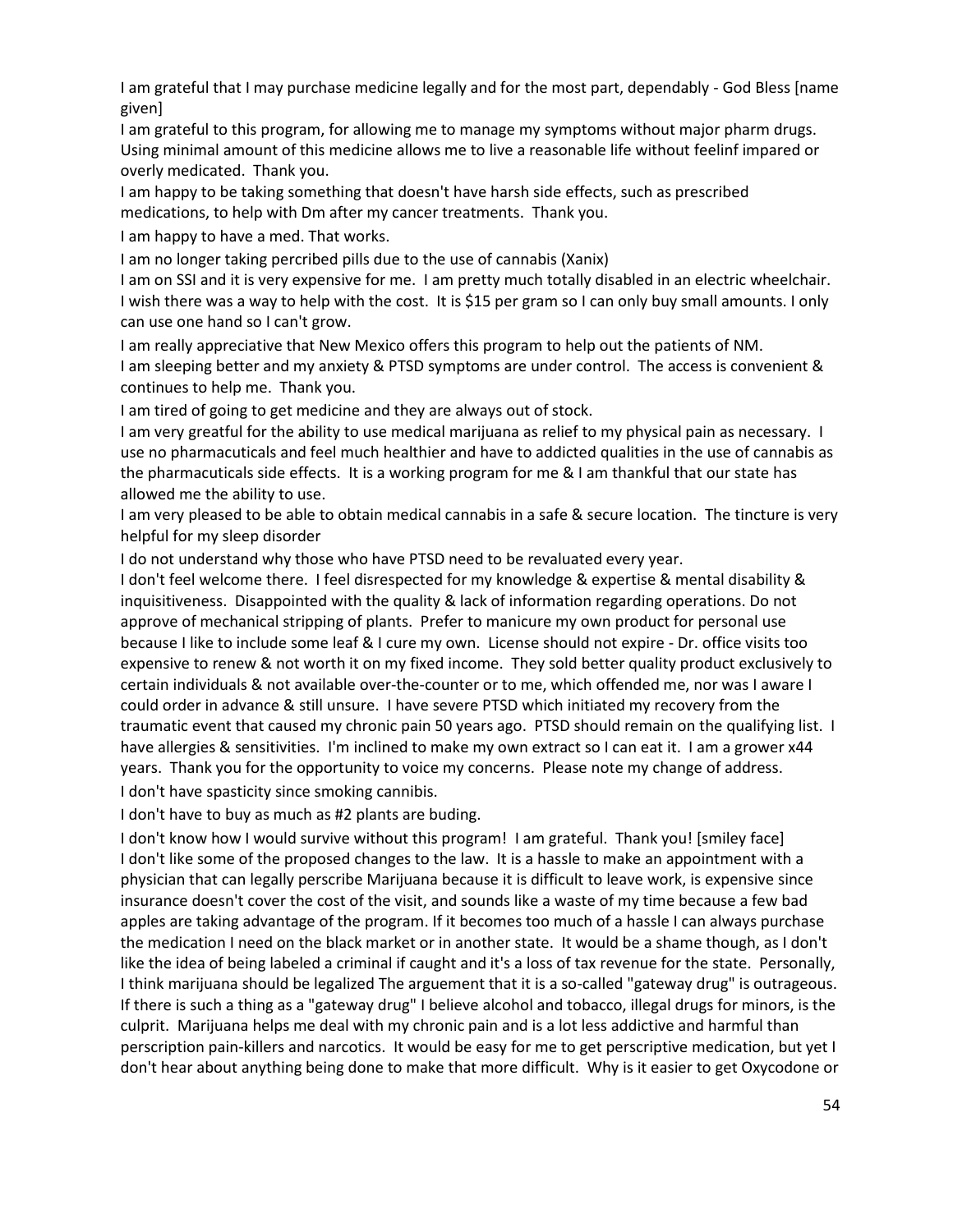I am grateful that I may purchase medicine legally and for the most part, dependably - God Bless [name given]

I am grateful to this program, for allowing me to manage my symptoms without major pharm drugs. Using minimal amount of this medicine allows me to live a reasonable life without feelinf impared or overly medicated. Thank you.

I am happy to be taking something that doesn't have harsh side effects, such as prescribed medications, to help with Dm after my cancer treatments. Thank you.

I am happy to have a med. That works.

I am no longer taking percribed pills due to the use of cannabis (Xanix)

I am on SSI and it is very expensive for me. I am pretty much totally disabled in an electric wheelchair. I wish there was a way to help with the cost. It is $15 per gram so I can only buy small amounts. I only can use one hand so I can't grow.

I am really appreciative that New Mexico offers this program to help out the patients of NM.

I am sleeping better and my anxiety & PTSD symptoms are under control. The access is convenient & continues to help me. Thank you.

I am tired of going to get medicine and they are always out of stock.

I am very greatful for the ability to use medical marijuana as relief to my physical pain as necessary. I use no pharmaceuticals and feel much healthier and have to addicted qualities in the use of cannabis as the pharmaceuticals side effects. It is a working program for me & I am thankful that our state has allowed me the ability to use.

I am very pleased to be able to obtain medical cannabis in a safe & secure location. The tincture is very helpful for my sleep disorder

I do not understand why those who have PTSD need to be revaluated every year.

I don't feel welcome there. I feel disrespected for my knowledge & expertise & mental disability & inquisitiveness. Disappointed with the quality & lack of information regarding operations. Do not approve of mechanical stripping of plants. Prefer to manicure my own product for personal use because I like to include some leaf & I cure my own. License should not expire - Dr. office visits too expensive to renew & not worth it on my fixed income. They sold better quality product exclusively to certain individuals & not available over-the-counter or to me, which offended me, nor was I aware I could order in advance & still unsure. I have severe PTSD which initiated my recovery from the traumatic event that caused my chronic pain 50 years ago. PTSD should remain on the qualifying list. I have allergies & sensitivities. I'm inclined to make my own extract so I can eat it. I am a grower x44 years. Thank you for the opportunity to voice my concerns. Please note my change of address.

I don't have spasticity since smoking cannibis.

I don't have to buy as much as #2 plants are buding.

I don't know how I would survive without this program! I am grateful. Thank you! [smiley face]

I don't like some of the proposed changes to the law. It is a hassle to make an appointment with a physician that can legally perscribe Marijuana because it is difficult to leave work, is expensive since insurance doesn't cover the cost of the visit, and sounds like a waste of my time because a few bad apples are taking advantage of the program. If it becomes too much of a hassle I can always purchase the medication I need on the black market or in another state. It would be a shame though, as I don't like the idea of being labeled a criminal if caught and it's a loss of tax revenue for the state. Personally, I think marijuana should be legalized The arguement that it is a so-called "gateway drug" is outrageous. If there is such a thing as a "gateway drug" I believe alcohol and tobacco, illegal drugs for minors, is the culprit. Marijuana helps me deal with my chronic pain and is a lot less addictive and harmful than perscription pain-killers and narcotics. It would be easy for me to get perscriptive medication, but yet I don't hear about anything being done to make that more difficult. Why is it easier to get Oxycodone or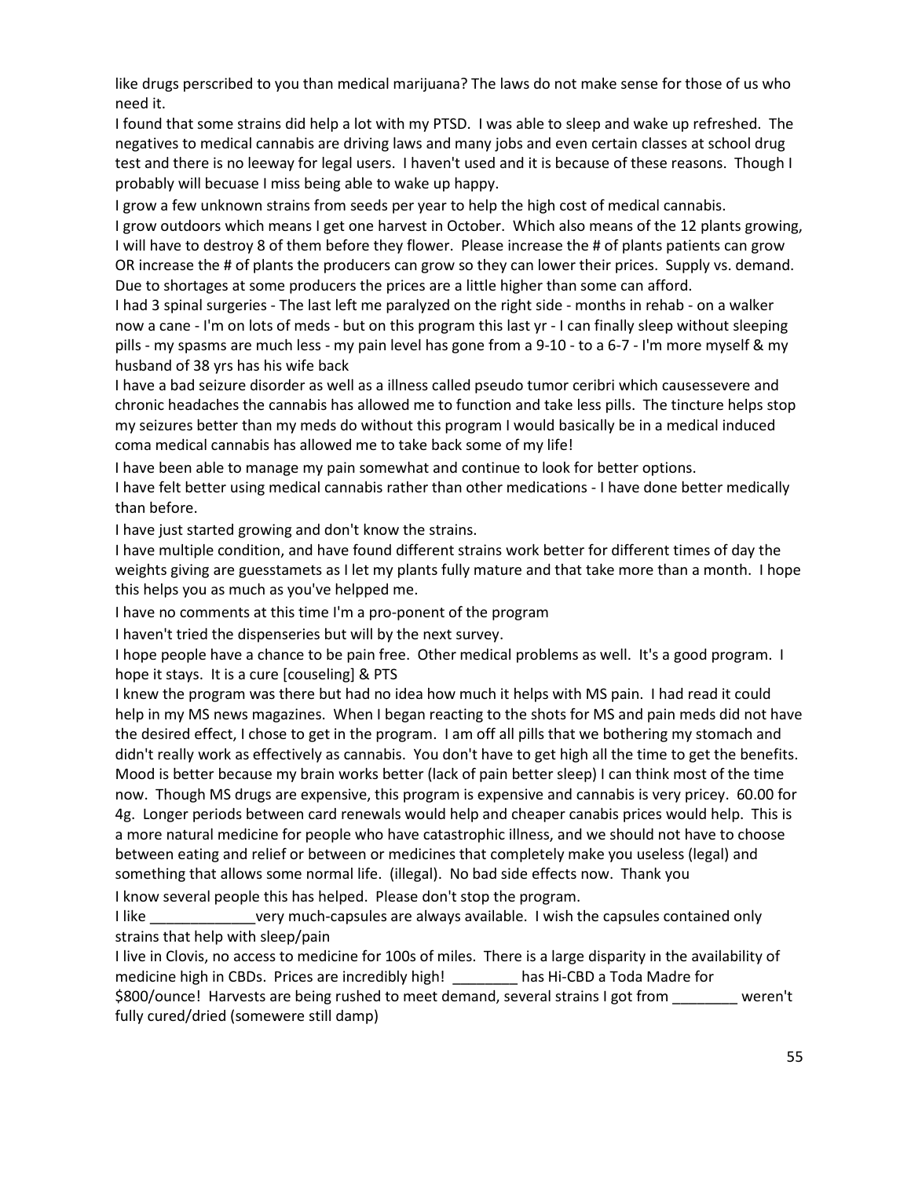like drugs perscribed to you than medical marijuana? The laws do not make sense for those of us who need it.

I found that some strains did help a lot with my PTSD. I was able to sleep and wake up refreshed. The negatives to medical cannabis are driving laws and many jobs and even certain classes at school drug test and there is no leeway for legal users. I haven't used and it is because of these reasons. Though I probably will becuase I miss being able to wake up happy.

I grow a few unknown strains from seeds per year to help the high cost of medical cannabis.

I grow outdoors which means I get one harvest in October. Which also means of the 12 plants growing, I will have to destroy 8 of them before they flower. Please increase the # of plants patients can grow OR increase the # of plants the producers can grow so they can lower their prices. Supply vs. demand. Due to shortages at some producers the prices are a little higher than some can afford.

I had 3 spinal surgeries - The last left me paralyzed on the right side - months in rehab - on a walker now a cane - I'm on lots of meds - but on this program this last yr - I can finally sleep without sleeping pills - my spasms are much less - my pain level has gone from a 9-10 - to a 6-7 - I'm more myself & my husband of 38 yrs has his wife back

I have a bad seizure disorder as well as a illness called pseudo tumor ceribri which causessevere and chronic headaches the cannabis has allowed me to function and take less pills. The tincture helps stop my seizures better than my meds do without this program I would basically be in a medical induced coma medical cannabis has allowed me to take back some of my life!

I have been able to manage my pain somewhat and continue to look for better options.

I have felt better using medical cannabis rather than other medications - I have done better medically than before.

I have just started growing and don't know the strains.

I have multiple condition, and have found different strains work better for different times of day the weights giving are guesstamets as I let my plants fully mature and that take more than a month. I hope this helps you as much as you've helpped me.

I have no comments at this time I'm a pro-ponent of the program

I haven't tried the dispenseries but will by the next survey.

I hope people have a chance to be pain free. Other medical problems as well. It's a good program. I hope it stays. It is a cure [couseling] & PTS

I knew the program was there but had no idea how much it helps with MS pain. I had read it could help in my MS news magazines. When I began reacting to the shots for MS and pain meds did not have the desired effect, I chose to get in the program. I am off all pills that we bothering my stomach and didn't really work as effectively as cannabis. You don't have to get high all the time to get the benefits. Mood is better because my brain works better (lack of pain better sleep) I can think most of the time now. Though MS drugs are expensive, this program is expensive and cannabis is very pricey. 60.00 for 4g. Longer periods between card renewals would help and cheaper canabis prices would help. This is a more natural medicine for people who have catastrophic illness, and we should not have to choose between eating and relief or between or medicines that completely make you useless (legal) and something that allows some normal life. (illegal). No bad side effects now. Thank you

I know several people this has helped. Please don't stop the program.

I like _____________very much-capsules are always available. I wish the capsules contained only strains that help with sleep/pain

I live in Clovis, no access to medicine for 100s of miles. There is a large disparity in the availability of medicine high in CBDs. Prices are incredibly high! ________ has Hi-CBD a Toda Madre for $800/ounce! Harvests are being rushed to meet demand, several strains I got from ________ weren't fully cured/dried (somewere still damp)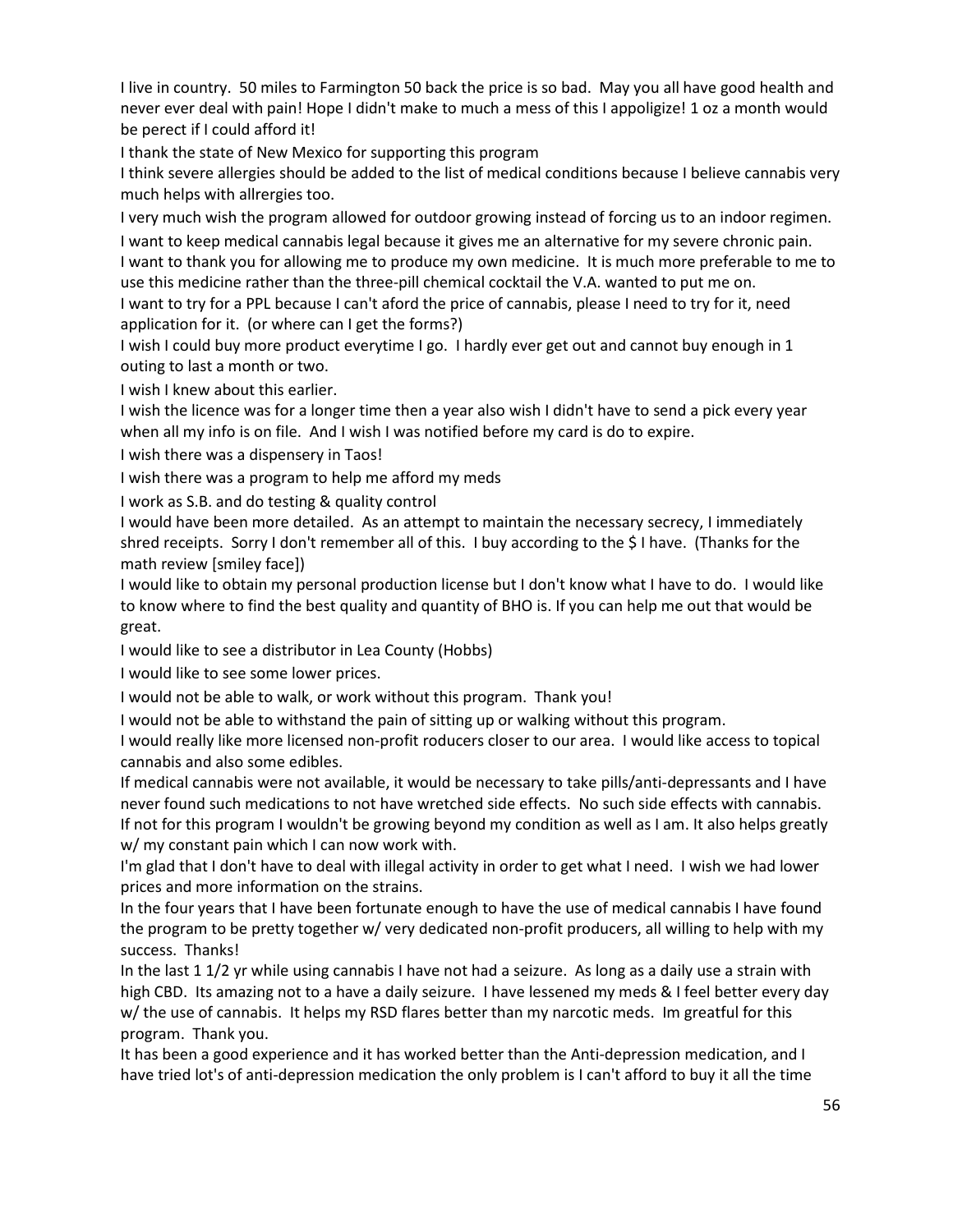I live in country. 50 miles to Farmington 50 back the price is so bad. May you all have good health and never ever deal with pain! Hope I didn't make to much a mess of this I appoligize! 1 oz a month would be perect if I could afford it!

I thank the state of New Mexico for supporting this program

I think severe allergies should be added to the list of medical conditions because I believe cannabis very much helps with allrergies too.

I very much wish the program allowed for outdoor growing instead of forcing us to an indoor regimen.

I want to keep medical cannabis legal because it gives me an alternative for my severe chronic pain.

I want to thank you for allowing me to produce my own medicine. It is much more preferable to me to use this medicine rather than the three-pill chemical cocktail the V.A. wanted to put me on.

I want to try for a PPL because I can't aford the price of cannabis, please I need to try for it, need application for it. (or where can I get the forms?)

I wish I could buy more product everytime I go. I hardly ever get out and cannot buy enough in 1 outing to last a month or two.

I wish I knew about this earlier.

I wish the licence was for a longer time then a year also wish I didn't have to send a pick every year when all my info is on file. And I wish I was notified before my card is do to expire.

I wish there was a dispensery in Taos!

I wish there was a program to help me afford my meds

I work as S.B. and do testing & quality control

I would have been more detailed. As an attempt to maintain the necessary secrecy, I immediately shred receipts. Sorry I don't remember all of this. I buy according to the $ I have. (Thanks for the math review [smiley face])

I would like to obtain my personal production license but I don't know what I have to do. I would like to know where to find the best quality and quantity of BHO is. If you can help me out that would be great.

I would like to see a distributor in Lea County (Hobbs)

I would like to see some lower prices.

I would not be able to walk, or work without this program. Thank you!

I would not be able to withstand the pain of sitting up or walking without this program.

I would really like more licensed non-profit roducers closer to our area. I would like access to topical cannabis and also some edibles.

If medical cannabis were not available, it would be necessary to take pills/anti-depressants and I have never found such medications to not have wretched side effects. No such side effects with cannabis.

If not for this program I wouldn't be growing beyond my condition as well as I am. It also helps greatly w/ my constant pain which I can now work with.

I'm glad that I don't have to deal with illegal activity in order to get what I need. I wish we had lower prices and more information on the strains.

In the four years that I have been fortunate enough to have the use of medical cannabis I have found the program to be pretty together w/ very dedicated non-profit producers, all willing to help with my success. Thanks!

In the last 1 1/2 yr while using cannabis I have not had a seizure. As long as a daily use a strain with high CBD. Its amazing not to a have a daily seizure. I have lessened my meds & I feel better every day w/ the use of cannabis. It helps my RSD flares better than my narcotic meds. Im greatful for this program. Thank you.

It has been a good experience and it has worked better than the Anti-depression medication, and I have tried lot's of anti-depression medication the only problem is I can't afford to buy it all the time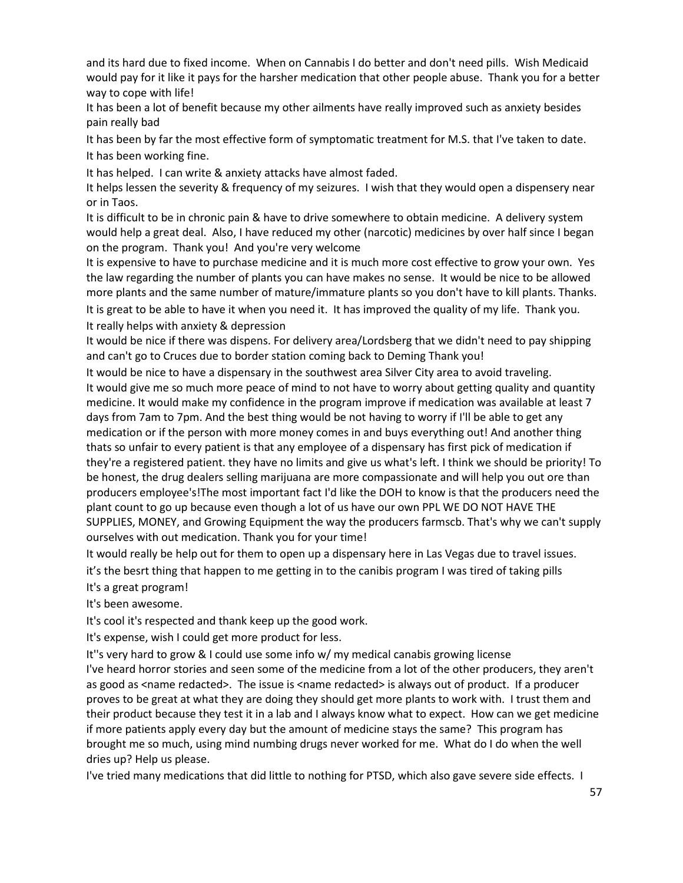and its hard due to fixed income. When on Cannabis I do better and don't need pills. Wish Medicaid would pay for it like it pays for the harsher medication that other people abuse. Thank you for a better way to cope with life!

It has been a lot of benefit because my other ailments have really improved such as anxiety besides pain really bad

It has been by far the most effective form of symptomatic treatment for M.S. that I've taken to date.

It has been working fine.

It has helped. I can write & anxiety attacks have almost faded.

It helps lessen the severity & frequency of my seizures. I wish that they would open a dispensery near or in Taos.

It is difficult to be in chronic pain & have to drive somewhere to obtain medicine. A delivery system would help a great deal. Also, I have reduced my other (narcotic) medicines by over half since I began on the program. Thank you! And you're very welcome

It is expensive to have to purchase medicine and it is much more cost effective to grow your own. Yes the law regarding the number of plants you can have makes no sense. It would be nice to be allowed more plants and the same number of mature/immature plants so you don't have to kill plants. Thanks.

It is great to be able to have it when you need it. It has improved the quality of my life. Thank you.

It really helps with anxiety & depression

It would be nice if there was dispens. For delivery area/Lordsberg that we didn't need to pay shipping and can't go to Cruces due to border station coming back to Deming Thank you!

It would be nice to have a dispensary in the southwest area Silver City area to avoid traveling.

It would give me so much more peace of mind to not have to worry about getting quality and quantity medicine. It would make my confidence in the program improve if medication was available at least 7 days from 7am to 7pm. And the best thing would be not having to worry if I'll be able to get any medication or if the person with more money comes in and buys everything out! And another thing thats so unfair to every patient is that any employee of a dispensary has first pick of medication if they're a registered patient. they have no limits and give us what's left. I think we should be priority! To be honest, the drug dealers selling marijuana are more compassionate and will help you out ore than producers employee's!The most important fact I'd like the DOH to know is that the producers need the plant count to go up because even though a lot of us have our own PPL WE DO NOT HAVE THE SUPPLIES, MONEY, and Growing Equipment the way the producers farmscb. That's why we can't supply ourselves with out medication. Thank you for your time!

It would really be help out for them to open up a dispensary here in Las Vegas due to travel issues.

it's the besrt thing that happen to me getting in to the canibis program I was tired of taking pills

It's a great program!

It's been awesome.

It's cool it's respected and thank keep up the good work.

It's expense, wish I could get more product for less.

It''s very hard to grow & I could use some info w/ my medical canabis growing license

I've heard horror stories and seen some of the medicine from a lot of the other producers, they aren't as good as <name redacted>. The issue is <name redacted> is always out of product. If a producer proves to be great at what they are doing they should get more plants to work with. I trust them and their product because they test it in a lab and I always know what to expect. How can we get medicine if more patients apply every day but the amount of medicine stays the same? This program has brought me so much, using mind numbing drugs never worked for me. What do I do when the well dries up? Help us please.

I've tried many medications that did little to nothing for PTSD, which also gave severe side effects. I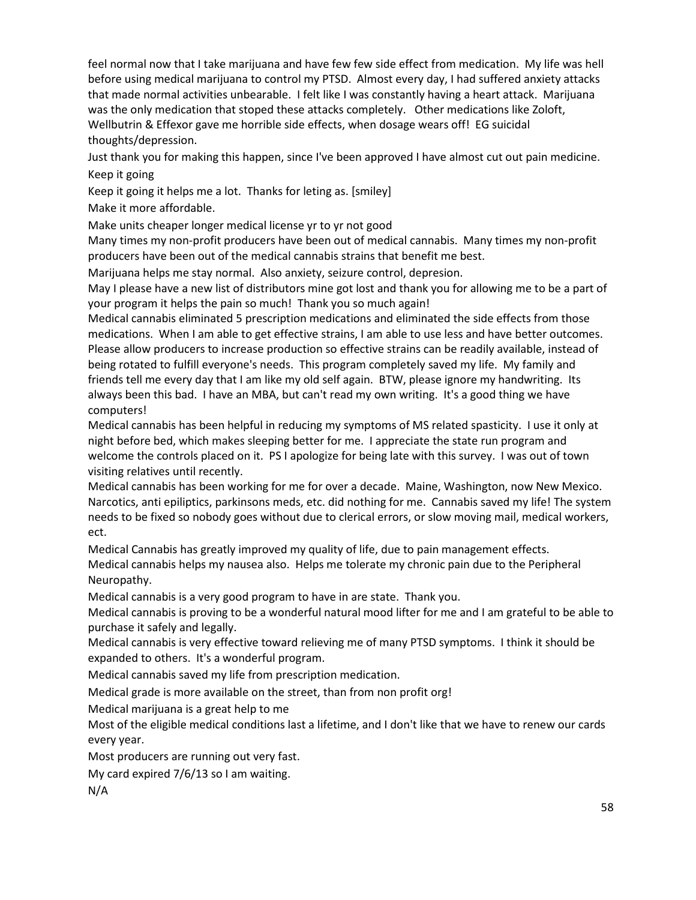feel normal now that I take marijuana and have few few side effect from medication. My life was hell before using medical marijuana to control my PTSD. Almost every day, I had suffered anxiety attacks that made normal activities unbearable. I felt like I was constantly having a heart attack. Marijuana was the only medication that stoped these attacks completely. Other medications like Zoloft, Wellbutrin & Effexor gave me horrible side effects, when dosage wears off! EG suicidal thoughts/depression.

Just thank you for making this happen, since I've been approved I have almost cut out pain medicine.

Keep it going

Keep it going it helps me a lot. Thanks for leting as. [smiley]

Make it more affordable.

Make units cheaper longer medical license yr to yr not good

Many times my non-profit producers have been out of medical cannabis. Many times my non-profit producers have been out of the medical cannabis strains that benefit me best.

Marijuana helps me stay normal. Also anxiety, seizure control, depresion.

May I please have a new list of distributors mine got lost and thank you for allowing me to be a part of your program it helps the pain so much! Thank you so much again!

Medical cannabis eliminated 5 prescription medications and eliminated the side effects from those medications. When I am able to get effective strains, I am able to use less and have better outcomes. Please allow producers to increase production so effective strains can be readily available, instead of being rotated to fulfill everyone's needs. This program completely saved my life. My family and friends tell me every day that I am like my old self again. BTW, please ignore my handwriting. Its always been this bad. I have an MBA, but can't read my own writing. It's a good thing we have computers!

Medical cannabis has been helpful in reducing my symptoms of MS related spasticity. I use it only at night before bed, which makes sleeping better for me. I appreciate the state run program and welcome the controls placed on it. PS I apologize for being late with this survey. I was out of town visiting relatives until recently.

Medical cannabis has been working for me for over a decade. Maine, Washington, now New Mexico. Narcotics, anti epiliptics, parkinsons meds, etc. did nothing for me. Cannabis saved my life! The system needs to be fixed so nobody goes without due to clerical errors, or slow moving mail, medical workers, ect.

Medical Cannabis has greatly improved my quality of life, due to pain management effects.

Medical cannabis helps my nausea also. Helps me tolerate my chronic pain due to the Peripheral Neuropathy.

Medical cannabis is a very good program to have in are state. Thank you.

Medical cannabis is proving to be a wonderful natural mood lifter for me and I am grateful to be able to purchase it safely and legally.

Medical cannabis is very effective toward relieving me of many PTSD symptoms. I think it should be expanded to others. It's a wonderful program.

Medical cannabis saved my life from prescription medication.

Medical grade is more available on the street, than from non profit org!

Medical marijuana is a great help to me

Most of the eligible medical conditions last a lifetime, and I don't like that we have to renew our cards every year.

Most producers are running out very fast.

My card expired 7/6/13 so I am waiting.

N/A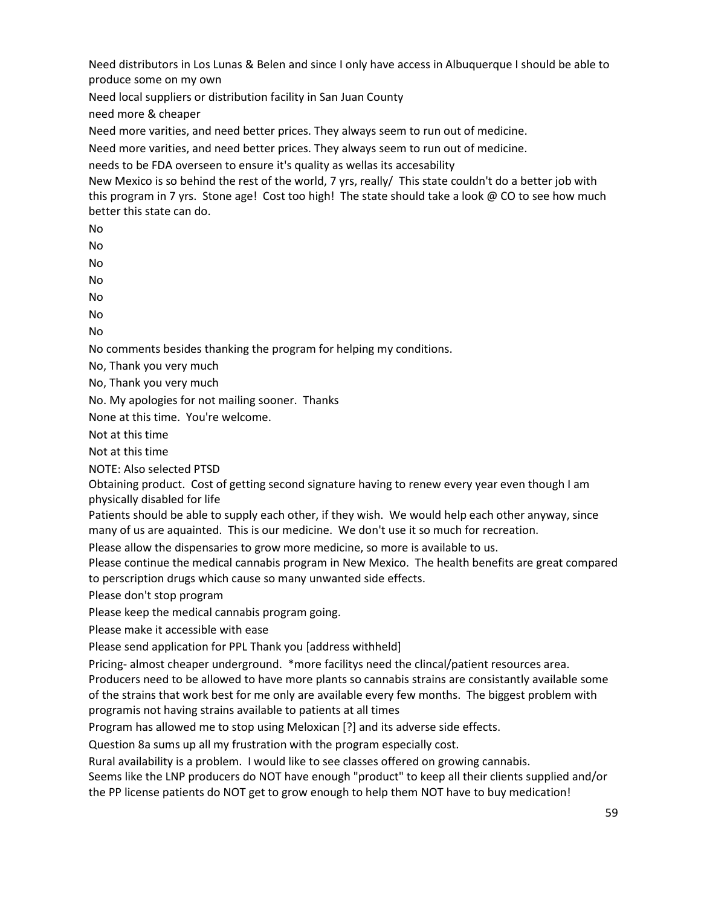Need distributors in Los Lunas & Belen and since I only have access in Albuquerque I should be able to produce some on my own

Need local suppliers or distribution facility in San Juan County

need more & cheaper

Need more varities, and need better prices. They always seem to run out of medicine.

Need more varities, and need better prices. They always seem to run out of medicine.

needs to be FDA overseen to ensure it's quality as wellas its accesability

New Mexico is so behind the rest of the world, 7 yrs, really/ This state couldn't do a better job with this program in 7 yrs. Stone age! Cost too high! The state should take a look @ CO to see how much better this state can do.

No

No

No

No

No

No

No

No comments besides thanking the program for helping my conditions.

No, Thank you very much

No, Thank you very much

No. My apologies for not mailing sooner. Thanks

None at this time. You're welcome.

Not at this time

Not at this time

NOTE: Also selected PTSD

Obtaining product. Cost of getting second signature having to renew every year even though I am physically disabled for life

Patients should be able to supply each other, if they wish. We would help each other anyway, since many of us are aquainted. This is our medicine. We don't use it so much for recreation.

Please allow the dispensaries to grow more medicine, so more is available to us.

Please continue the medical cannabis program in New Mexico. The health benefits are great compared to perscription drugs which cause so many unwanted side effects.

Please don't stop program

Please keep the medical cannabis program going.

Please make it accessible with ease

Please send application for PPL Thank you [address withheld]

Pricing- almost cheaper underground. *more facilitys need the clincal/patient resources area.

Producers need to be allowed to have more plants so cannabis strains are consistantly available some of the strains that work best for me only are available every few months. The biggest problem with programis not having strains available to patients at all times

Program has allowed me to stop using Meloxican [?] and its adverse side effects.

Question 8a sums up all my frustration with the program especially cost.

Rural availability is a problem. I would like to see classes offered on growing cannabis.

Seems like the LNP producers do NOT have enough "product" to keep all their clients supplied and/or the PP license patients do NOT get to grow enough to help them NOT have to buy medication!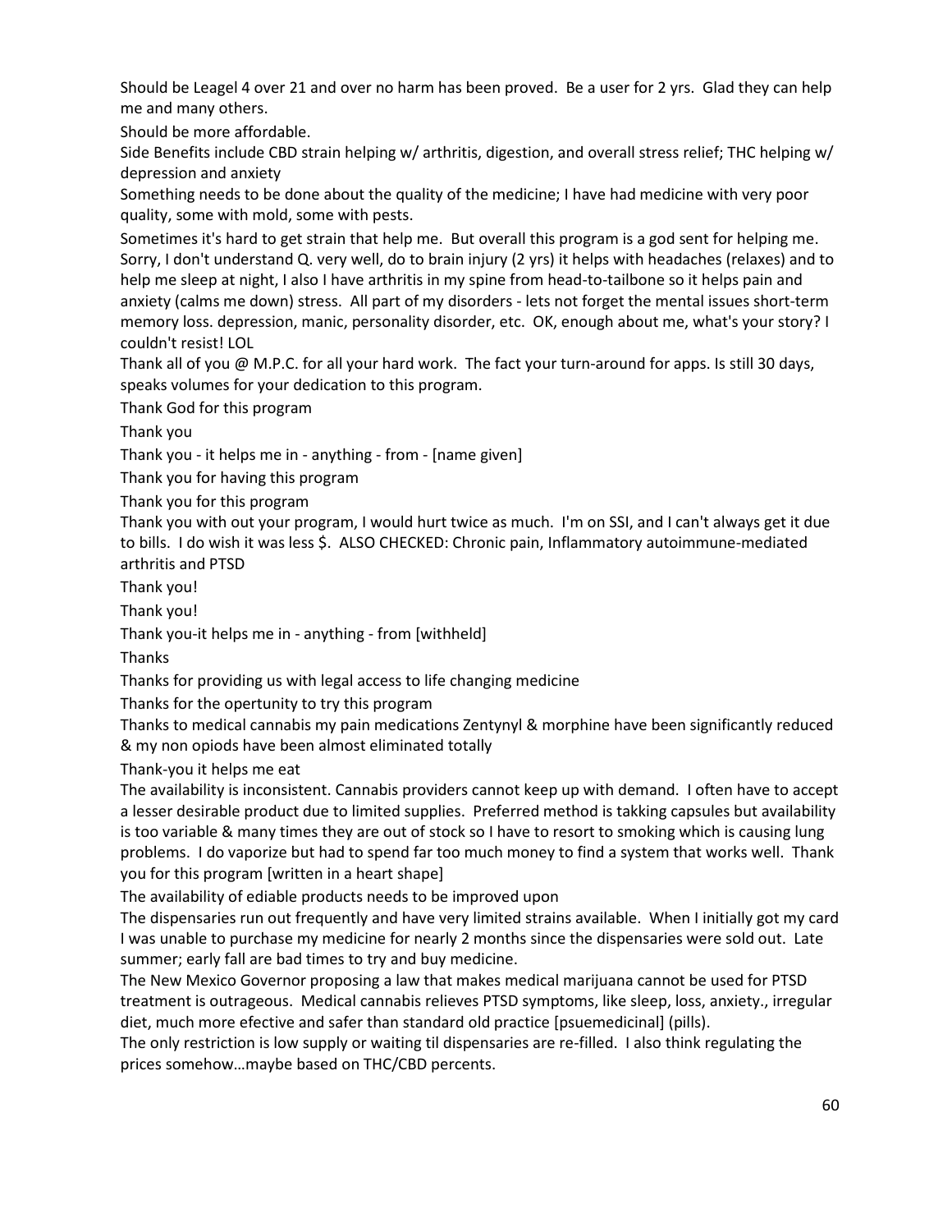Should be Leagel 4 over 21 and over no harm has been proved. Be a user for 2 yrs. Glad they can help me and many others.

Should be more affordable.

Side Benefits include CBD strain helping w/ arthritis, digestion, and overall stress relief; THC helping w/ depression and anxiety

Something needs to be done about the quality of the medicine; I have had medicine with very poor quality, some with mold, some with pests.

Sometimes it's hard to get strain that help me. But overall this program is a god sent for helping me.

Sorry, I don't understand Q. very well, do to brain injury (2 yrs) it helps with headaches (relaxes) and to help me sleep at night, I also I have arthritis in my spine from head-to-tailbone so it helps pain and anxiety (calms me down) stress. All part of my disorders - lets not forget the mental issues short-term memory loss. depression, manic, personality disorder, etc. OK, enough about me, what's your story? I couldn't resist! LOL

Thank all of you @ M.P.C. for all your hard work. The fact your turn-around for apps. Is still 30 days, speaks volumes for your dedication to this program.

Thank God for this program

Thank you

Thank you - it helps me in - anything - from - [name given]

Thank you for having this program

Thank you for this program

Thank you with out your program, I would hurt twice as much. I'm on SSI, and I can't always get it due to bills. I do wish it was less $. ALSO CHECKED: Chronic pain, Inflammatory autoimmune-mediated arthritis and PTSD

Thank you!

Thank you!

Thank you-it helps me in - anything - from [withheld]

Thanks

Thanks for providing us with legal access to life changing medicine

Thanks for the opertunity to try this program

Thanks to medical cannabis my pain medications Zentynyl & morphine have been significantly reduced & my non opiods have been almost eliminated totally

Thank-you it helps me eat

The availability is inconsistent. Cannabis providers cannot keep up with demand. I often have to accept a lesser desirable product due to limited supplies. Preferred method is takking capsules but availability is too variable & many times they are out of stock so I have to resort to smoking which is causing lung problems. I do vaporize but had to spend far too much money to find a system that works well. Thank you for this program [written in a heart shape]

The availability of ediable products needs to be improved upon

The dispensaries run out frequently and have very limited strains available. When I initially got my card I was unable to purchase my medicine for nearly 2 months since the dispensaries were sold out. Late summer; early fall are bad times to try and buy medicine.

The New Mexico Governor proposing a law that makes medical marijuana cannot be used for PTSD treatment is outrageous. Medical cannabis relieves PTSD symptoms, like sleep, loss, anxiety., irregular diet, much more efective and safer than standard old practice [psuemedicinal] (pills).

The only restriction is low supply or waiting til dispensaries are re-filled. I also think regulating the prices somehow…maybe based on THC/CBD percents.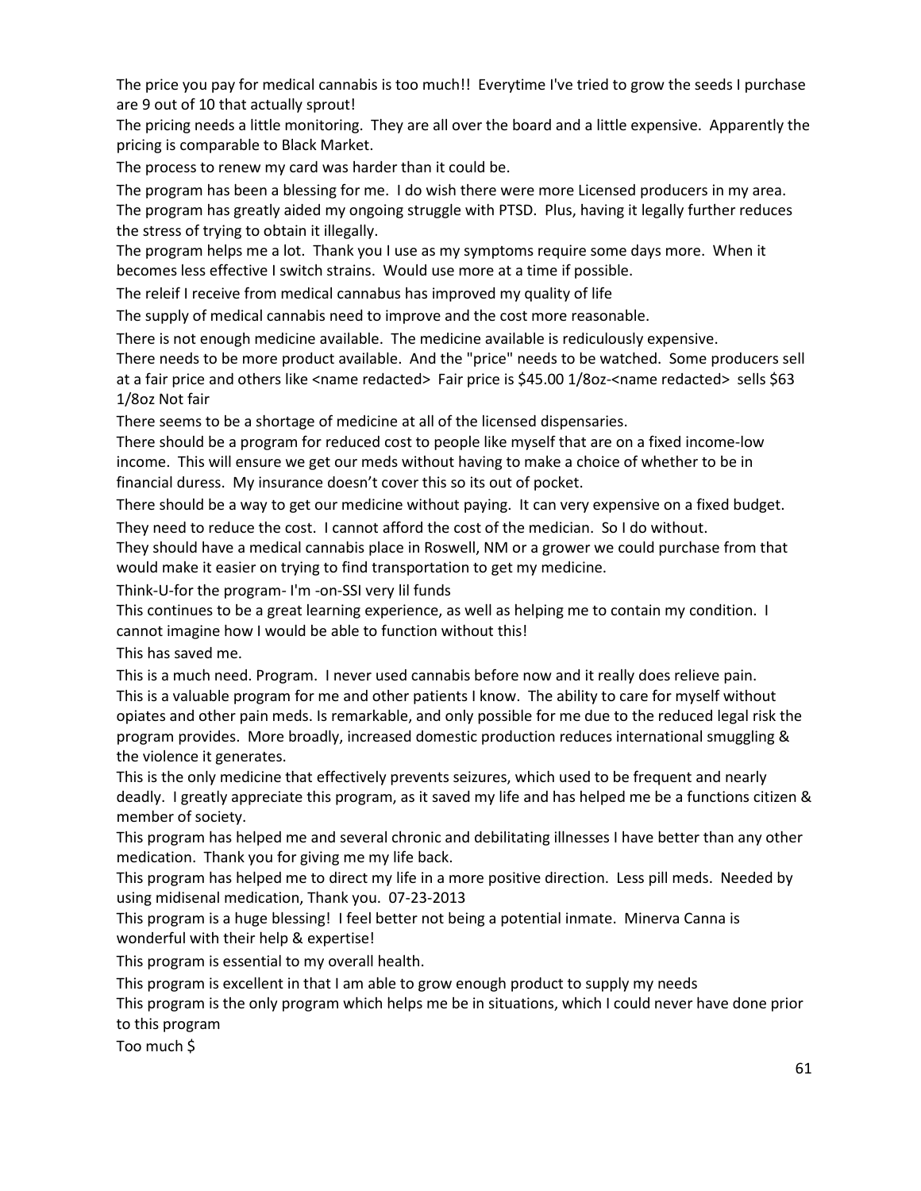The price you pay for medical cannabis is too much!! Everytime I've tried to grow the seeds I purchase are 9 out of 10 that actually sprout!

The pricing needs a little monitoring. They are all over the board and a little expensive. Apparently the pricing is comparable to Black Market.

The process to renew my card was harder than it could be.

The program has been a blessing for me. I do wish there were more Licensed producers in my area.

The program has greatly aided my ongoing struggle with PTSD. Plus, having it legally further reduces the stress of trying to obtain it illegally.

The program helps me a lot. Thank you I use as my symptoms require some days more. When it becomes less effective I switch strains. Would use more at a time if possible.

The releif I receive from medical cannabus has improved my quality of life

The supply of medical cannabis need to improve and the cost more reasonable.

There is not enough medicine available. The medicine available is rediculously expensive.

There needs to be more product available. And the "price" needs to be watched. Some producers sell at a fair price and others like <name redacted> Fair price is $45.00 1/8oz-<name redacted> sells $63 1/8oz Not fair

There seems to be a shortage of medicine at all of the licensed dispensaries.

There should be a program for reduced cost to people like myself that are on a fixed income-low income. This will ensure we get our meds without having to make a choice of whether to be in financial duress. My insurance doesn't cover this so its out of pocket.

There should be a way to get our medicine without paying. It can very expensive on a fixed budget.

They need to reduce the cost. I cannot afford the cost of the medician. So I do without.

They should have a medical cannabis place in Roswell, NM or a grower we could purchase from that would make it easier on trying to find transportation to get my medicine.

Think-U-for the program- I'm -on-SSI very lil funds

This continues to be a great learning experience, as well as helping me to contain my condition. I cannot imagine how I would be able to function without this!

This has saved me.

This is a much need. Program. I never used cannabis before now and it really does relieve pain.

This is a valuable program for me and other patients I know. The ability to care for myself without opiates and other pain meds. Is remarkable, and only possible for me due to the reduced legal risk the program provides. More broadly, increased domestic production reduces international smuggling & the violence it generates.

This is the only medicine that effectively prevents seizures, which used to be frequent and nearly deadly. I greatly appreciate this program, as it saved my life and has helped me be a functions citizen & member of society.

This program has helped me and several chronic and debilitating illnesses I have better than any other medication. Thank you for giving me my life back.

This program has helped me to direct my life in a more positive direction. Less pill meds. Needed by using midisenal medication, Thank you. 07-23-2013

This program is a huge blessing! I feel better not being a potential inmate. Minerva Canna is wonderful with their help & expertise!

This program is essential to my overall health.

This program is excellent in that I am able to grow enough product to supply my needs

This program is the only program which helps me be in situations, which I could never have done prior to this program

Too much $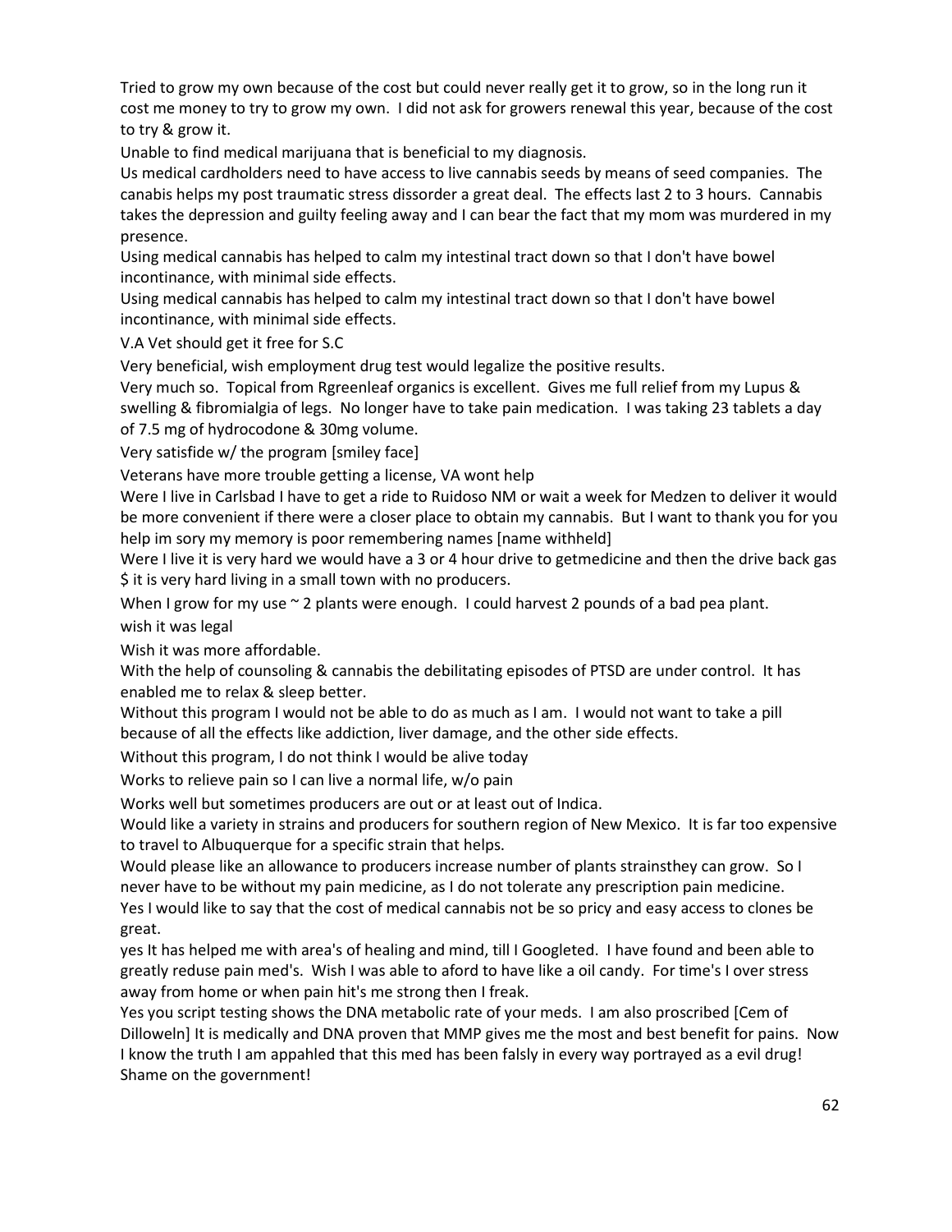Tried to grow my own because of the cost but could never really get it to grow, so in the long run it cost me money to try to grow my own. I did not ask for growers renewal this year, because of the cost to try & grow it.

Unable to find medical marijuana that is beneficial to my diagnosis.

Us medical cardholders need to have access to live cannabis seeds by means of seed companies. The canabis helps my post traumatic stress dissorder a great deal. The effects last 2 to 3 hours. Cannabis takes the depression and guilty feeling away and I can bear the fact that my mom was murdered in my presence.

Using medical cannabis has helped to calm my intestinal tract down so that I don't have bowel incontinance, with minimal side effects.

Using medical cannabis has helped to calm my intestinal tract down so that I don't have bowel incontinance, with minimal side effects.

V.A Vet should get it free for S.C

Very beneficial, wish employment drug test would legalize the positive results.

Very much so. Topical from Rgreenleaf organics is excellent. Gives me full relief from my Lupus & swelling & fibromialgia of legs. No longer have to take pain medication. I was taking 23 tablets a day of 7.5 mg of hydrocodone & 30mg volume.

Very satisfide w/ the program [smiley face]

Veterans have more trouble getting a license, VA wont help

Were I live in Carlsbad I have to get a ride to Ruidoso NM or wait a week for Medzen to deliver it would be more convenient if there were a closer place to obtain my cannabis. But I want to thank you for you help im sory my memory is poor remembering names [name withheld]

Were I live it is very hard we would have a 3 or 4 hour drive to getmedicine and then the drive back gas $ it is very hard living in a small town with no producers.

When I grow for my use ~ 2 plants were enough. I could harvest 2 pounds of a bad pea plant.

wish it was legal

Wish it was more affordable.

With the help of counsoling & cannabis the debilitating episodes of PTSD are under control. It has enabled me to relax & sleep better.

Without this program I would not be able to do as much as I am. I would not want to take a pill because of all the effects like addiction, liver damage, and the other side effects.

Without this program, I do not think I would be alive today

Works to relieve pain so I can live a normal life, w/o pain

Works well but sometimes producers are out or at least out of Indica.

Would like a variety in strains and producers for southern region of New Mexico. It is far too expensive to travel to Albuquerque for a specific strain that helps.

Would please like an allowance to producers increase number of plants strainsthey can grow. So I never have to be without my pain medicine, as I do not tolerate any prescription pain medicine.

Yes I would like to say that the cost of medical cannabis not be so pricy and easy access to clones be great.

yes It has helped me with area's of healing and mind, till I Googleted. I have found and been able to greatly reduse pain med's. Wish I was able to aford to have like a oil candy. For time's I over stress away from home or when pain hit's me strong then I freak.

Yes you script testing shows the DNA metabolic rate of your meds. I am also proscribed [Cem of Dilloweln] It is medically and DNA proven that MMP gives me the most and best benefit for pains. Now I know the truth I am appahled that this med has been falsly in every way portrayed as a evil drug! Shame on the government!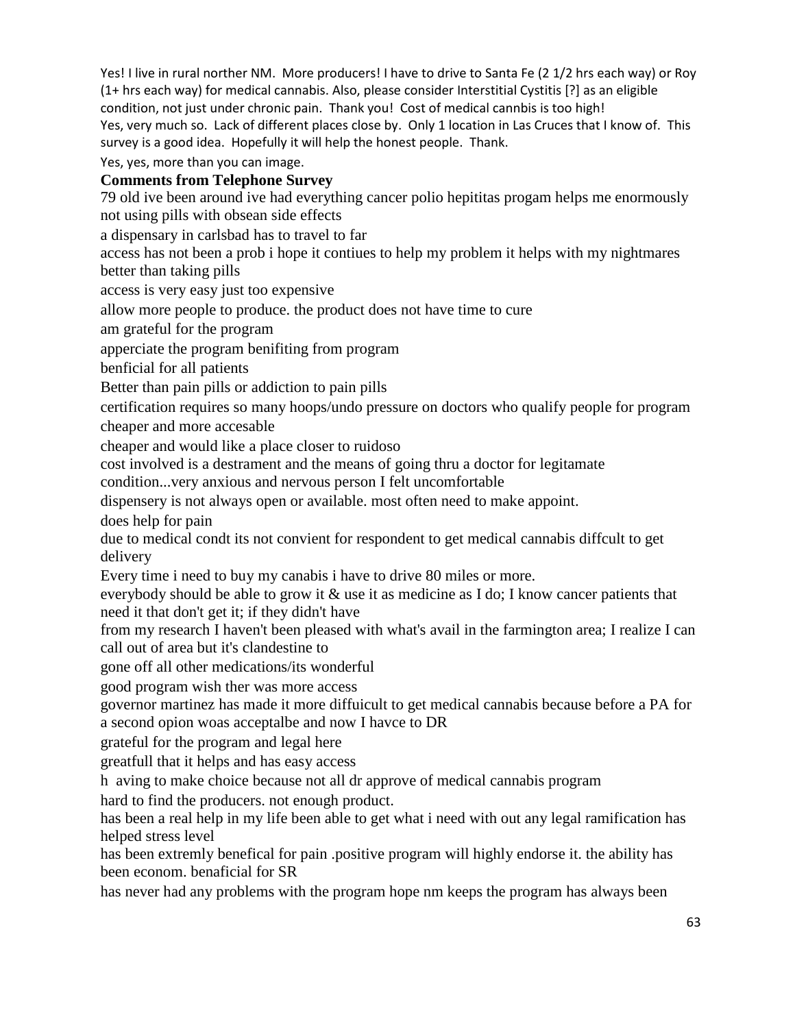Yes! I live in rural norther NM. More producers! I have to drive to Santa Fe (2 1/2 hrs each way) or Roy (1+ hrs each way) for medical cannabis. Also, please consider Interstitial Cystitis [?] as an eligible condition, not just under chronic pain. Thank you! Cost of medical cannbis is too high!

Yes, very much so. Lack of different places close by. Only 1 location in Las Cruces that I know of. This survey is a good idea. Hopefully it will help the honest people. Thank.

Yes, yes, more than you can image.

**Comments from Telephone Survey**

79 old ive been around ive had everything cancer polio hepititas progam helps me enormously not using pills with obsean side effects

a dispensary in carlsbad has to travel to far

access has not been a prob i hope it contiues to help my problem it helps with my nightmares better than taking pills

access is very easy just too expensive

allow more people to produce. the product does not have time to cure

am grateful for the program

apperciate the program benifiting from program

benficial for all patients

Better than pain pills or addiction to pain pills

certification requires so many hoops/undo pressure on doctors who qualify people for program

cheaper and more accesable

cheaper and would like a place closer to ruidoso

cost involved is a destrament and the means of going thru a doctor for legitamate condition...very anxious and nervous person I felt uncomfortable

dispensery is not always open or available. most often need to make appoint.

does help for pain

due to medical condt its not convient for respondent to get medical cannabis diffcult to get delivery

Every time i need to buy my canabis i have to drive 80 miles or more.

everybody should be able to grow it & use it as medicine as I do; I know cancer patients that need it that don't get it; if they didn't have

from my research I haven't been pleased with what's avail in the farmington area; I realize I can call out of area but it's clandestine to

gone off all other medications/its wonderful

good program wish ther was more access

governor martinez has made it more diffuicult to get medical cannabis because before a PA for a second opion woas acceptalbe and now I havce to DR

grateful for the program and legal here

greatfull that it helps and has easy access

h aving to make choice because not all dr approve of medical cannabis program

hard to find the producers. not enough product.

has been a real help in my life been able to get what i need with out any legal ramification has helped stress level

has been extremly benefical for pain .positive program will highly endorse it. the ability has been econom. benaficial for SR

has never had any problems with the program hope nm keeps the program has always been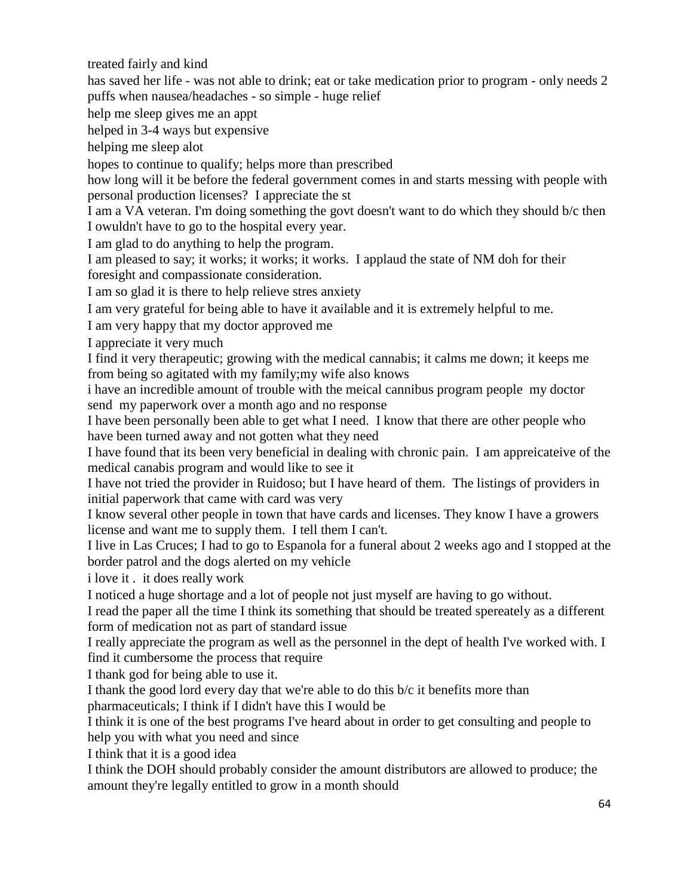treated fairly and kind

has saved her life - was not able to drink; eat or take medication prior to program - only needs 2 puffs when nausea/headaches - so simple - huge relief

help me sleep gives me an appt

helped in 3-4 ways but expensive

helping me sleep alot

hopes to continue to qualify; helps more than prescribed

how long will it be before the federal government comes in and starts messing with people with personal production licenses? I appreciate the st

I am a VA veteran. I'm doing something the govt doesn't want to do which they should b/c then I owuldn't have to go to the hospital every year.

I am glad to do anything to help the program.

I am pleased to say; it works; it works; it works. I applaud the state of NM doh for their foresight and compassionate consideration.

I am so glad it is there to help relieve stres anxiety

I am very grateful for being able to have it available and it is extremely helpful to me.

I am very happy that my doctor approved me

I appreciate it very much

I find it very therapeutic; growing with the medical cannabis; it calms me down; it keeps me from being so agitated with my family;my wife also knows

i have an incredible amount of trouble with the meical cannibus program people my doctor send my paperwork over a month ago and no response

I have been personally been able to get what I need. I know that there are other people who have been turned away and not gotten what they need

I have found that its been very beneficial in dealing with chronic pain. I am appreicateive of the medical canabis program and would like to see it

I have not tried the provider in Ruidoso; but I have heard of them. The listings of providers in initial paperwork that came with card was very

I know several other people in town that have cards and licenses. They know I have a growers license and want me to supply them. I tell them I can't.

I live in Las Cruces; I had to go to Espanola for a funeral about 2 weeks ago and I stopped at the border patrol and the dogs alerted on my vehicle

i love it . it does really work

I noticed a huge shortage and a lot of people not just myself are having to go without.

I read the paper all the time I think its something that should be treated spereately as a different form of medication not as part of standard issue

I really appreciate the program as well as the personnel in the dept of health I've worked with. I find it cumbersome the process that require

I thank god for being able to use it.

I thank the good lord every day that we're able to do this b/c it benefits more than pharmaceuticals; I think if I didn't have this I would be

I think it is one of the best programs I've heard about in order to get consulting and people to help you with what you need and since

I think that it is a good idea

I think the DOH should probably consider the amount distributors are allowed to produce; the amount they're legally entitled to grow in a month should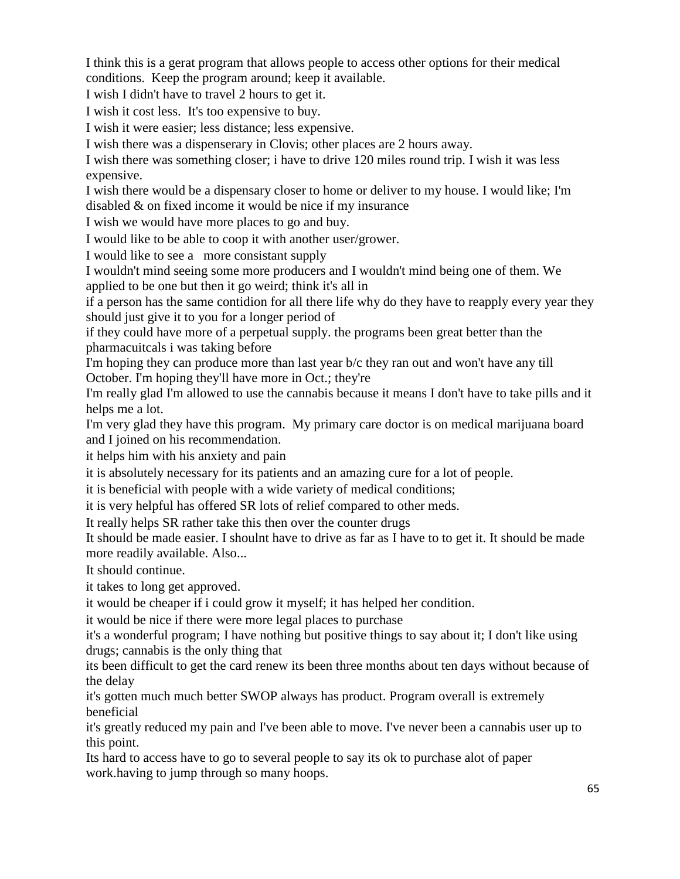I think this is a gerat program that allows people to access other options for their medical conditions.  Keep the program around; keep it available.

I wish I didn't have to travel 2 hours to get it.

I wish it cost less.  It's too expensive to buy.

I wish it were easier; less distance; less expensive.

I wish there was a dispenserary in Clovis; other places are 2 hours away.

I wish there was something closer; i have to drive 120 miles round trip. I wish it was less expensive.

I wish there would be a dispensary closer to home or deliver to my house. I would like; I'm disabled & on fixed income it would be nice if my insurance

I wish we would have more places to go and buy.

I would like to be able to coop it with another user/grower.

I would like to see a   more consistant supply

I wouldn't mind seeing some more producers and I wouldn't mind being one of them. We applied to be one but then it go weird; think it's all in

if a person has the same contidion for all there life why do they have to reapply every year they should just give it to you for a longer period of

if they could have more of a perpetual supply. the programs been great better than the pharmacuitcals i was taking before

I'm hoping they can produce more than last year b/c they ran out and won't have any till October. I'm hoping they'll have more in Oct.; they're

I'm really glad I'm allowed to use the cannabis because it means I don't have to take pills and it helps me a lot.

I'm very glad they have this program.  My primary care doctor is on medical marijuana board and I joined on his recommendation.

it helps him with his anxiety and pain

it is absolutely necessary for its patients and an amazing cure for a lot of people.

it is beneficial with people with a wide variety of medical conditions;

it is very helpful has offered SR lots of relief compared to other meds.

It really helps SR rather take this then over the counter drugs

It should be made easier. I shoulnt have to drive as far as I have to to get it. It should be made more readily available. Also...

It should continue.

it takes to long get approved.

it would be cheaper if i could grow it myself; it has helped her condition.

it would be nice if there were more legal places to purchase

it's a wonderful program; I have nothing but positive things to say about it; I don't like using drugs; cannabis is the only thing that

its been difficult to get the card renew its been three months about ten days without because of the delay

it's gotten much much better SWOP always has product. Program overall is extremely beneficial

it's greatly reduced my pain and I've been able to move. I've never been a cannabis user up to this point.

Its hard to access have to go to several people to say its ok to purchase alot of paper work.having to jump through so many hoops.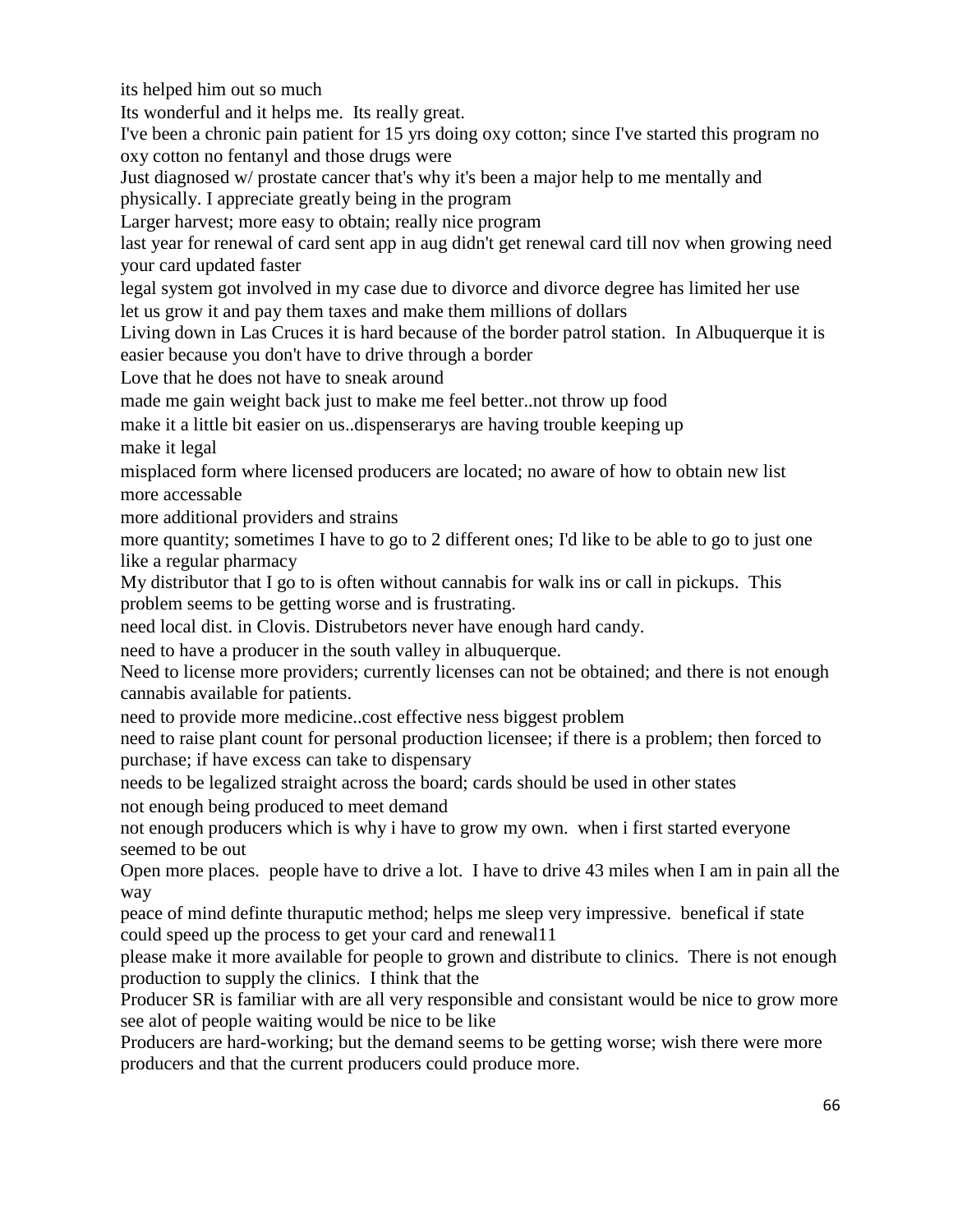its helped him out so much

Its wonderful and it helps me. Its really great.

I've been a chronic pain patient for 15 yrs doing oxy cotton; since I've started this program no oxy cotton no fentanyl and those drugs were

Just diagnosed w/ prostate cancer that's why it's been a major help to me mentally and physically. I appreciate greatly being in the program

Larger harvest; more easy to obtain; really nice program

last year for renewal of card sent app in aug didn't get renewal card till nov when growing need your card updated faster

legal system got involved in my case due to divorce and divorce degree has limited her use

let us grow it and pay them taxes and make them millions of dollars

Living down in Las Cruces it is hard because of the border patrol station. In Albuquerque it is easier because you don't have to drive through a border

Love that he does not have to sneak around

made me gain weight back just to make me feel better..not throw up food

make it a little bit easier on us..dispenserarys are having trouble keeping up

make it legal

misplaced form where licensed producers are located; no aware of how to obtain new list

more accessable

more additional providers and strains

more quantity; sometimes I have to go to 2 different ones; I'd like to be able to go to just one like a regular pharmacy

My distributor that I go to is often without cannabis for walk ins or call in pickups. This problem seems to be getting worse and is frustrating.

need local dist. in Clovis. Distrubetors never have enough hard candy.

need to have a producer in the south valley in albuquerque.

Need to license more providers; currently licenses can not be obtained; and there is not enough cannabis available for patients.

need to provide more medicine..cost effective ness biggest problem

need to raise plant count for personal production licensee; if there is a problem; then forced to purchase; if have excess can take to dispensary

needs to be legalized straight across the board; cards should be used in other states

not enough being produced to meet demand

not enough producers which is why i have to grow my own. when i first started everyone seemed to be out

Open more places. people have to drive a lot. I have to drive 43 miles when I am in pain all the way

peace of mind definte thuraputic method; helps me sleep very impressive. benefical if state could speed up the process to get your card and renewal11

please make it more available for people to grown and distribute to clinics. There is not enough production to supply the clinics. I think that the

Producer SR is familiar with are all very responsible and consistant would be nice to grow more see alot of people waiting would be nice to be like

Producers are hard-working; but the demand seems to be getting worse; wish there were more producers and that the current producers could produce more.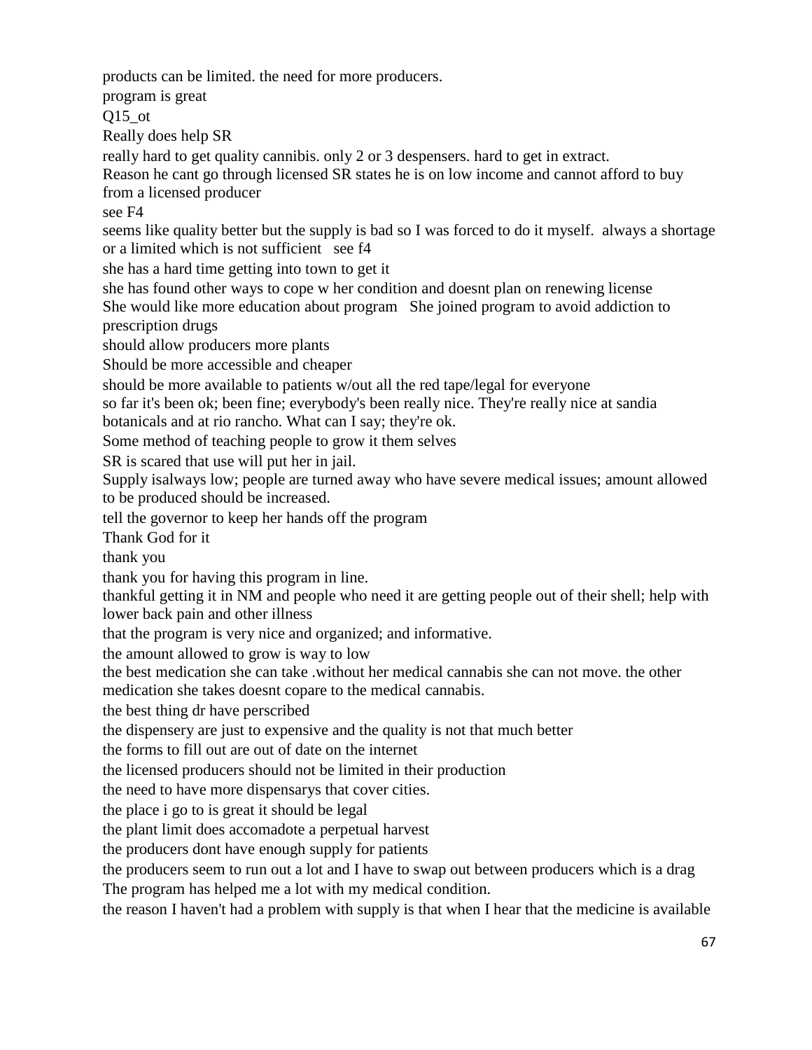products can be limited. the need for more producers.

program is great

Q15_ot

Really does help SR

really hard to get quality cannibis. only 2 or 3 despensers. hard to get in extract.

Reason he cant go through licensed SR states he is on low income and cannot afford to buy from a licensed producer

see F4

seems like quality better but the supply is bad so I was forced to do it myself. always a shortage or a limited which is not sufficient see f4

she has a hard time getting into town to get it

she has found other ways to cope w her condition and doesnt plan on renewing license

She would like more education about program She joined program to avoid addiction to prescription drugs

should allow producers more plants

Should be more accessible and cheaper

should be more available to patients w/out all the red tape/legal for everyone

so far it's been ok; been fine; everybody's been really nice. They're really nice at sandia botanicals and at rio rancho. What can I say; they're ok.

Some method of teaching people to grow it them selves

SR is scared that use will put her in jail.

Supply isalways low; people are turned away who have severe medical issues; amount allowed to be produced should be increased.

tell the governor to keep her hands off the program

Thank God for it

thank you

thank you for having this program in line.

thankful getting it in NM and people who need it are getting people out of their shell; help with lower back pain and other illness

that the program is very nice and organized; and informative.

the amount allowed to grow is way to low

the best medication she can take .without her medical cannabis she can not move. the other medication she takes doesnt copare to the medical cannabis.

the best thing dr have perscribed

the dispensery are just to expensive and the quality is not that much better

the forms to fill out are out of date on the internet

the licensed producers should not be limited in their production

the need to have more dispensarys that cover cities.

the place i go to is great it should be legal

the plant limit does accomadote a perpetual harvest

the producers dont have enough supply for patients

the producers seem to run out a lot and I have to swap out between producers which is a drag

The program has helped me a lot with my medical condition.

the reason I haven't had a problem with supply is that when I hear that the medicine is available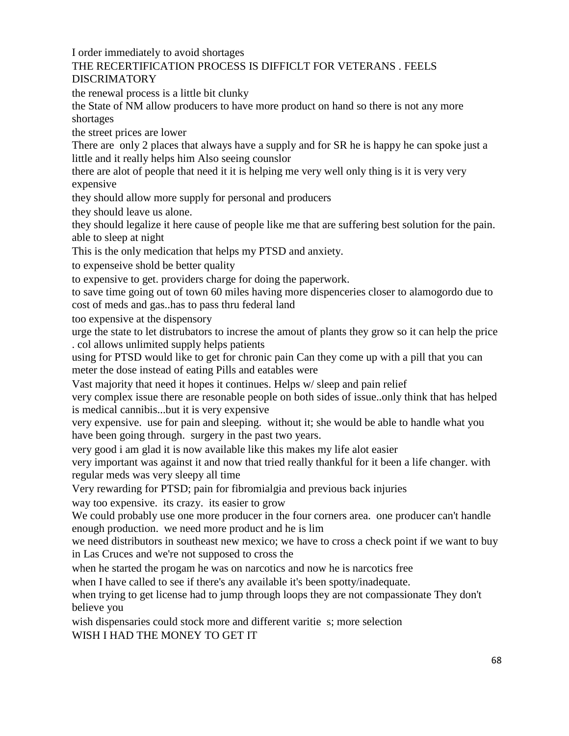I order immediately to avoid shortages

THE RECERTIFICATION PROCESS IS DIFFICLT FOR VETERANS . FEELS DISCRIMATORY

the renewal process is a little bit clunky

the State of NM allow producers to have more product on hand so there is not any more shortages

the street prices are lower

There are  only 2 places that always have a supply and for SR he is happy he can spoke just a little and it really helps him Also seeing counslor

there are alot of people that need it it is helping me very well only thing is it is very very expensive

they should allow more supply for personal and producers

they should leave us alone.

they should legalize it here cause of people like me that are suffering best solution for the pain. able to sleep at night

This is the only medication that helps my PTSD and anxiety.

to expenseive shold be better quality

to expensive to get. providers charge for doing the paperwork.

to save time going out of town 60 miles having more dispenceries closer to alamogordo due to cost of meds and gas..has to pass thru federal land

too expensive at the dispensory

urge the state to let distrubators to increse the amout of plants they grow so it can help the price . col allows unlimited supply helps patients

using for PTSD would like to get for chronic pain Can they come up with a pill that you can meter the dose instead of eating Pills and eatables were

Vast majority that need it hopes it continues. Helps w/ sleep and pain relief

very complex issue there are resonable people on both sides of issue..only think that has helped is medical cannibis...but it is very expensive

very expensive.  use for pain and sleeping.  without it; she would be able to handle what you have been going through.  surgery in the past two years.

very good i am glad it is now available like this makes my life alot easier

very important was against it and now that tried really thankful for it been a life changer. with regular meds was very sleepy all time

Very rewarding for PTSD; pain for fibromialgia and previous back injuries

way too expensive.  its crazy.  its easier to grow

We could probably use one more producer in the four corners area.  one producer can't handle enough production.  we need more product and he is lim

we need distributors in southeast new mexico; we have to cross a check point if we want to buy in Las Cruces and we're not supposed to cross the

when he started the progam he was on narcotics and now he is narcotics free

when I have called to see if there's any available it's been spotty/inadequate.

when trying to get license had to jump through loops they are not compassionate They don't believe you

wish dispensaries could stock more and different varitie  s; more selection

WISH I HAD THE MONEY TO GET IT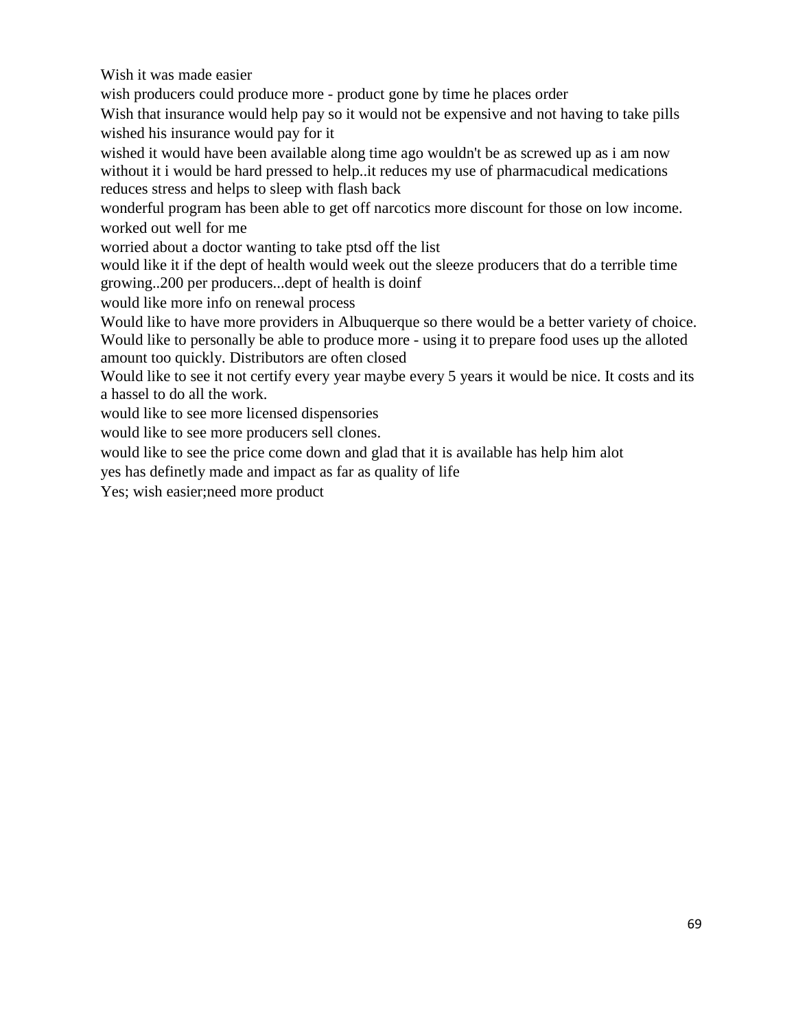Wish it was made easier

wish producers could produce more - product gone by time he places order

Wish that insurance would help pay so it would not be expensive and not having to take pills

wished his insurance would pay for it

wished it would have been available along time ago wouldn't be as screwed up as i am now

without it i would be hard pressed to help..it reduces my use of pharmacudical medications reduces stress and helps to sleep with flash back

wonderful program has been able to get off narcotics more discount for those on low income.

worked out well for me

worried about a doctor wanting to take ptsd off the list

would like it if the dept of health would week out the sleeze producers that do a terrible time growing..200 per producers...dept of health is doinf

would like more info on renewal process

Would like to have more providers in Albuquerque so there would be a better variety of choice.

Would like to personally be able to produce more - using it to prepare food uses up the alloted amount too quickly. Distributors are often closed

Would like to see it not certify every year maybe every 5 years it would be nice. It costs and its a hassel to do all the work.

would like to see more licensed dispensories

would like to see more producers sell clones.

would like to see the price come down and glad that it is available has help him alot

yes has definetly made and impact as far as quality of life

Yes; wish easier;need more product